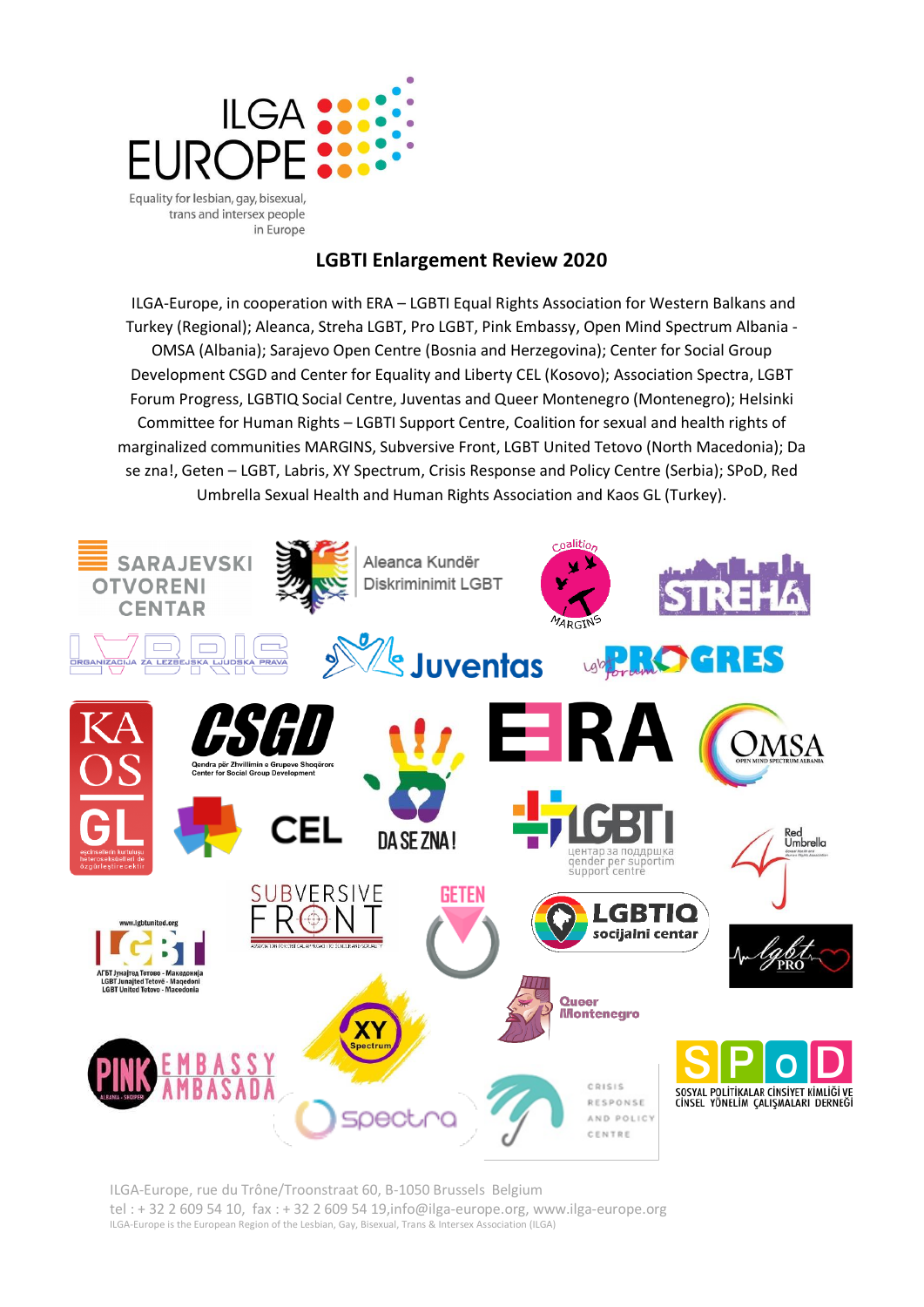ILGA EUROPE

Equality for lesbian, gay, bisexual, trans and intersex people in Europe

# LGBTI Enlargement Review 2020

ILGA-Europe, in cooperation with ERA – LGBTI Equal Rights Association for Western Balkans and Turkey (Regional); Aleanca, Streha LGBT, Pro LGBT, Pink Embassy, Open Mind Spectrum Albania - OMSA (Albania); Sarajevo Open Centre (Bosnia and Herzegovina); Center for Social Group Development CSGD and Center for Equality and Liberty CEL (Kosovo); Association Spectra, LGBT Forum Progress, LGBTIQ Social Centre, Juventas and Queer Montenegro (Montenegro); Helsinki Committee for Human Rights – LGBTI Support Centre, Coalition for sexual and health rights of marginalized communities MARGINS, Subversive Front, LGBT United Tetovo (North Macedonia); Da se zna!, Geten – LGBT, Labris, XY Spectrum, Crisis Response and Policy Centre (Serbia); SPoD, Red Umbrella Sexual Health and Human Rights Association and Kaos GL (Turkey).

ILGA-Europe, rue du Trône/Troonstraat 60, B-1050 Brussels Belgium
tel : + 32 2 609 54 10, fax : + 32 2 609 54 19,info@ilga-europe.org, www.ilga-europe.org
ILGA-Europe is the European Region of the Lesbian, Gay, Bisexual, Trans & Intersex Association (ILGA)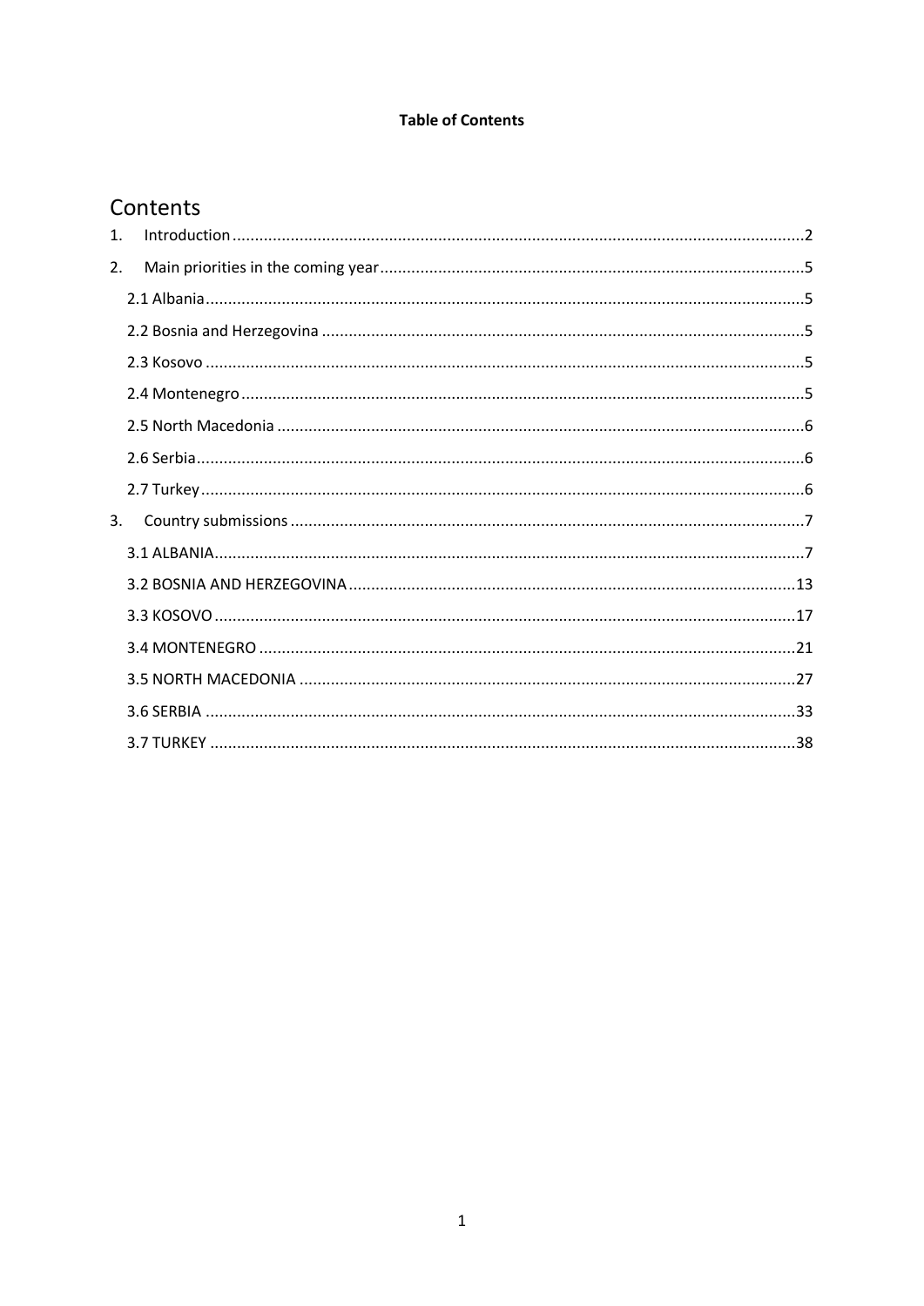**Table of Contents**

# Contents

1. Introduction ....2
2. Main priorities in the coming year ....5
   - 2.1 Albania ....5
   - 2.2 Bosnia and Herzegovina ....5
   - 2.3 Kosovo ....5
   - 2.4 Montenegro ....5
   - 2.5 North Macedonia ....6
   - 2.6 Serbia ....6
   - 2.7 Turkey ....6
3. Country submissions ....7
   - 3.1 ALBANIA ....7
   - 3.2 BOSNIA AND HERZEGOVINA ....13
   - 3.3 KOSOVO ....17
   - 3.4 MONTENEGRO ....21
   - 3.5 NORTH MACEDONIA ....27
   - 3.6 SERBIA ....33
   - 3.7 TURKEY ....38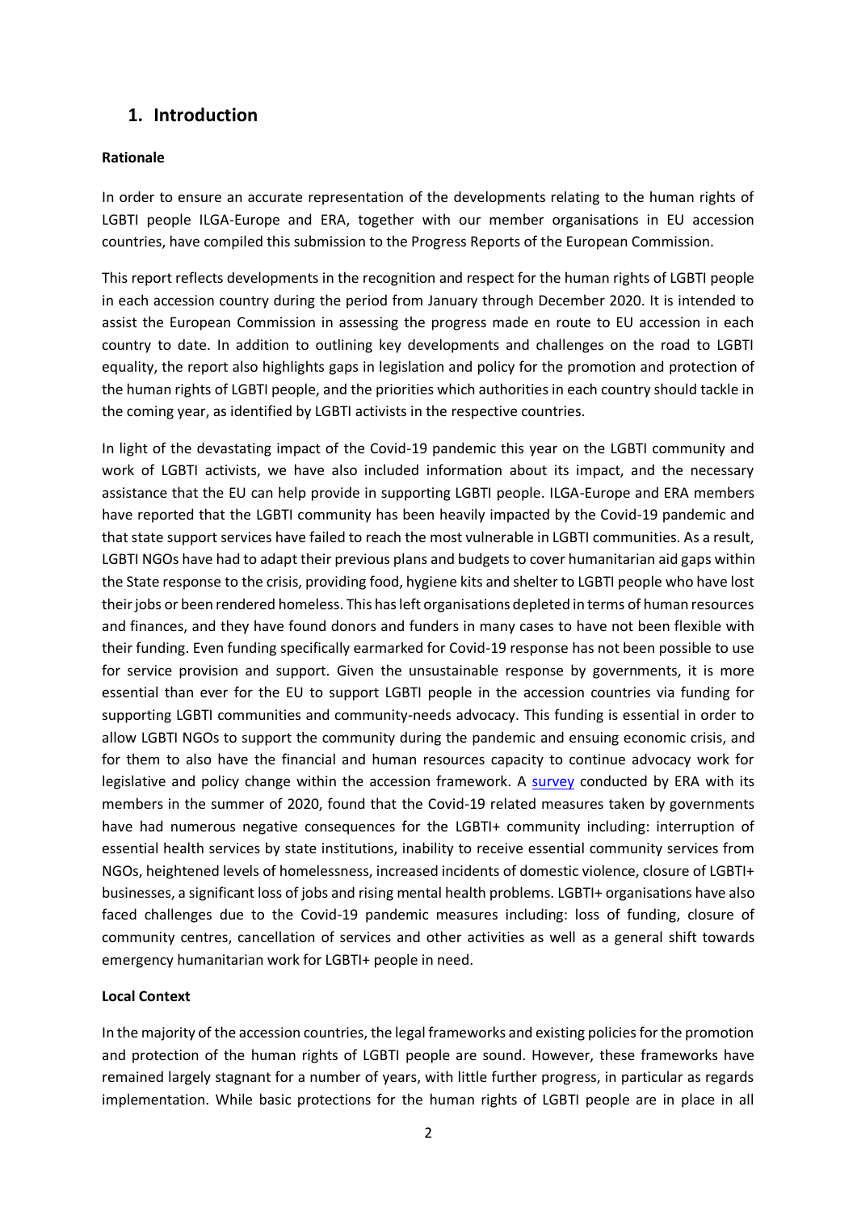## 1. Introduction

**Rationale**

In order to ensure an accurate representation of the developments relating to the human rights of LGBTI people ILGA-Europe and ERA, together with our member organisations in EU accession countries, have compiled this submission to the Progress Reports of the European Commission.

This report reflects developments in the recognition and respect for the human rights of LGBTI people in each accession country during the period from January through December 2020. It is intended to assist the European Commission in assessing the progress made en route to EU accession in each country to date. In addition to outlining key developments and challenges on the road to LGBTI equality, the report also highlights gaps in legislation and policy for the promotion and protection of the human rights of LGBTI people, and the priorities which authorities in each country should tackle in the coming year, as identified by LGBTI activists in the respective countries.

In light of the devastating impact of the Covid-19 pandemic this year on the LGBTI community and work of LGBTI activists, we have also included information about its impact, and the necessary assistance that the EU can help provide in supporting LGBTI people. ILGA-Europe and ERA members have reported that the LGBTI community has been heavily impacted by the Covid-19 pandemic and that state support services have failed to reach the most vulnerable in LGBTI communities. As a result, LGBTI NGOs have had to adapt their previous plans and budgets to cover humanitarian aid gaps within the State response to the crisis, providing food, hygiene kits and shelter to LGBTI people who have lost their jobs or been rendered homeless. This has left organisations depleted in terms of human resources and finances, and they have found donors and funders in many cases to have not been flexible with their funding. Even funding specifically earmarked for Covid-19 response has not been possible to use for service provision and support. Given the unsustainable response by governments, it is more essential than ever for the EU to support LGBTI people in the accession countries via funding for supporting LGBTI communities and community-needs advocacy. This funding is essential in order to allow LGBTI NGOs to support the community during the pandemic and ensuing economic crisis, and for them to also have the financial and human resources capacity to continue advocacy work for legislative and policy change within the accession framework. A survey conducted by ERA with its members in the summer of 2020, found that the Covid-19 related measures taken by governments have had numerous negative consequences for the LGBTI+ community including: interruption of essential health services by state institutions, inability to receive essential community services from NGOs, heightened levels of homelessness, increased incidents of domestic violence, closure of LGBTI+ businesses, a significant loss of jobs and rising mental health problems. LGBTI+ organisations have also faced challenges due to the Covid-19 pandemic measures including: loss of funding, closure of community centres, cancellation of services and other activities as well as a general shift towards emergency humanitarian work for LGBTI+ people in need.

**Local Context**

In the majority of the accession countries, the legal frameworks and existing policies for the promotion and protection of the human rights of LGBTI people are sound. However, these frameworks have remained largely stagnant for a number of years, with little further progress, in particular as regards implementation. While basic protections for the human rights of LGBTI people are in place in all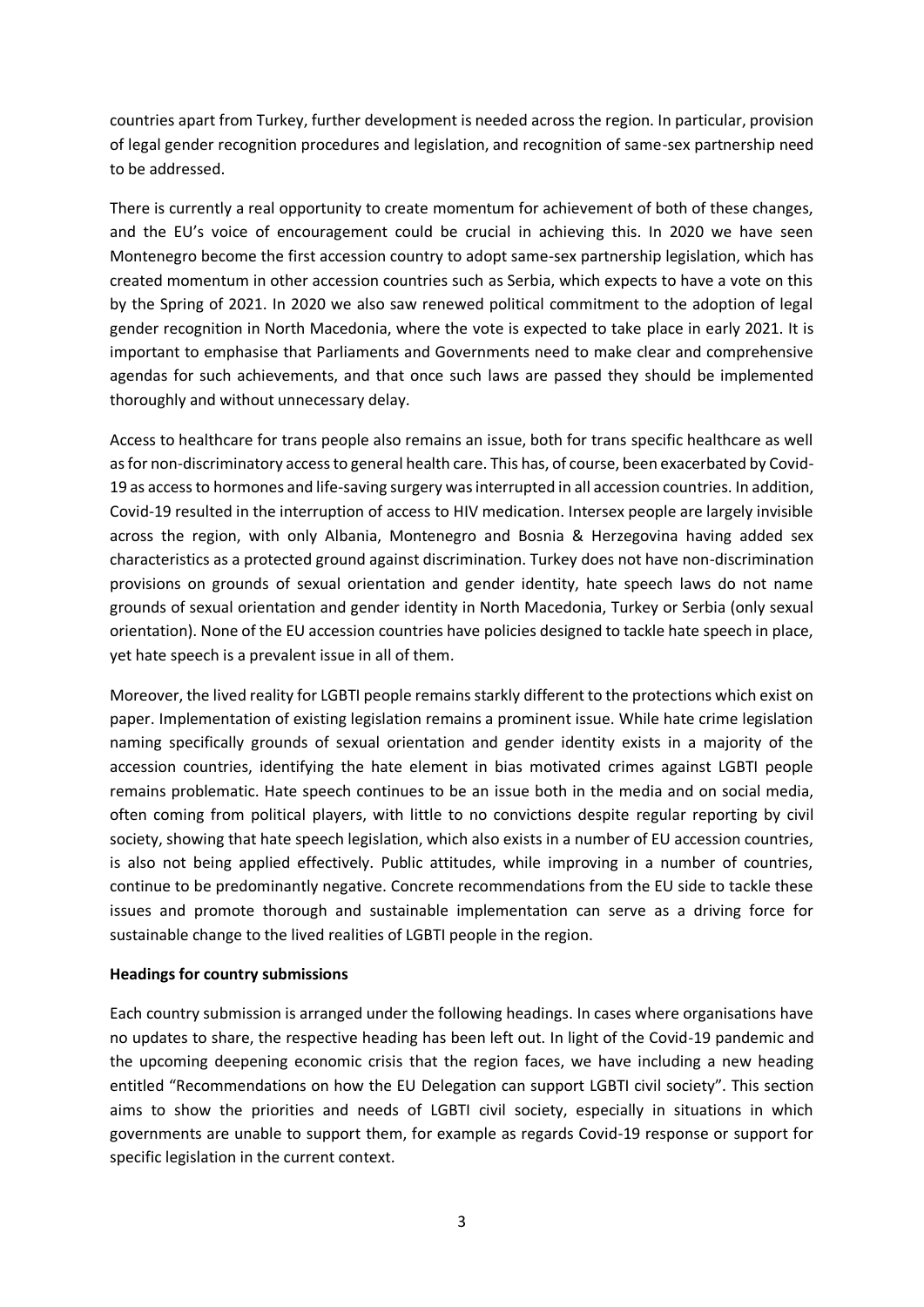countries apart from Turkey, further development is needed across the region. In particular, provision of legal gender recognition procedures and legislation, and recognition of same-sex partnership need to be addressed.

There is currently a real opportunity to create momentum for achievement of both of these changes, and the EU's voice of encouragement could be crucial in achieving this. In 2020 we have seen Montenegro become the first accession country to adopt same-sex partnership legislation, which has created momentum in other accession countries such as Serbia, which expects to have a vote on this by the Spring of 2021. In 2020 we also saw renewed political commitment to the adoption of legal gender recognition in North Macedonia, where the vote is expected to take place in early 2021. It is important to emphasise that Parliaments and Governments need to make clear and comprehensive agendas for such achievements, and that once such laws are passed they should be implemented thoroughly and without unnecessary delay.

Access to healthcare for trans people also remains an issue, both for trans specific healthcare as well as for non-discriminatory access to general health care. This has, of course, been exacerbated by Covid-19 as access to hormones and life-saving surgery was interrupted in all accession countries. In addition, Covid-19 resulted in the interruption of access to HIV medication. Intersex people are largely invisible across the region, with only Albania, Montenegro and Bosnia & Herzegovina having added sex characteristics as a protected ground against discrimination. Turkey does not have non-discrimination provisions on grounds of sexual orientation and gender identity, hate speech laws do not name grounds of sexual orientation and gender identity in North Macedonia, Turkey or Serbia (only sexual orientation). None of the EU accession countries have policies designed to tackle hate speech in place, yet hate speech is a prevalent issue in all of them.

Moreover, the lived reality for LGBTI people remains starkly different to the protections which exist on paper. Implementation of existing legislation remains a prominent issue. While hate crime legislation naming specifically grounds of sexual orientation and gender identity exists in a majority of the accession countries, identifying the hate element in bias motivated crimes against LGBTI people remains problematic. Hate speech continues to be an issue both in the media and on social media, often coming from political players, with little to no convictions despite regular reporting by civil society, showing that hate speech legislation, which also exists in a number of EU accession countries, is also not being applied effectively. Public attitudes, while improving in a number of countries, continue to be predominantly negative. Concrete recommendations from the EU side to tackle these issues and promote thorough and sustainable implementation can serve as a driving force for sustainable change to the lived realities of LGBTI people in the region.

**Headings for country submissions**

Each country submission is arranged under the following headings. In cases where organisations have no updates to share, the respective heading has been left out. In light of the Covid-19 pandemic and the upcoming deepening economic crisis that the region faces, we have including a new heading entitled "Recommendations on how the EU Delegation can support LGBTI civil society". This section aims to show the priorities and needs of LGBTI civil society, especially in situations in which governments are unable to support them, for example as regards Covid-19 response or support for specific legislation in the current context.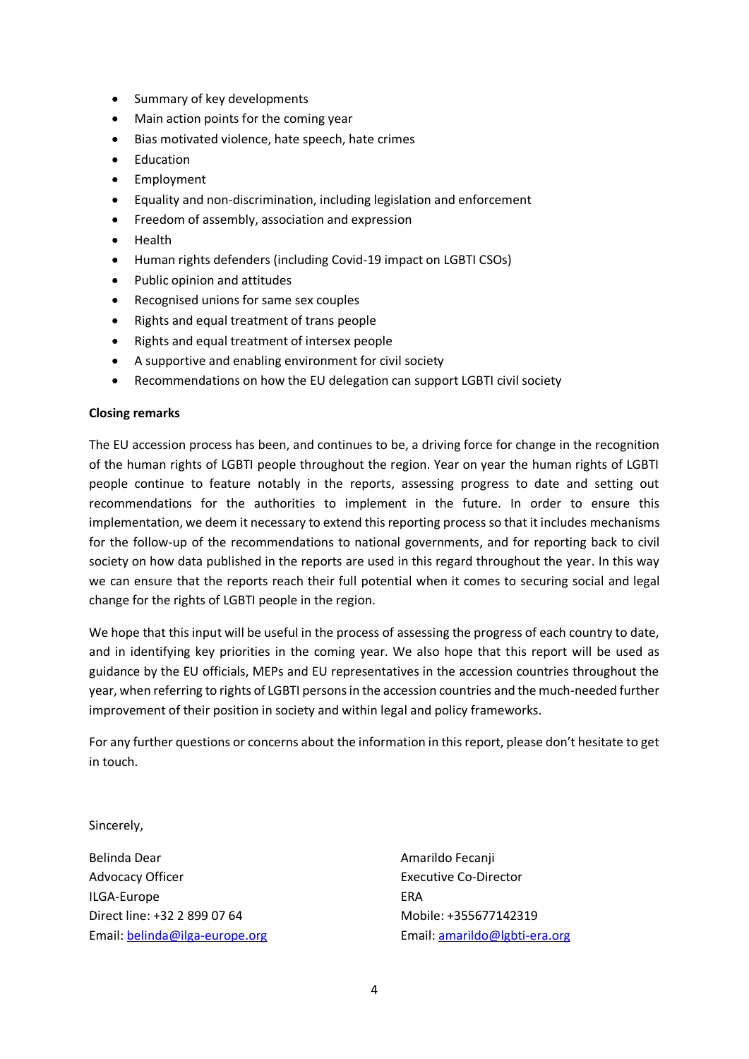- Summary of key developments
- Main action points for the coming year
- Bias motivated violence, hate speech, hate crimes
- Education
- Employment
- Equality and non-discrimination, including legislation and enforcement
- Freedom of assembly, association and expression
- Health
- Human rights defenders (including Covid-19 impact on LGBTI CSOs)
- Public opinion and attitudes
- Recognised unions for same sex couples
- Rights and equal treatment of trans people
- Rights and equal treatment of intersex people
- A supportive and enabling environment for civil society
- Recommendations on how the EU delegation can support LGBTI civil society

**Closing remarks**

The EU accession process has been, and continues to be, a driving force for change in the recognition of the human rights of LGBTI people throughout the region. Year on year the human rights of LGBTI people continue to feature notably in the reports, assessing progress to date and setting out recommendations for the authorities to implement in the future. In order to ensure this implementation, we deem it necessary to extend this reporting process so that it includes mechanisms for the follow-up of the recommendations to national governments, and for reporting back to civil society on how data published in the reports are used in this regard throughout the year. In this way we can ensure that the reports reach their full potential when it comes to securing social and legal change for the rights of LGBTI people in the region.

We hope that this input will be useful in the process of assessing the progress of each country to date, and in identifying key priorities in the coming year. We also hope that this report will be used as guidance by the EU officials, MEPs and EU representatives in the accession countries throughout the year, when referring to rights of LGBTI persons in the accession countries and the much-needed further improvement of their position in society and within legal and policy frameworks.

For any further questions or concerns about the information in this report, please don't hesitate to get in touch.

Sincerely,

Belinda Dear
Advocacy Officer
ILGA-Europe
Direct line: +32 2 899 07 64
Email: belinda@ilga-europe.org

Amarildo Fecanji
Executive Co-Director
ERA
Mobile: +355677142319
Email: amarildo@lgbti-era.org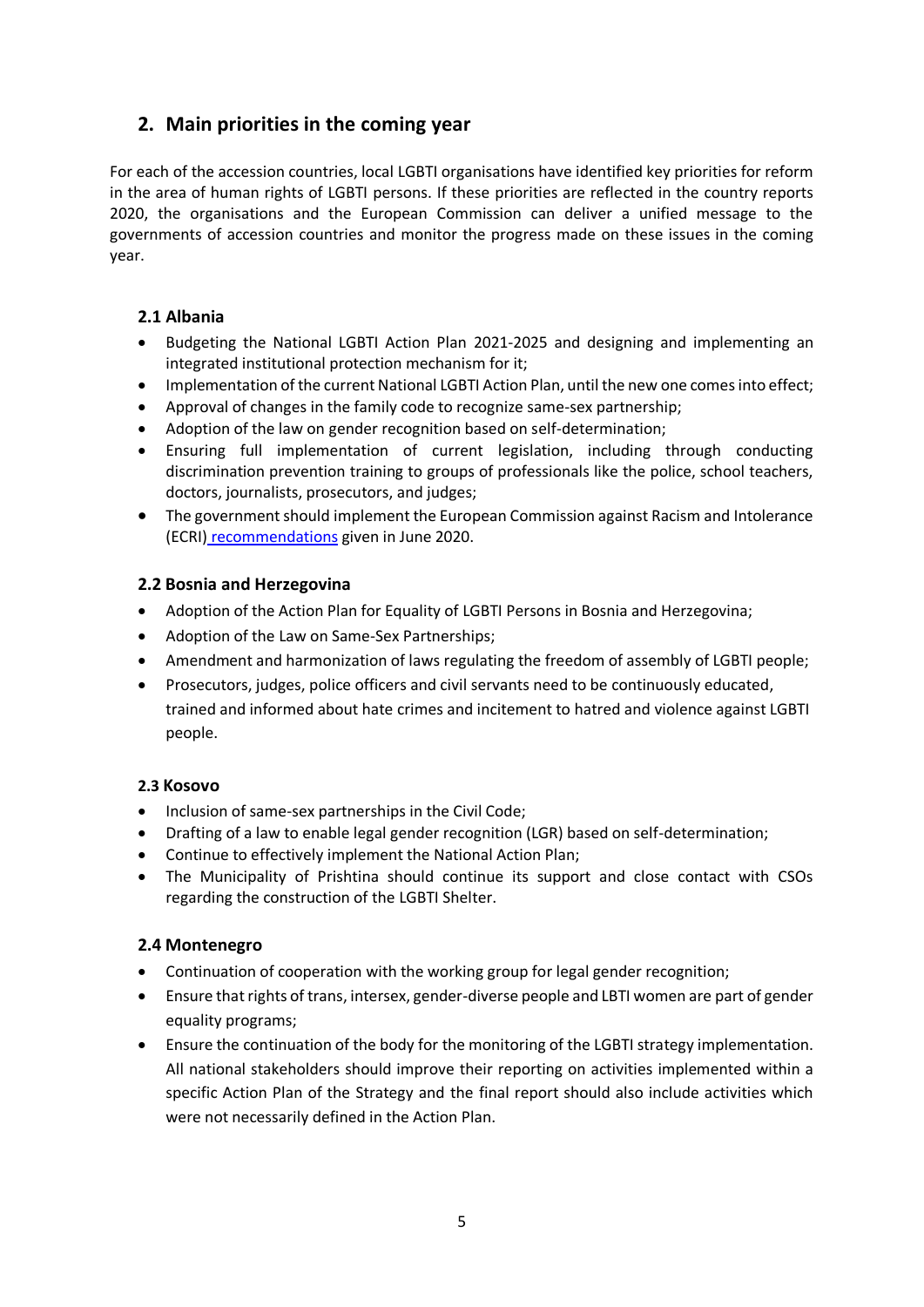## 2. Main priorities in the coming year

For each of the accession countries, local LGBTI organisations have identified key priorities for reform in the area of human rights of LGBTI persons. If these priorities are reflected in the country reports 2020, the organisations and the European Commission can deliver a unified message to the governments of accession countries and monitor the progress made on these issues in the coming year.

### 2.1 Albania

- Budgeting the National LGBTI Action Plan 2021-2025 and designing and implementing an integrated institutional protection mechanism for it;
- Implementation of the current National LGBTI Action Plan, until the new one comes into effect;
- Approval of changes in the family code to recognize same-sex partnership;
- Adoption of the law on gender recognition based on self-determination;
- Ensuring full implementation of current legislation, including through conducting discrimination prevention training to groups of professionals like the police, school teachers, doctors, journalists, prosecutors, and judges;
- The government should implement the European Commission against Racism and Intolerance (ECRI) recommendations given in June 2020.

### 2.2 Bosnia and Herzegovina

- Adoption of the Action Plan for Equality of LGBTI Persons in Bosnia and Herzegovina;
- Adoption of the Law on Same-Sex Partnerships;
- Amendment and harmonization of laws regulating the freedom of assembly of LGBTI people;
- Prosecutors, judges, police officers and civil servants need to be continuously educated, trained and informed about hate crimes and incitement to hatred and violence against LGBTI people.

### 2.3 Kosovo

- Inclusion of same-sex partnerships in the Civil Code;
- Drafting of a law to enable legal gender recognition (LGR) based on self-determination;
- Continue to effectively implement the National Action Plan;
- The Municipality of Prishtina should continue its support and close contact with CSOs regarding the construction of the LGBTI Shelter.

### 2.4 Montenegro

- Continuation of cooperation with the working group for legal gender recognition;
- Ensure that rights of trans, intersex, gender-diverse people and LBTI women are part of gender equality programs;
- Ensure the continuation of the body for the monitoring of the LGBTI strategy implementation. All national stakeholders should improve their reporting on activities implemented within a specific Action Plan of the Strategy and the final report should also include activities which were not necessarily defined in the Action Plan.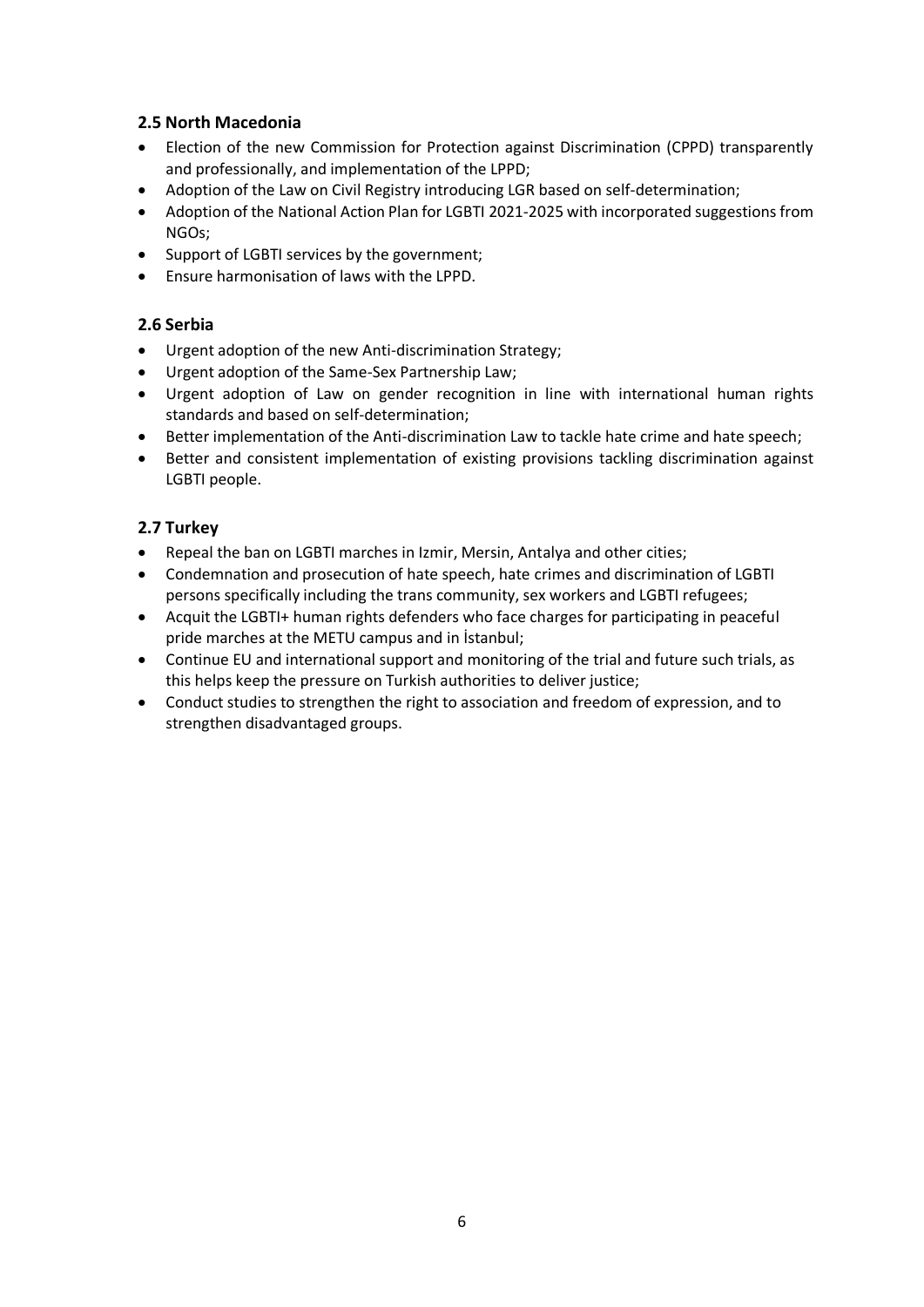### 2.5 North Macedonia

- Election of the new Commission for Protection against Discrimination (CPPD) transparently and professionally, and implementation of the LPPD;
- Adoption of the Law on Civil Registry introducing LGR based on self-determination;
- Adoption of the National Action Plan for LGBTI 2021-2025 with incorporated suggestions from NGOs;
- Support of LGBTI services by the government;
- Ensure harmonisation of laws with the LPPD.

### 2.6 Serbia

- Urgent adoption of the new Anti-discrimination Strategy;
- Urgent adoption of the Same-Sex Partnership Law;
- Urgent adoption of Law on gender recognition in line with international human rights standards and based on self-determination;
- Better implementation of the Anti-discrimination Law to tackle hate crime and hate speech;
- Better and consistent implementation of existing provisions tackling discrimination against LGBTI people.

### 2.7 Turkey

- Repeal the ban on LGBTI marches in Izmir, Mersin, Antalya and other cities;
- Condemnation and prosecution of hate speech, hate crimes and discrimination of LGBTI persons specifically including the trans community, sex workers and LGBTI refugees;
- Acquit the LGBTI+ human rights defenders who face charges for participating in peaceful pride marches at the METU campus and in İstanbul;
- Continue EU and international support and monitoring of the trial and future such trials, as this helps keep the pressure on Turkish authorities to deliver justice;
- Conduct studies to strengthen the right to association and freedom of expression, and to strengthen disadvantaged groups.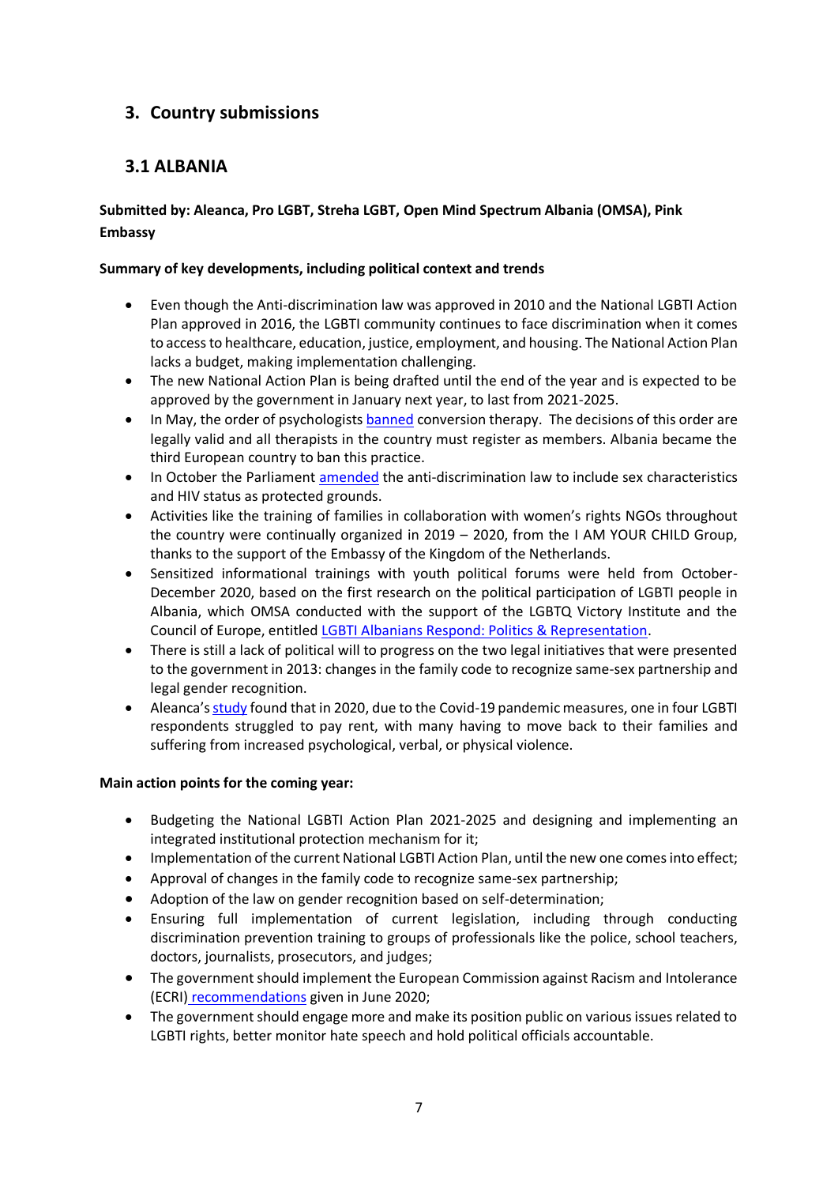## 3. Country submissions

### 3.1 ALBANIA

**Submitted by: Aleanca, Pro LGBT, Streha LGBT, Open Mind Spectrum Albania (OMSA), Pink Embassy**

**Summary of key developments, including political context and trends**

- Even though the Anti-discrimination law was approved in 2010 and the National LGBTI Action Plan approved in 2016, the LGBTI community continues to face discrimination when it comes to access to healthcare, education, justice, employment, and housing. The National Action Plan lacks a budget, making implementation challenging.
- The new National Action Plan is being drafted until the end of the year and is expected to be approved by the government in January next year, to last from 2021-2025.
- In May, the order of psychologists banned conversion therapy. The decisions of this order are legally valid and all therapists in the country must register as members. Albania became the third European country to ban this practice.
- In October the Parliament amended the anti-discrimination law to include sex characteristics and HIV status as protected grounds.
- Activities like the training of families in collaboration with women's rights NGOs throughout the country were continually organized in 2019 – 2020, from the I AM YOUR CHILD Group, thanks to the support of the Embassy of the Kingdom of the Netherlands.
- Sensitized informational trainings with youth political forums were held from October-December 2020, based on the first research on the political participation of LGBTI people in Albania, which OMSA conducted with the support of the LGBTQ Victory Institute and the Council of Europe, entitled LGBTI Albanians Respond: Politics & Representation.
- There is still a lack of political will to progress on the two legal initiatives that were presented to the government in 2013: changes in the family code to recognize same-sex partnership and legal gender recognition.
- Aleanca's study found that in 2020, due to the Covid-19 pandemic measures, one in four LGBTI respondents struggled to pay rent, with many having to move back to their families and suffering from increased psychological, verbal, or physical violence.

**Main action points for the coming year:**

- Budgeting the National LGBTI Action Plan 2021-2025 and designing and implementing an integrated institutional protection mechanism for it;
- Implementation of the current National LGBTI Action Plan, until the new one comes into effect;
- Approval of changes in the family code to recognize same-sex partnership;
- Adoption of the law on gender recognition based on self-determination;
- Ensuring full implementation of current legislation, including through conducting discrimination prevention training to groups of professionals like the police, school teachers, doctors, journalists, prosecutors, and judges;
- The government should implement the European Commission against Racism and Intolerance (ECRI) recommendations given in June 2020;
- The government should engage more and make its position public on various issues related to LGBTI rights, better monitor hate speech and hold political officials accountable.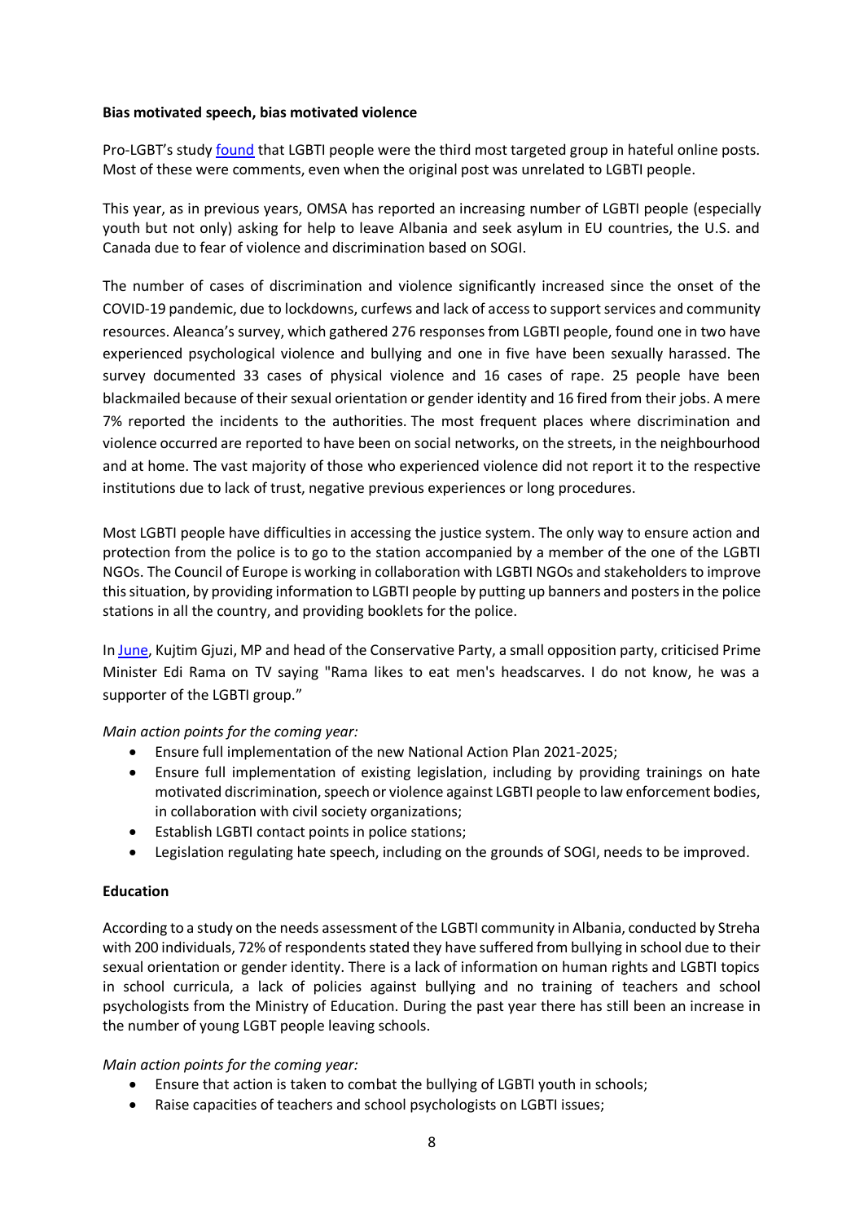**Bias motivated speech, bias motivated violence**

Pro-LGBT's study found that LGBTI people were the third most targeted group in hateful online posts. Most of these were comments, even when the original post was unrelated to LGBTI people.

This year, as in previous years, OMSA has reported an increasing number of LGBTI people (especially youth but not only) asking for help to leave Albania and seek asylum in EU countries, the U.S. and Canada due to fear of violence and discrimination based on SOGI.

The number of cases of discrimination and violence significantly increased since the onset of the COVID-19 pandemic, due to lockdowns, curfews and lack of access to support services and community resources. Aleanca's survey, which gathered 276 responses from LGBTI people, found one in two have experienced psychological violence and bullying and one in five have been sexually harassed. The survey documented 33 cases of physical violence and 16 cases of rape. 25 people have been blackmailed because of their sexual orientation or gender identity and 16 fired from their jobs. A mere 7% reported the incidents to the authorities. The most frequent places where discrimination and violence occurred are reported to have been on social networks, on the streets, in the neighbourhood and at home. The vast majority of those who experienced violence did not report it to the respective institutions due to lack of trust, negative previous experiences or long procedures.

Most LGBTI people have difficulties in accessing the justice system. The only way to ensure action and protection from the police is to go to the station accompanied by a member of the one of the LGBTI NGOs. The Council of Europe is working in collaboration with LGBTI NGOs and stakeholders to improve this situation, by providing information to LGBTI people by putting up banners and posters in the police stations in all the country, and providing booklets for the police.

In June, Kujtim Gjuzi, MP and head of the Conservative Party, a small opposition party, criticised Prime Minister Edi Rama on TV saying "Rama likes to eat men's headscarves. I do not know, he was a supporter of the LGBTI group."

*Main action points for the coming year:*

- Ensure full implementation of the new National Action Plan 2021-2025;
- Ensure full implementation of existing legislation, including by providing trainings on hate motivated discrimination, speech or violence against LGBTI people to law enforcement bodies, in collaboration with civil society organizations;
- Establish LGBTI contact points in police stations;
- Legislation regulating hate speech, including on the grounds of SOGI, needs to be improved.

**Education**

According to a study on the needs assessment of the LGBTI community in Albania, conducted by Streha with 200 individuals, 72% of respondents stated they have suffered from bullying in school due to their sexual orientation or gender identity. There is a lack of information on human rights and LGBTI topics in school curricula, a lack of policies against bullying and no training of teachers and school psychologists from the Ministry of Education. During the past year there has still been an increase in the number of young LGBT people leaving schools.

*Main action points for the coming year:*

- Ensure that action is taken to combat the bullying of LGBTI youth in schools;
- Raise capacities of teachers and school psychologists on LGBTI issues;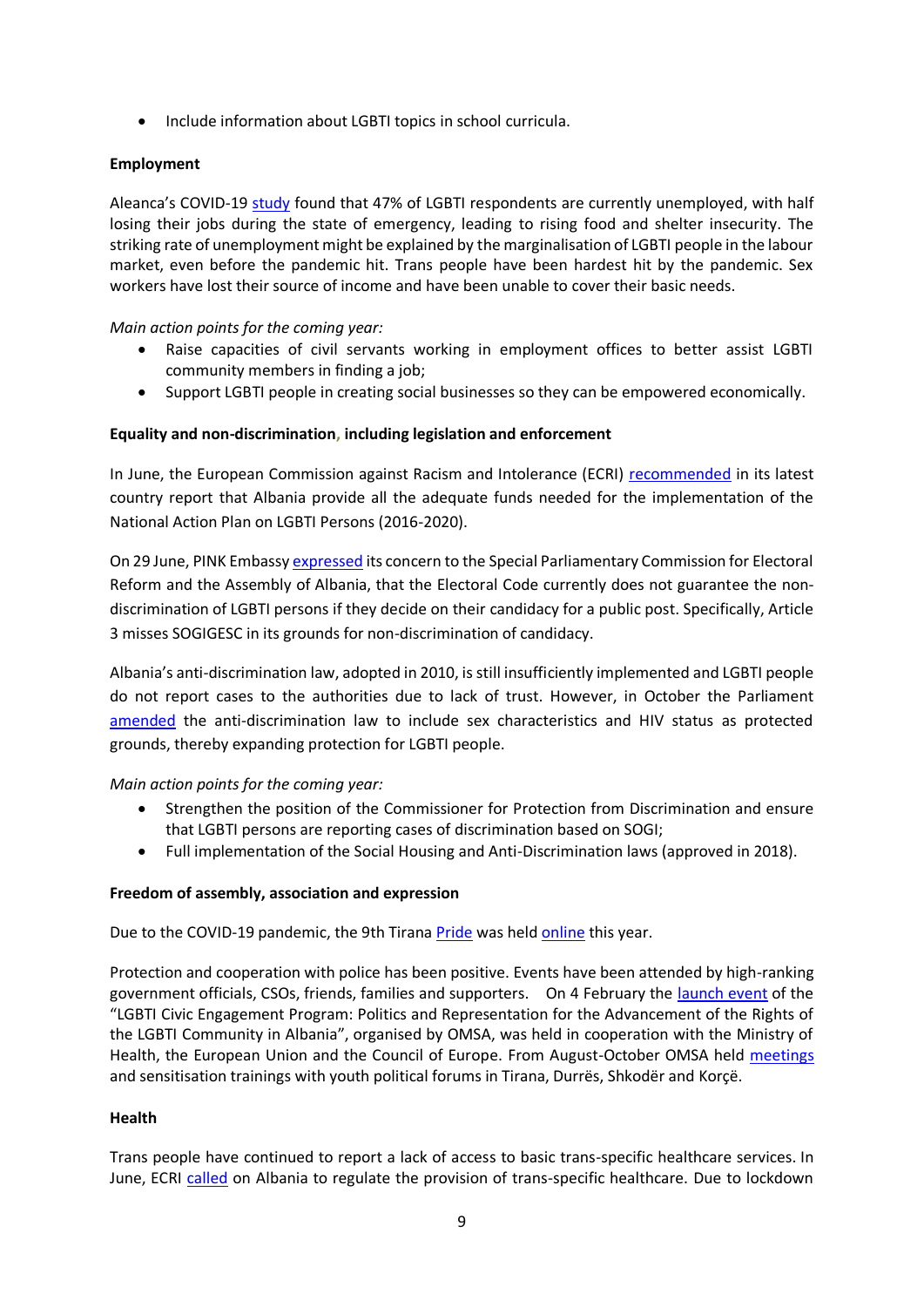- Include information about LGBTI topics in school curricula.

**Employment**

Aleanca's COVID-19 study found that 47% of LGBTI respondents are currently unemployed, with half losing their jobs during the state of emergency, leading to rising food and shelter insecurity. The striking rate of unemployment might be explained by the marginalisation of LGBTI people in the labour market, even before the pandemic hit. Trans people have been hardest hit by the pandemic. Sex workers have lost their source of income and have been unable to cover their basic needs.

*Main action points for the coming year:*

- Raise capacities of civil servants working in employment offices to better assist LGBTI community members in finding a job;
- Support LGBTI people in creating social businesses so they can be empowered economically.

**Equality and non-discrimination, including legislation and enforcement**

In June, the European Commission against Racism and Intolerance (ECRI) recommended in its latest country report that Albania provide all the adequate funds needed for the implementation of the National Action Plan on LGBTI Persons (2016-2020).

On 29 June, PINK Embassy expressed its concern to the Special Parliamentary Commission for Electoral Reform and the Assembly of Albania, that the Electoral Code currently does not guarantee the non-discrimination of LGBTI persons if they decide on their candidacy for a public post. Specifically, Article 3 misses SOGIGESC in its grounds for non-discrimination of candidacy.

Albania's anti-discrimination law, adopted in 2010, is still insufficiently implemented and LGBTI people do not report cases to the authorities due to lack of trust. However, in October the Parliament amended the anti-discrimination law to include sex characteristics and HIV status as protected grounds, thereby expanding protection for LGBTI people.

*Main action points for the coming year:*

- Strengthen the position of the Commissioner for Protection from Discrimination and ensure that LGBTI persons are reporting cases of discrimination based on SOGI;
- Full implementation of the Social Housing and Anti-Discrimination laws (approved in 2018).

**Freedom of assembly, association and expression**

Due to the COVID-19 pandemic, the 9th Tirana Pride was held online this year.

Protection and cooperation with police has been positive. Events have been attended by high-ranking government officials, CSOs, friends, families and supporters. On 4 February the launch event of the "LGBTI Civic Engagement Program: Politics and Representation for the Advancement of the Rights of the LGBTI Community in Albania", organised by OMSA, was held in cooperation with the Ministry of Health, the European Union and the Council of Europe. From August-October OMSA held meetings and sensitisation trainings with youth political forums in Tirana, Durrës, Shkodër and Korçë.

**Health**

Trans people have continued to report a lack of access to basic trans-specific healthcare services. In June, ECRI called on Albania to regulate the provision of trans-specific healthcare. Due to lockdown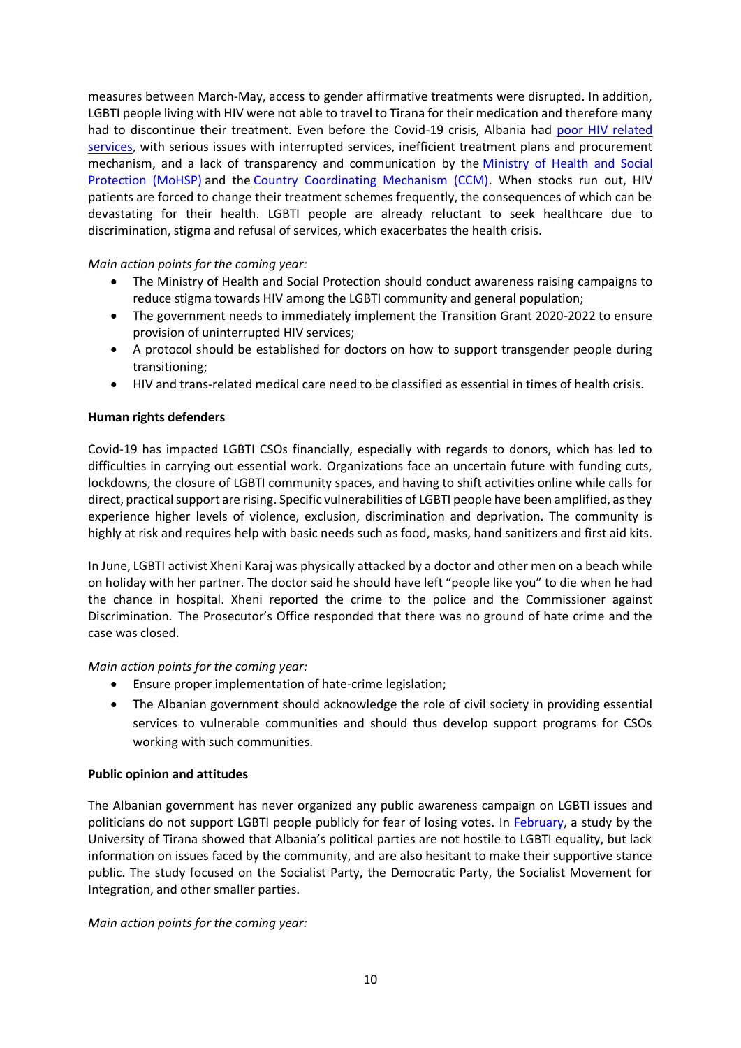measures between March-May, access to gender affirmative treatments were disrupted. In addition, LGBTI people living with HIV were not able to travel to Tirana for their medication and therefore many had to discontinue their treatment. Even before the Covid-19 crisis, Albania had poor HIV related services, with serious issues with interrupted services, inefficient treatment plans and procurement mechanism, and a lack of transparency and communication by the Ministry of Health and Social Protection (MoHSP) and the Country Coordinating Mechanism (CCM). When stocks run out, HIV patients are forced to change their treatment schemes frequently, the consequences of which can be devastating for their health. LGBTI people are already reluctant to seek healthcare due to discrimination, stigma and refusal of services, which exacerbates the health crisis.

*Main action points for the coming year:*

- The Ministry of Health and Social Protection should conduct awareness raising campaigns to reduce stigma towards HIV among the LGBTI community and general population;
- The government needs to immediately implement the Transition Grant 2020-2022 to ensure provision of uninterrupted HIV services;
- A protocol should be established for doctors on how to support transgender people during transitioning;
- HIV and trans-related medical care need to be classified as essential in times of health crisis.

**Human rights defenders**

Covid-19 has impacted LGBTI CSOs financially, especially with regards to donors, which has led to difficulties in carrying out essential work. Organizations face an uncertain future with funding cuts, lockdowns, the closure of LGBTI community spaces, and having to shift activities online while calls for direct, practical support are rising. Specific vulnerabilities of LGBTI people have been amplified, as they experience higher levels of violence, exclusion, discrimination and deprivation. The community is highly at risk and requires help with basic needs such as food, masks, hand sanitizers and first aid kits.

In June, LGBTI activist Xheni Karaj was physically attacked by a doctor and other men on a beach while on holiday with her partner. The doctor said he should have left "people like you" to die when he had the chance in hospital. Xheni reported the crime to the police and the Commissioner against Discrimination. The Prosecutor's Office responded that there was no ground of hate crime and the case was closed.

*Main action points for the coming year:*

- Ensure proper implementation of hate-crime legislation;
- The Albanian government should acknowledge the role of civil society in providing essential services to vulnerable communities and should thus develop support programs for CSOs working with such communities.

**Public opinion and attitudes**

The Albanian government has never organized any public awareness campaign on LGBTI issues and politicians do not support LGBTI people publicly for fear of losing votes. In February, a study by the University of Tirana showed that Albania's political parties are not hostile to LGBTI equality, but lack information on issues faced by the community, and are also hesitant to make their supportive stance public. The study focused on the Socialist Party, the Democratic Party, the Socialist Movement for Integration, and other smaller parties.

*Main action points for the coming year:*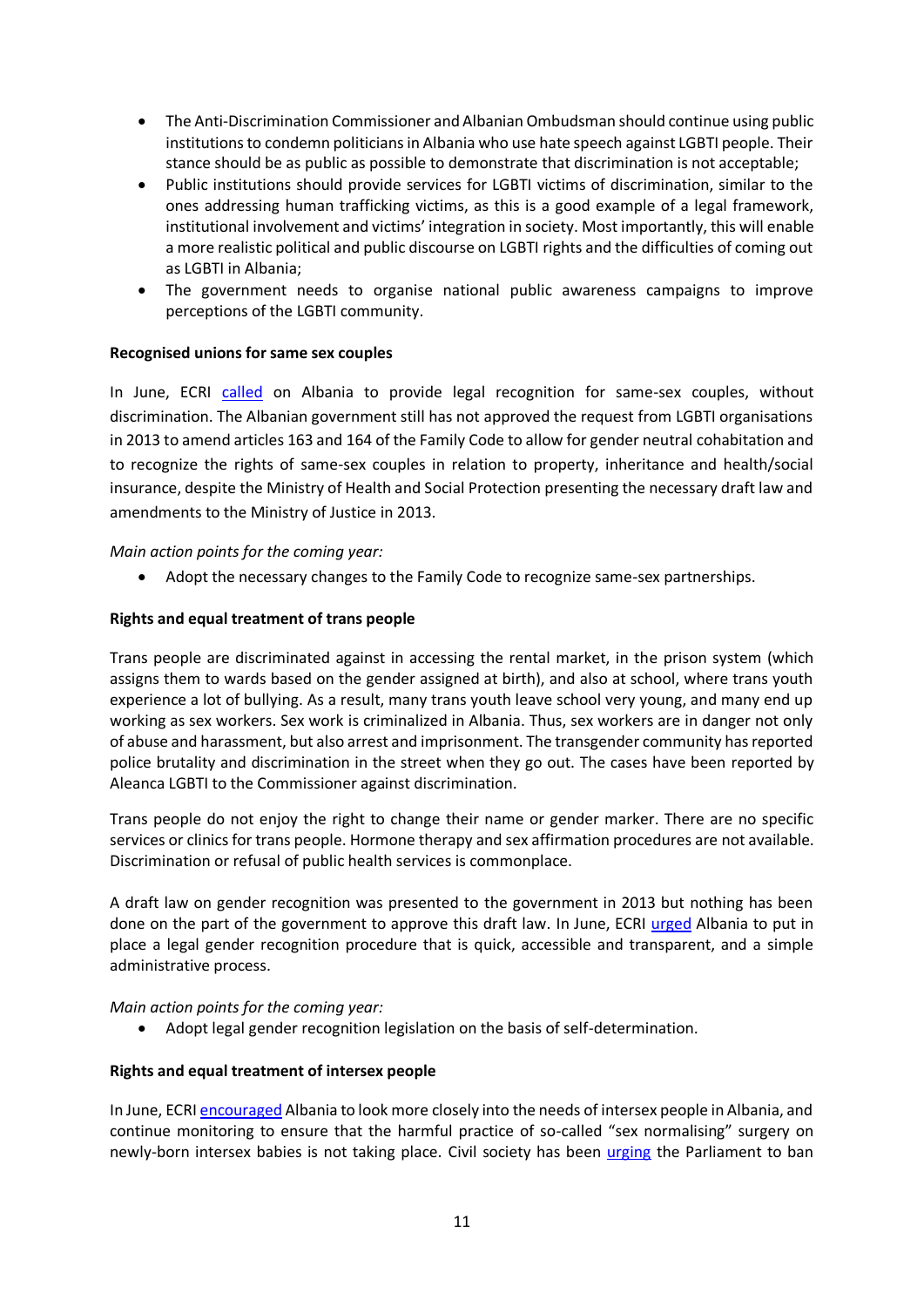- The Anti-Discrimination Commissioner and Albanian Ombudsman should continue using public institutions to condemn politicians in Albania who use hate speech against LGBTI people. Their stance should be as public as possible to demonstrate that discrimination is not acceptable;
- Public institutions should provide services for LGBTI victims of discrimination, similar to the ones addressing human trafficking victims, as this is a good example of a legal framework, institutional involvement and victims' integration in society. Most importantly, this will enable a more realistic political and public discourse on LGBTI rights and the difficulties of coming out as LGBTI in Albania;
- The government needs to organise national public awareness campaigns to improve perceptions of the LGBTI community.

**Recognised unions for same sex couples**

In June, ECRI called on Albania to provide legal recognition for same-sex couples, without discrimination. The Albanian government still has not approved the request from LGBTI organisations in 2013 to amend articles 163 and 164 of the Family Code to allow for gender neutral cohabitation and to recognize the rights of same-sex couples in relation to property, inheritance and health/social insurance, despite the Ministry of Health and Social Protection presenting the necessary draft law and amendments to the Ministry of Justice in 2013.

*Main action points for the coming year:*

- Adopt the necessary changes to the Family Code to recognize same-sex partnerships.

**Rights and equal treatment of trans people**

Trans people are discriminated against in accessing the rental market, in the prison system (which assigns them to wards based on the gender assigned at birth), and also at school, where trans youth experience a lot of bullying. As a result, many trans youth leave school very young, and many end up working as sex workers. Sex work is criminalized in Albania. Thus, sex workers are in danger not only of abuse and harassment, but also arrest and imprisonment. The transgender community has reported police brutality and discrimination in the street when they go out. The cases have been reported by Aleanca LGBTI to the Commissioner against discrimination.

Trans people do not enjoy the right to change their name or gender marker. There are no specific services or clinics for trans people. Hormone therapy and sex affirmation procedures are not available. Discrimination or refusal of public health services is commonplace.

A draft law on gender recognition was presented to the government in 2013 but nothing has been done on the part of the government to approve this draft law. In June, ECRI urged Albania to put in place a legal gender recognition procedure that is quick, accessible and transparent, and a simple administrative process.

*Main action points for the coming year:*

- Adopt legal gender recognition legislation on the basis of self-determination.

**Rights and equal treatment of intersex people**

In June, ECRI encouraged Albania to look more closely into the needs of intersex people in Albania, and continue monitoring to ensure that the harmful practice of so-called "sex normalising" surgery on newly-born intersex babies is not taking place. Civil society has been urging the Parliament to ban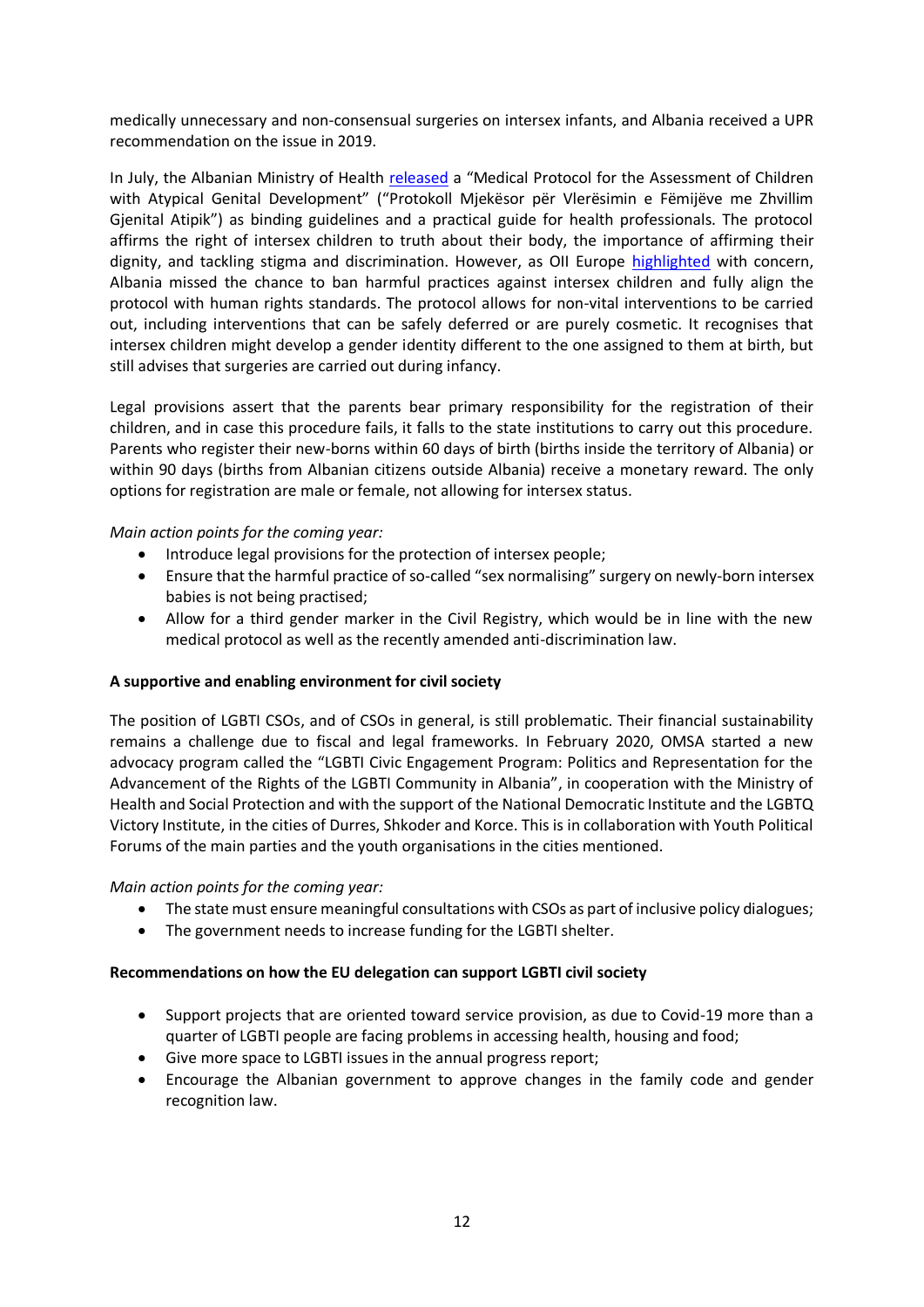medically unnecessary and non-consensual surgeries on intersex infants, and Albania received a UPR recommendation on the issue in 2019.

In July, the Albanian Ministry of Health released a "Medical Protocol for the Assessment of Children with Atypical Genital Development" ("Protokoll Mjekësor për Vlerësimin e Fëmijëve me Zhvillim Gjenital Atipik") as binding guidelines and a practical guide for health professionals. The protocol affirms the right of intersex children to truth about their body, the importance of affirming their dignity, and tackling stigma and discrimination. However, as OII Europe highlighted with concern, Albania missed the chance to ban harmful practices against intersex children and fully align the protocol with human rights standards. The protocol allows for non-vital interventions to be carried out, including interventions that can be safely deferred or are purely cosmetic. It recognises that intersex children might develop a gender identity different to the one assigned to them at birth, but still advises that surgeries are carried out during infancy.

Legal provisions assert that the parents bear primary responsibility for the registration of their children, and in case this procedure fails, it falls to the state institutions to carry out this procedure. Parents who register their new-borns within 60 days of birth (births inside the territory of Albania) or within 90 days (births from Albanian citizens outside Albania) receive a monetary reward. The only options for registration are male or female, not allowing for intersex status.

*Main action points for the coming year:*

- Introduce legal provisions for the protection of intersex people;
- Ensure that the harmful practice of so-called "sex normalising" surgery on newly-born intersex babies is not being practised;
- Allow for a third gender marker in the Civil Registry, which would be in line with the new medical protocol as well as the recently amended anti-discrimination law.

**A supportive and enabling environment for civil society**

The position of LGBTI CSOs, and of CSOs in general, is still problematic. Their financial sustainability remains a challenge due to fiscal and legal frameworks. In February 2020, OMSA started a new advocacy program called the "LGBTI Civic Engagement Program: Politics and Representation for the Advancement of the Rights of the LGBTI Community in Albania", in cooperation with the Ministry of Health and Social Protection and with the support of the National Democratic Institute and the LGBTQ Victory Institute, in the cities of Durres, Shkoder and Korce. This is in collaboration with Youth Political Forums of the main parties and the youth organisations in the cities mentioned.

*Main action points for the coming year:*

- The state must ensure meaningful consultations with CSOs as part of inclusive policy dialogues;
- The government needs to increase funding for the LGBTI shelter.

**Recommendations on how the EU delegation can support LGBTI civil society**

- Support projects that are oriented toward service provision, as due to Covid-19 more than a quarter of LGBTI people are facing problems in accessing health, housing and food;
- Give more space to LGBTI issues in the annual progress report;
- Encourage the Albanian government to approve changes in the family code and gender recognition law.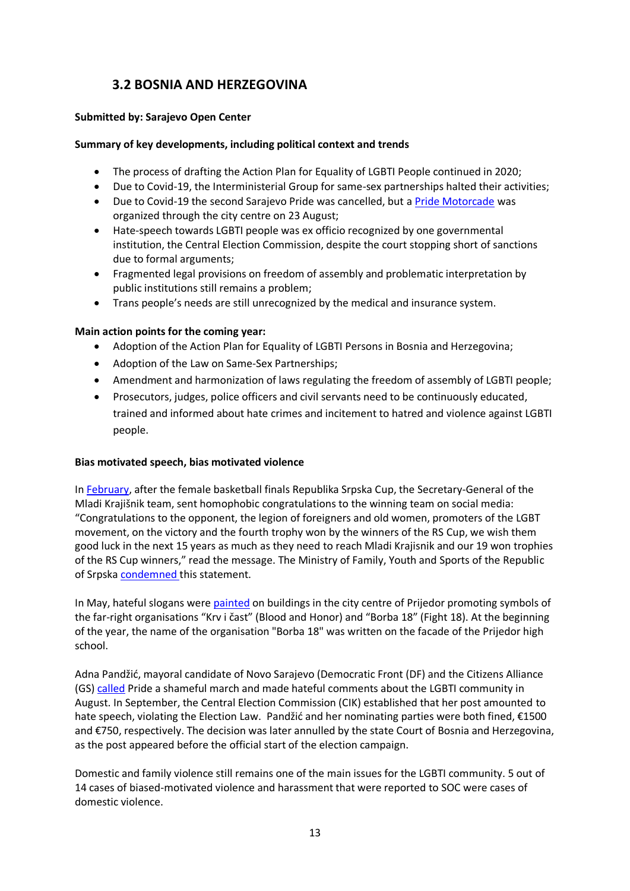## 3.2 BOSNIA AND HERZEGOVINA

**Submitted by: Sarajevo Open Center**

**Summary of key developments, including political context and trends**

- The process of drafting the Action Plan for Equality of LGBTI People continued in 2020;
- Due to Covid-19, the Interministerial Group for same-sex partnerships halted their activities;
- Due to Covid-19 the second Sarajevo Pride was cancelled, but a Pride Motorcade was organized through the city centre on 23 August;
- Hate-speech towards LGBTI people was ex officio recognized by one governmental institution, the Central Election Commission, despite the court stopping short of sanctions due to formal arguments;
- Fragmented legal provisions on freedom of assembly and problematic interpretation by public institutions still remains a problem;
- Trans people's needs are still unrecognized by the medical and insurance system.

**Main action points for the coming year:**

- Adoption of the Action Plan for Equality of LGBTI Persons in Bosnia and Herzegovina;
- Adoption of the Law on Same-Sex Partnerships;
- Amendment and harmonization of laws regulating the freedom of assembly of LGBTI people;
- Prosecutors, judges, police officers and civil servants need to be continuously educated, trained and informed about hate crimes and incitement to hatred and violence against LGBTI people.

**Bias motivated speech, bias motivated violence**

In February, after the female basketball finals Republika Srpska Cup, the Secretary-General of the Mladi Krajišnik team, sent homophobic congratulations to the winning team on social media: "Congratulations to the opponent, the legion of foreigners and old women, promoters of the LGBT movement, on the victory and the fourth trophy won by the winners of the RS Cup, we wish them good luck in the next 15 years as much as they need to reach Mladi Krajisnik and our 19 won trophies of the RS Cup winners," read the message. The Ministry of Family, Youth and Sports of the Republic of Srpska condemned this statement.

In May, hateful slogans were painted on buildings in the city centre of Prijedor promoting symbols of the far-right organisations "Krv i čast" (Blood and Honor) and "Borba 18" (Fight 18). At the beginning of the year, the name of the organisation "Borba 18" was written on the facade of the Prijedor high school.

Adna Pandžić, mayoral candidate of Novo Sarajevo (Democratic Front (DF) and the Citizens Alliance (GS) called Pride a shameful march and made hateful comments about the LGBTI community in August. In September, the Central Election Commission (CIK) established that her post amounted to hate speech, violating the Election Law. Pandžić and her nominating parties were both fined, €1500 and €750, respectively. The decision was later annulled by the state Court of Bosnia and Herzegovina, as the post appeared before the official start of the election campaign.

Domestic and family violence still remains one of the main issues for the LGBTI community. 5 out of 14 cases of biased-motivated violence and harassment that were reported to SOC were cases of domestic violence.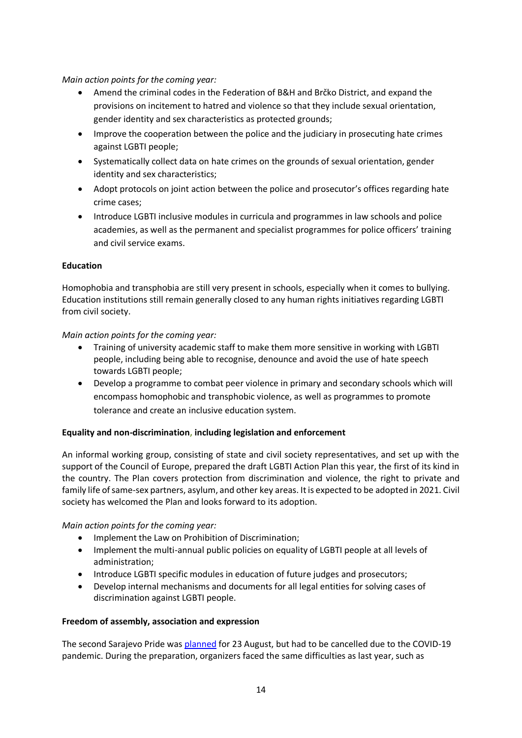*Main action points for the coming year:*

- Amend the criminal codes in the Federation of B&H and Brčko District, and expand the provisions on incitement to hatred and violence so that they include sexual orientation, gender identity and sex characteristics as protected grounds;
- Improve the cooperation between the police and the judiciary in prosecuting hate crimes against LGBTI people;
- Systematically collect data on hate crimes on the grounds of sexual orientation, gender identity and sex characteristics;
- Adopt protocols on joint action between the police and prosecutor's offices regarding hate crime cases;
- Introduce LGBTI inclusive modules in curricula and programmes in law schools and police academies, as well as the permanent and specialist programmes for police officers' training and civil service exams.

**Education**

Homophobia and transphobia are still very present in schools, especially when it comes to bullying. Education institutions still remain generally closed to any human rights initiatives regarding LGBTI from civil society.

*Main action points for the coming year:*

- Training of university academic staff to make them more sensitive in working with LGBTI people, including being able to recognise, denounce and avoid the use of hate speech towards LGBTI people;
- Develop a programme to combat peer violence in primary and secondary schools which will encompass homophobic and transphobic violence, as well as programmes to promote tolerance and create an inclusive education system.

**Equality and non-discrimination, including legislation and enforcement**

An informal working group, consisting of state and civil society representatives, and set up with the support of the Council of Europe, prepared the draft LGBTI Action Plan this year, the first of its kind in the country. The Plan covers protection from discrimination and violence, the right to private and family life of same-sex partners, asylum, and other key areas. It is expected to be adopted in 2021. Civil society has welcomed the Plan and looks forward to its adoption.

*Main action points for the coming year:*

- Implement the Law on Prohibition of Discrimination;
- Implement the multi-annual public policies on equality of LGBTI people at all levels of administration;
- Introduce LGBTI specific modules in education of future judges and prosecutors;
- Develop internal mechanisms and documents for all legal entities for solving cases of discrimination against LGBTI people.

**Freedom of assembly, association and expression**

The second Sarajevo Pride was planned for 23 August, but had to be cancelled due to the COVID-19 pandemic. During the preparation, organizers faced the same difficulties as last year, such as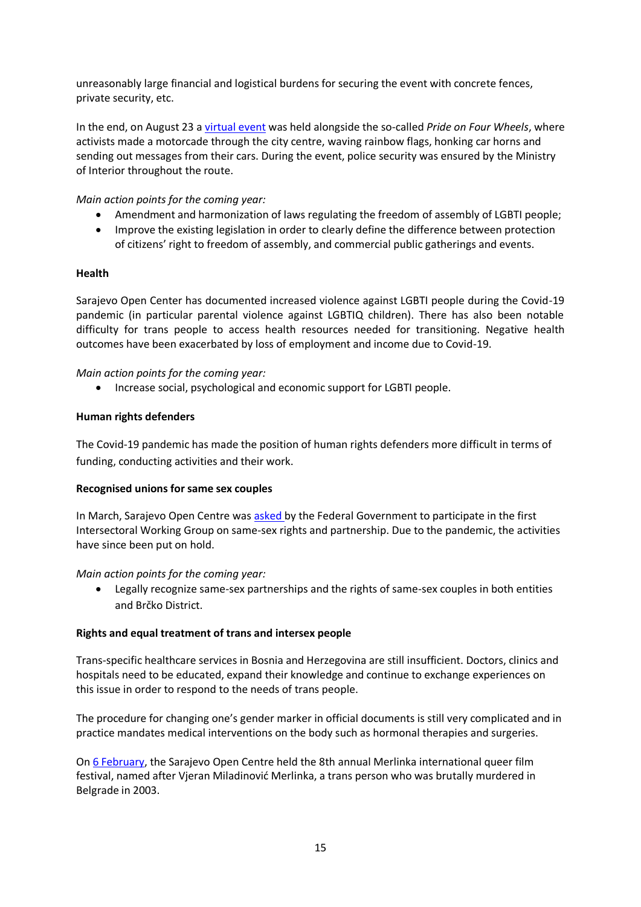unreasonably large financial and logistical burdens for securing the event with concrete fences, private security, etc.

In the end, on August 23 a virtual event was held alongside the so-called *Pride on Four Wheels*, where activists made a motorcade through the city centre, waving rainbow flags, honking car horns and sending out messages from their cars. During the event, police security was ensured by the Ministry of Interior throughout the route.

*Main action points for the coming year:*

- Amendment and harmonization of laws regulating the freedom of assembly of LGBTI people;
- Improve the existing legislation in order to clearly define the difference between protection of citizens' right to freedom of assembly, and commercial public gatherings and events.

**Health**

Sarajevo Open Center has documented increased violence against LGBTI people during the Covid-19 pandemic (in particular parental violence against LGBTIQ children). There has also been notable difficulty for trans people to access health resources needed for transitioning. Negative health outcomes have been exacerbated by loss of employment and income due to Covid-19.

*Main action points for the coming year:*

- Increase social, psychological and economic support for LGBTI people.

**Human rights defenders**

The Covid-19 pandemic has made the position of human rights defenders more difficult in terms of funding, conducting activities and their work.

**Recognised unions for same sex couples**

In March, Sarajevo Open Centre was asked by the Federal Government to participate in the first Intersectoral Working Group on same-sex rights and partnership. Due to the pandemic, the activities have since been put on hold.

*Main action points for the coming year:*

- Legally recognize same-sex partnerships and the rights of same-sex couples in both entities and Brčko District.

**Rights and equal treatment of trans and intersex people**

Trans-specific healthcare services in Bosnia and Herzegovina are still insufficient. Doctors, clinics and hospitals need to be educated, expand their knowledge and continue to exchange experiences on this issue in order to respond to the needs of trans people.

The procedure for changing one's gender marker in official documents is still very complicated and in practice mandates medical interventions on the body such as hormonal therapies and surgeries.

On 6 February, the Sarajevo Open Centre held the 8th annual Merlinka international queer film festival, named after Vjeran Miladinović Merlinka, a trans person who was brutally murdered in Belgrade in 2003.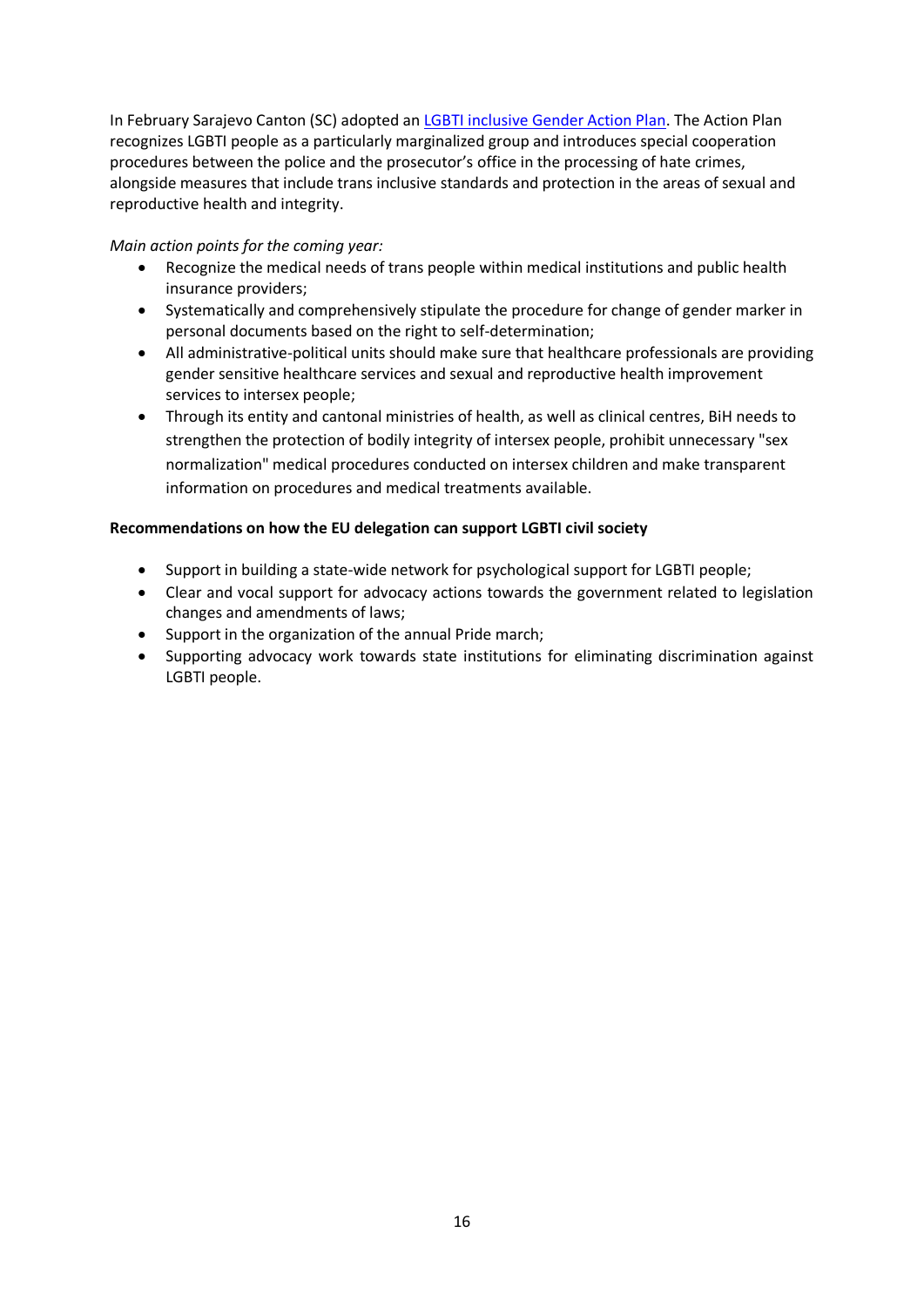In February Sarajevo Canton (SC) adopted an [LGBTI inclusive Gender Action Plan](). The Action Plan recognizes LGBTI people as a particularly marginalized group and introduces special cooperation procedures between the police and the prosecutor's office in the processing of hate crimes, alongside measures that include trans inclusive standards and protection in the areas of sexual and reproductive health and integrity.

*Main action points for the coming year:*

- Recognize the medical needs of trans people within medical institutions and public health insurance providers;
- Systematically and comprehensively stipulate the procedure for change of gender marker in personal documents based on the right to self-determination;
- All administrative-political units should make sure that healthcare professionals are providing gender sensitive healthcare services and sexual and reproductive health improvement services to intersex people;
- Through its entity and cantonal ministries of health, as well as clinical centres, BiH needs to strengthen the protection of bodily integrity of intersex people, prohibit unnecessary "sex normalization" medical procedures conducted on intersex children and make transparent information on procedures and medical treatments available.

**Recommendations on how the EU delegation can support LGBTI civil society**

- Support in building a state-wide network for psychological support for LGBTI people;
- Clear and vocal support for advocacy actions towards the government related to legislation changes and amendments of laws;
- Support in the organization of the annual Pride march;
- Supporting advocacy work towards state institutions for eliminating discrimination against LGBTI people.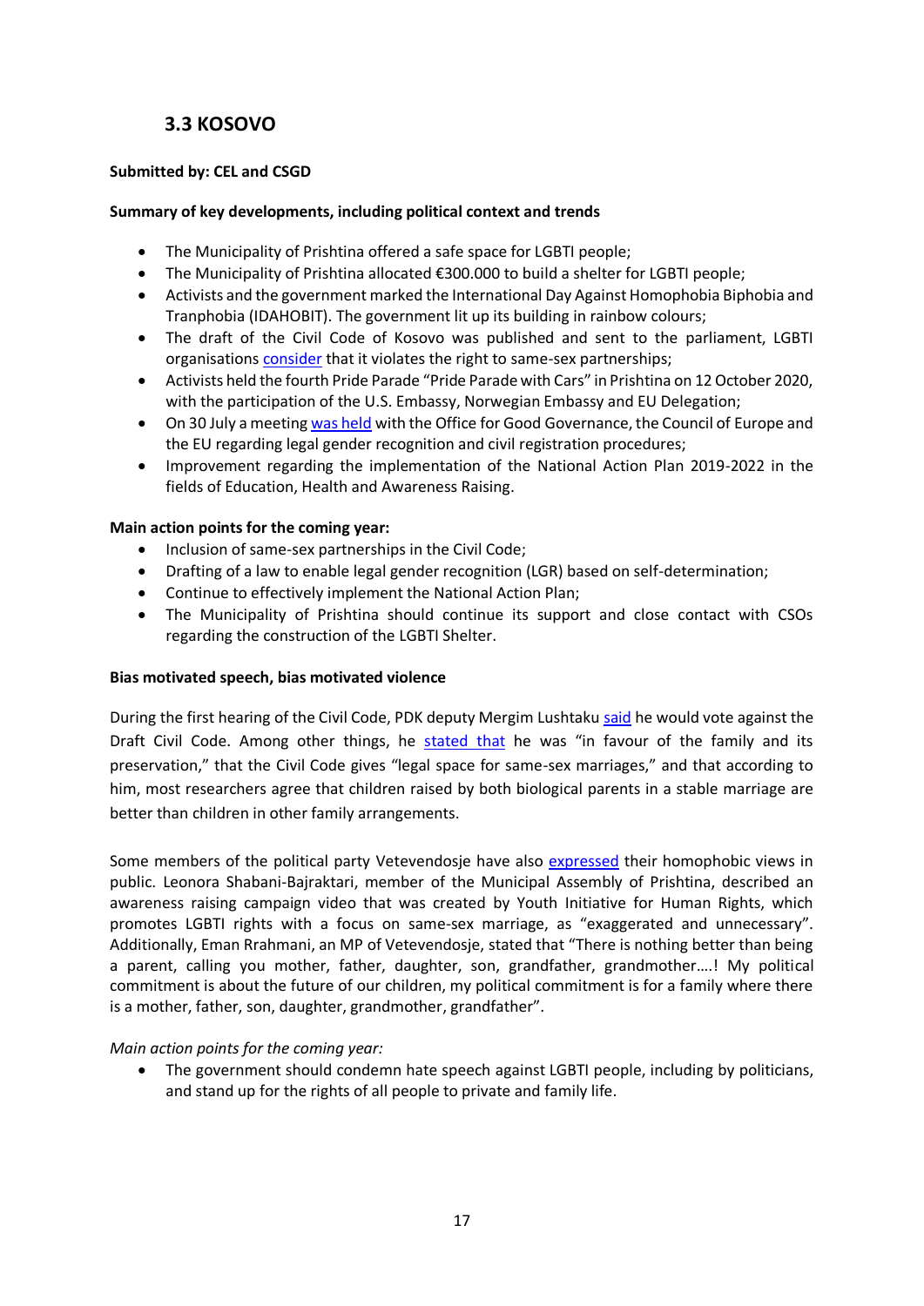## 3.3 KOSOVO

**Submitted by: CEL and CSGD**

**Summary of key developments, including political context and trends**

- The Municipality of Prishtina offered a safe space for LGBTI people;
- The Municipality of Prishtina allocated €300.000 to build a shelter for LGBTI people;
- Activists and the government marked the International Day Against Homophobia Biphobia and Tranphobia (IDAHOBIT). The government lit up its building in rainbow colours;
- The draft of the Civil Code of Kosovo was published and sent to the parliament, LGBTI organisations consider that it violates the right to same-sex partnerships;
- Activists held the fourth Pride Parade "Pride Parade with Cars" in Prishtina on 12 October 2020, with the participation of the U.S. Embassy, Norwegian Embassy and EU Delegation;
- On 30 July a meeting was held with the Office for Good Governance, the Council of Europe and the EU regarding legal gender recognition and civil registration procedures;
- Improvement regarding the implementation of the National Action Plan 2019-2022 in the fields of Education, Health and Awareness Raising.

**Main action points for the coming year:**

- Inclusion of same-sex partnerships in the Civil Code;
- Drafting of a law to enable legal gender recognition (LGR) based on self-determination;
- Continue to effectively implement the National Action Plan;
- The Municipality of Prishtina should continue its support and close contact with CSOs regarding the construction of the LGBTI Shelter.

**Bias motivated speech, bias motivated violence**

During the first hearing of the Civil Code, PDK deputy Mergim Lushtaku said he would vote against the Draft Civil Code. Among other things, he stated that he was "in favour of the family and its preservation," that the Civil Code gives "legal space for same-sex marriages," and that according to him, most researchers agree that children raised by both biological parents in a stable marriage are better than children in other family arrangements.

Some members of the political party Vetevendosje have also expressed their homophobic views in public. Leonora Shabani-Bajraktari, member of the Municipal Assembly of Prishtina, described an awareness raising campaign video that was created by Youth Initiative for Human Rights, which promotes LGBTI rights with a focus on same-sex marriage, as "exaggerated and unnecessary". Additionally, Eman Rrahmani, an MP of Vetevendosje, stated that "There is nothing better than being a parent, calling you mother, father, daughter, son, grandfather, grandmother….! My political commitment is about the future of our children, my political commitment is for a family where there is a mother, father, son, daughter, grandmother, grandfather".

*Main action points for the coming year:*

- The government should condemn hate speech against LGBTI people, including by politicians, and stand up for the rights of all people to private and family life.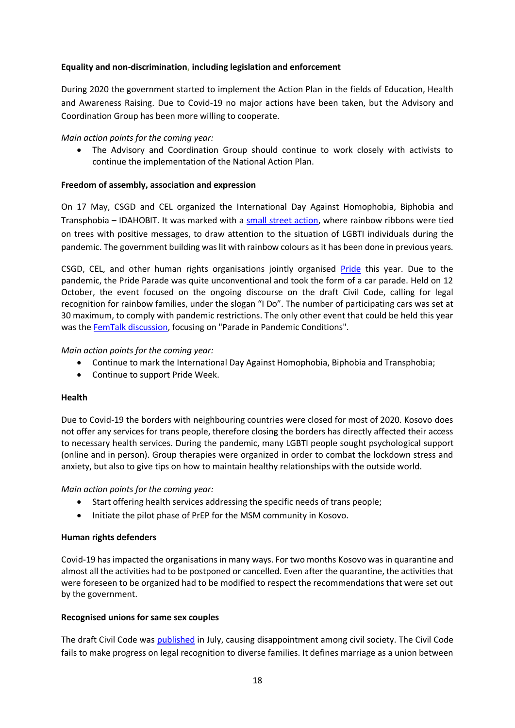**Equality and non-discrimination, including legislation and enforcement**

During 2020 the government started to implement the Action Plan in the fields of Education, Health and Awareness Raising. Due to Covid-19 no major actions have been taken, but the Advisory and Coordination Group has been more willing to cooperate.

*Main action points for the coming year:*

- The Advisory and Coordination Group should continue to work closely with activists to continue the implementation of the National Action Plan.

**Freedom of assembly, association and expression**

On 17 May, CSGD and CEL organized the International Day Against Homophobia, Biphobia and Transphobia – IDAHOBIT. It was marked with a small street action, where rainbow ribbons were tied on trees with positive messages, to draw attention to the situation of LGBTI individuals during the pandemic. The government building was lit with rainbow colours as it has been done in previous years.

CSGD, CEL, and other human rights organisations jointly organised Pride this year. Due to the pandemic, the Pride Parade was quite unconventional and took the form of a car parade. Held on 12 October, the event focused on the ongoing discourse on the draft Civil Code, calling for legal recognition for rainbow families, under the slogan "I Do". The number of participating cars was set at 30 maximum, to comply with pandemic restrictions. The only other event that could be held this year was the FemTalk discussion, focusing on "Parade in Pandemic Conditions".

*Main action points for the coming year:*

- Continue to mark the International Day Against Homophobia, Biphobia and Transphobia;
- Continue to support Pride Week.

**Health**

Due to Covid-19 the borders with neighbouring countries were closed for most of 2020. Kosovo does not offer any services for trans people, therefore closing the borders has directly affected their access to necessary health services. During the pandemic, many LGBTI people sought psychological support (online and in person). Group therapies were organized in order to combat the lockdown stress and anxiety, but also to give tips on how to maintain healthy relationships with the outside world.

*Main action points for the coming year:*

- Start offering health services addressing the specific needs of trans people;
- Initiate the pilot phase of PrEP for the MSM community in Kosovo.

**Human rights defenders**

Covid-19 has impacted the organisations in many ways. For two months Kosovo was in quarantine and almost all the activities had to be postponed or cancelled. Even after the quarantine, the activities that were foreseen to be organized had to be modified to respect the recommendations that were set out by the government.

**Recognised unions for same sex couples**

The draft Civil Code was published in July, causing disappointment among civil society. The Civil Code fails to make progress on legal recognition to diverse families. It defines marriage as a union between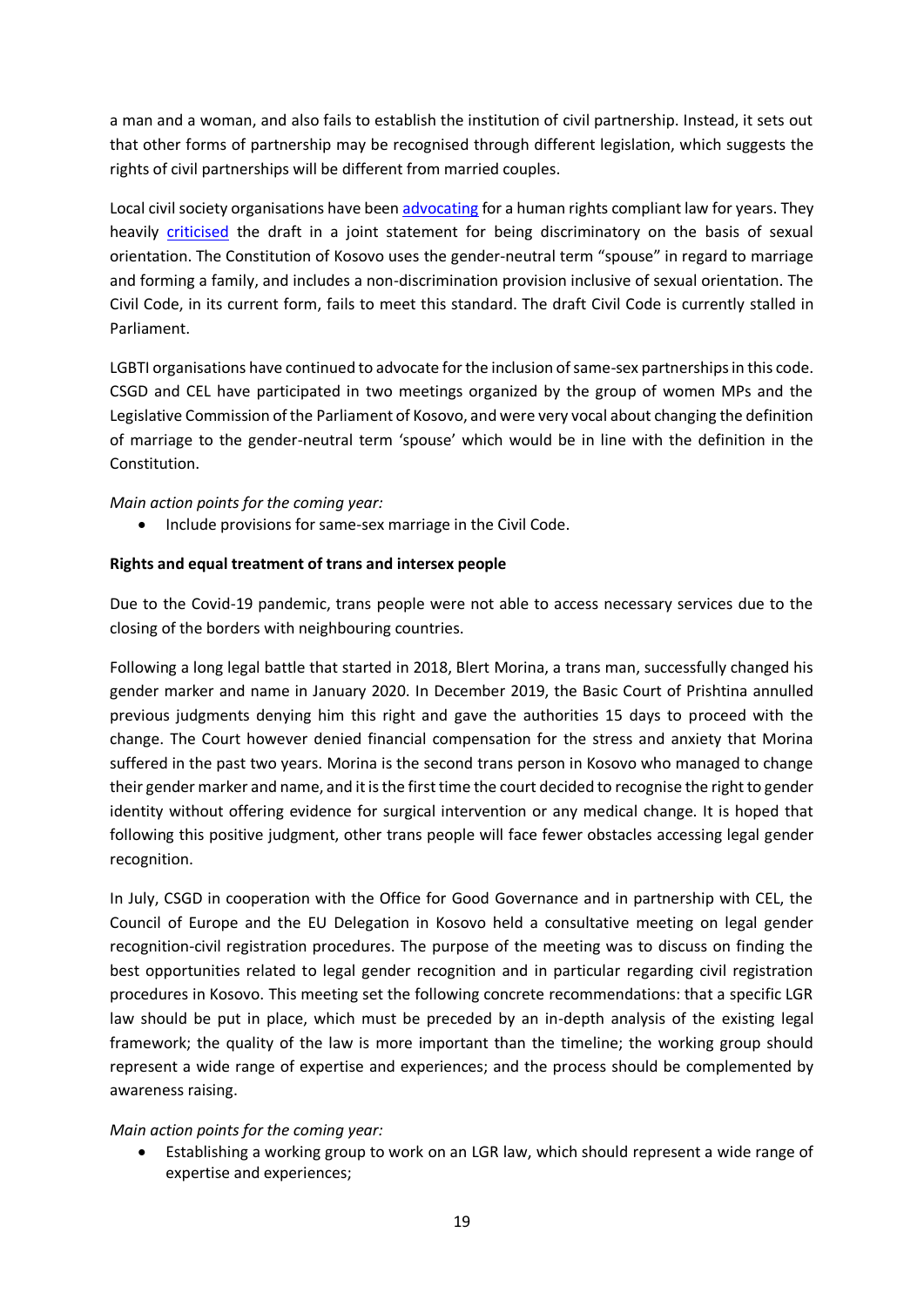a man and a woman, and also fails to establish the institution of civil partnership. Instead, it sets out that other forms of partnership may be recognised through different legislation, which suggests the rights of civil partnerships will be different from married couples.

Local civil society organisations have been advocating for a human rights compliant law for years. They heavily criticised the draft in a joint statement for being discriminatory on the basis of sexual orientation. The Constitution of Kosovo uses the gender-neutral term "spouse" in regard to marriage and forming a family, and includes a non-discrimination provision inclusive of sexual orientation. The Civil Code, in its current form, fails to meet this standard. The draft Civil Code is currently stalled in Parliament.

LGBTI organisations have continued to advocate for the inclusion of same-sex partnerships in this code. CSGD and CEL have participated in two meetings organized by the group of women MPs and the Legislative Commission of the Parliament of Kosovo, and were very vocal about changing the definition of marriage to the gender-neutral term 'spouse' which would be in line with the definition in the Constitution.

*Main action points for the coming year:*

- Include provisions for same-sex marriage in the Civil Code.

**Rights and equal treatment of trans and intersex people**

Due to the Covid-19 pandemic, trans people were not able to access necessary services due to the closing of the borders with neighbouring countries.

Following a long legal battle that started in 2018, Blert Morina, a trans man, successfully changed his gender marker and name in January 2020. In December 2019, the Basic Court of Prishtina annulled previous judgments denying him this right and gave the authorities 15 days to proceed with the change. The Court however denied financial compensation for the stress and anxiety that Morina suffered in the past two years. Morina is the second trans person in Kosovo who managed to change their gender marker and name, and it is the first time the court decided to recognise the right to gender identity without offering evidence for surgical intervention or any medical change. It is hoped that following this positive judgment, other trans people will face fewer obstacles accessing legal gender recognition.

In July, CSGD in cooperation with the Office for Good Governance and in partnership with CEL, the Council of Europe and the EU Delegation in Kosovo held a consultative meeting on legal gender recognition-civil registration procedures. The purpose of the meeting was to discuss on finding the best opportunities related to legal gender recognition and in particular regarding civil registration procedures in Kosovo. This meeting set the following concrete recommendations: that a specific LGR law should be put in place, which must be preceded by an in-depth analysis of the existing legal framework; the quality of the law is more important than the timeline; the working group should represent a wide range of expertise and experiences; and the process should be complemented by awareness raising.

*Main action points for the coming year:*

- Establishing a working group to work on an LGR law, which should represent a wide range of expertise and experiences;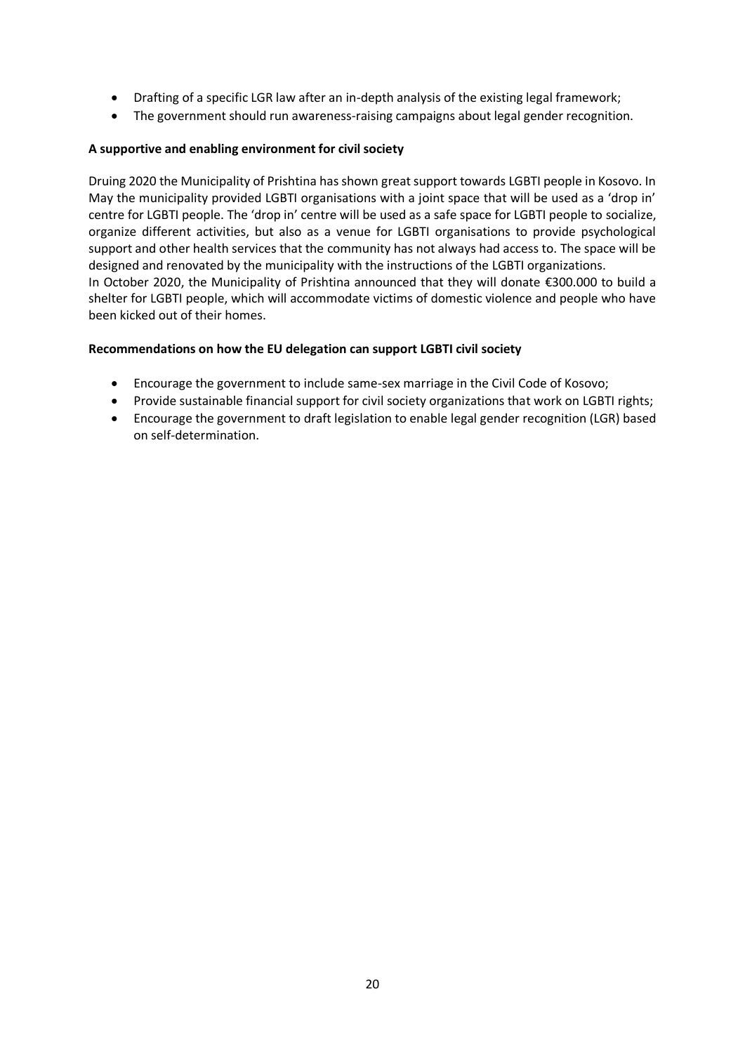- Drafting of a specific LGR law after an in-depth analysis of the existing legal framework;
- The government should run awareness-raising campaigns about legal gender recognition.

**A supportive and enabling environment for civil society**

Druing 2020 the Municipality of Prishtina has shown great support towards LGBTI people in Kosovo. In May the municipality provided LGBTI organisations with a joint space that will be used as a 'drop in' centre for LGBTI people. The 'drop in' centre will be used as a safe space for LGBTI people to socialize, organize different activities, but also as a venue for LGBTI organisations to provide psychological support and other health services that the community has not always had access to. The space will be designed and renovated by the municipality with the instructions of the LGBTI organizations.
In October 2020, the Municipality of Prishtina announced that they will donate €300.000 to build a shelter for LGBTI people, which will accommodate victims of domestic violence and people who have been kicked out of their homes.

**Recommendations on how the EU delegation can support LGBTI civil society**

- Encourage the government to include same-sex marriage in the Civil Code of Kosovo;
- Provide sustainable financial support for civil society organizations that work on LGBTI rights;
- Encourage the government to draft legislation to enable legal gender recognition (LGR) based on self-determination.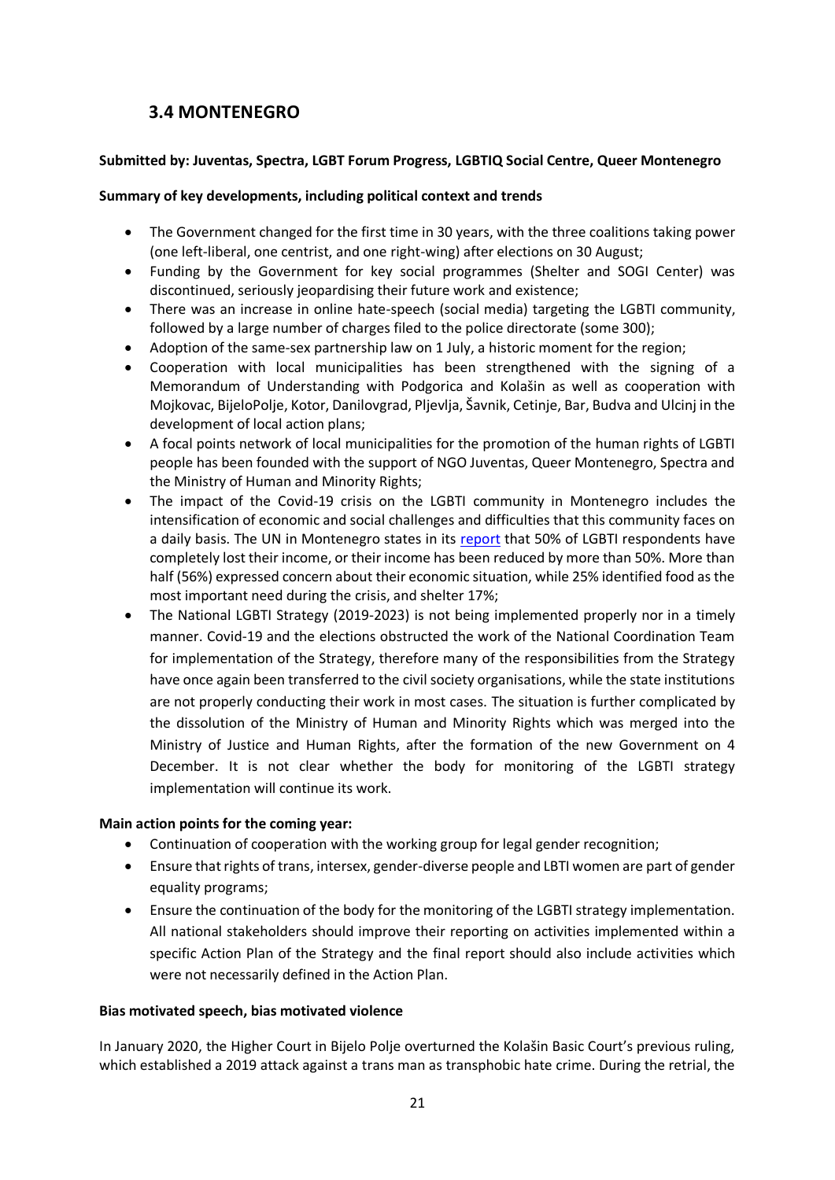## 3.4 MONTENEGRO

**Submitted by: Juventas, Spectra, LGBT Forum Progress, LGBTIQ Social Centre, Queer Montenegro**

**Summary of key developments, including political context and trends**

- The Government changed for the first time in 30 years, with the three coalitions taking power (one left-liberal, one centrist, and one right-wing) after elections on 30 August;
- Funding by the Government for key social programmes (Shelter and SOGI Center) was discontinued, seriously jeopardising their future work and existence;
- There was an increase in online hate-speech (social media) targeting the LGBTI community, followed by a large number of charges filed to the police directorate (some 300);
- Adoption of the same-sex partnership law on 1 July, a historic moment for the region;
- Cooperation with local municipalities has been strengthened with the signing of a Memorandum of Understanding with Podgorica and Kolašin as well as cooperation with Mojkovac, BijeloPolje, Kotor, Danilovgrad, Pljevlja, Šavnik, Cetinje, Bar, Budva and Ulcinj in the development of local action plans;
- A focal points network of local municipalities for the promotion of the human rights of LGBTI people has been founded with the support of NGO Juventas, Queer Montenegro, Spectra and the Ministry of Human and Minority Rights;
- The impact of the Covid-19 crisis on the LGBTI community in Montenegro includes the intensification of economic and social challenges and difficulties that this community faces on a daily basis. The UN in Montenegro states in its report that 50% of LGBTI respondents have completely lost their income, or their income has been reduced by more than 50%. More than half (56%) expressed concern about their economic situation, while 25% identified food as the most important need during the crisis, and shelter 17%;
- The National LGBTI Strategy (2019-2023) is not being implemented properly nor in a timely manner. Covid-19 and the elections obstructed the work of the National Coordination Team for implementation of the Strategy, therefore many of the responsibilities from the Strategy have once again been transferred to the civil society organisations, while the state institutions are not properly conducting their work in most cases. The situation is further complicated by the dissolution of the Ministry of Human and Minority Rights which was merged into the Ministry of Justice and Human Rights, after the formation of the new Government on 4 December. It is not clear whether the body for monitoring of the LGBTI strategy implementation will continue its work.

**Main action points for the coming year:**

- Continuation of cooperation with the working group for legal gender recognition;
- Ensure that rights of trans, intersex, gender-diverse people and LBTI women are part of gender equality programs;
- Ensure the continuation of the body for the monitoring of the LGBTI strategy implementation. All national stakeholders should improve their reporting on activities implemented within a specific Action Plan of the Strategy and the final report should also include activities which were not necessarily defined in the Action Plan.

**Bias motivated speech, bias motivated violence**

In January 2020, the Higher Court in Bijelo Polje overturned the Kolašin Basic Court's previous ruling, which established a 2019 attack against a trans man as transphobic hate crime. During the retrial, the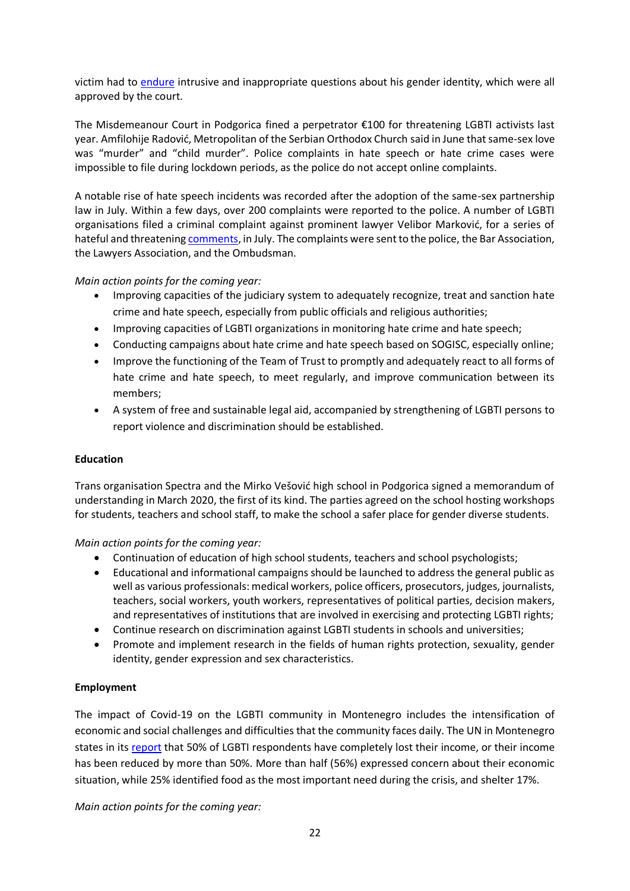victim had to endure intrusive and inappropriate questions about his gender identity, which were all approved by the court.

The Misdemeanour Court in Podgorica fined a perpetrator €100 for threatening LGBTI activists last year. Amfilohije Radović, Metropolitan of the Serbian Orthodox Church said in June that same-sex love was "murder" and "child murder". Police complaints in hate speech or hate crime cases were impossible to file during lockdown periods, as the police do not accept online complaints.

A notable rise of hate speech incidents was recorded after the adoption of the same-sex partnership law in July. Within a few days, over 200 complaints were reported to the police. A number of LGBTI organisations filed a criminal complaint against prominent lawyer Velibor Marković, for a series of hateful and threatening comments, in July. The complaints were sent to the police, the Bar Association, the Lawyers Association, and the Ombudsman.

*Main action points for the coming year:*

- Improving capacities of the judiciary system to adequately recognize, treat and sanction hate crime and hate speech, especially from public officials and religious authorities;
- Improving capacities of LGBTI organizations in monitoring hate crime and hate speech;
- Conducting campaigns about hate crime and hate speech based on SOGISC, especially online;
- Improve the functioning of the Team of Trust to promptly and adequately react to all forms of hate crime and hate speech, to meet regularly, and improve communication between its members;
- A system of free and sustainable legal aid, accompanied by strengthening of LGBTI persons to report violence and discrimination should be established.

**Education**

Trans organisation Spectra and the Mirko Vešović high school in Podgorica signed a memorandum of understanding in March 2020, the first of its kind. The parties agreed on the school hosting workshops for students, teachers and school staff, to make the school a safer place for gender diverse students.

*Main action points for the coming year:*

- Continuation of education of high school students, teachers and school psychologists;
- Educational and informational campaigns should be launched to address the general public as well as various professionals: medical workers, police officers, prosecutors, judges, journalists, teachers, social workers, youth workers, representatives of political parties, decision makers, and representatives of institutions that are involved in exercising and protecting LGBTI rights;
- Continue research on discrimination against LGBTI students in schools and universities;
- Promote and implement research in the fields of human rights protection, sexuality, gender identity, gender expression and sex characteristics.

**Employment**

The impact of Covid-19 on the LGBTI community in Montenegro includes the intensification of economic and social challenges and difficulties that the community faces daily. The UN in Montenegro states in its report that 50% of LGBTI respondents have completely lost their income, or their income has been reduced by more than 50%. More than half (56%) expressed concern about their economic situation, while 25% identified food as the most important need during the crisis, and shelter 17%.

*Main action points for the coming year:*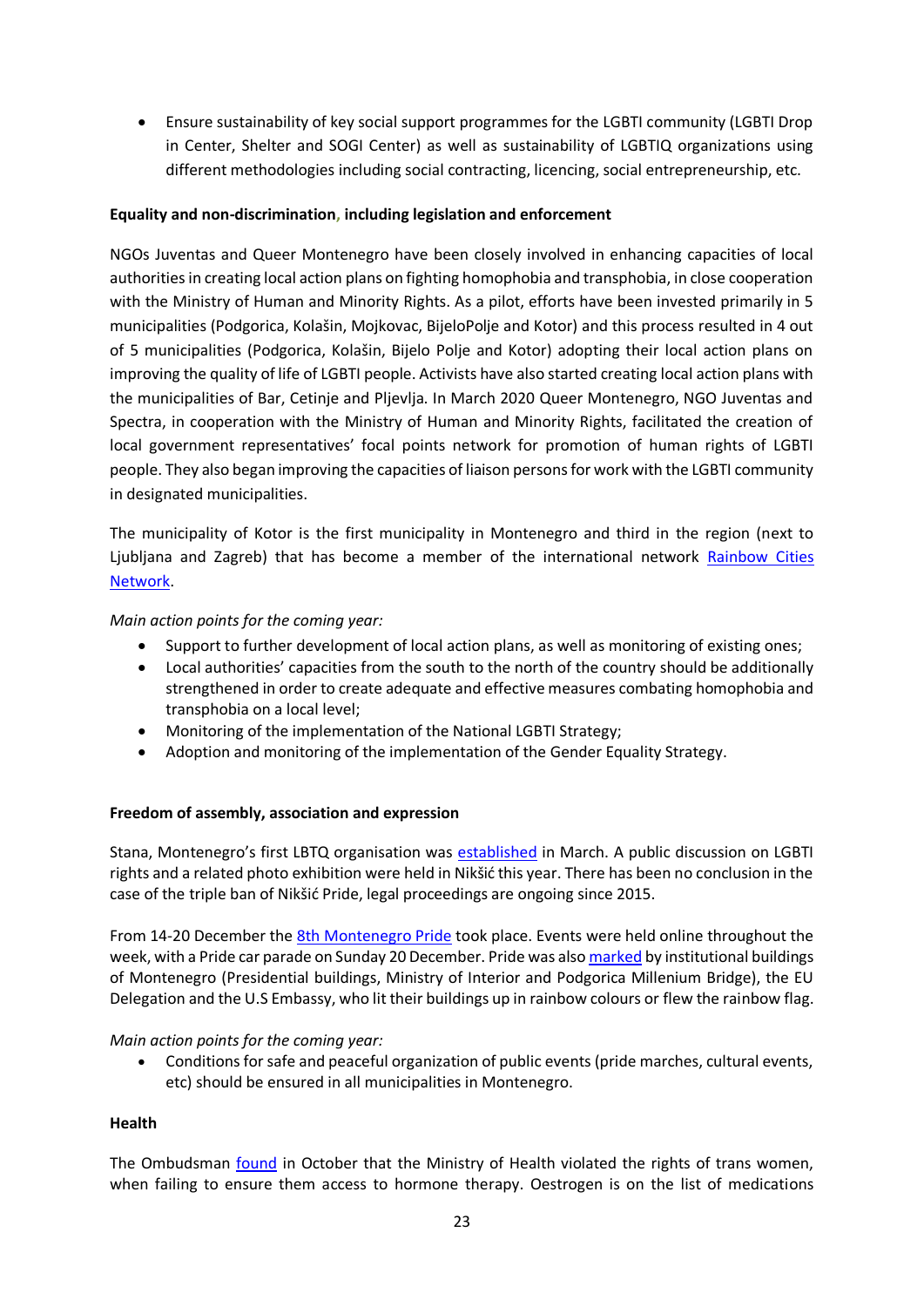- Ensure sustainability of key social support programmes for the LGBTI community (LGBTI Drop in Center, Shelter and SOGI Center) as well as sustainability of LGBTIQ organizations using different methodologies including social contracting, licencing, social entrepreneurship, etc.

**Equality and non-discrimination, including legislation and enforcement**

NGOs Juventas and Queer Montenegro have been closely involved in enhancing capacities of local authorities in creating local action plans on fighting homophobia and transphobia, in close cooperation with the Ministry of Human and Minority Rights. As a pilot, efforts have been invested primarily in 5 municipalities (Podgorica, Kolašin, Mojkovac, BijeloPolje and Kotor) and this process resulted in 4 out of 5 municipalities (Podgorica, Kolašin, Bijelo Polje and Kotor) adopting their local action plans on improving the quality of life of LGBTI people. Activists have also started creating local action plans with the municipalities of Bar, Cetinje and Pljevlja. In March 2020 Queer Montenegro, NGO Juventas and Spectra, in cooperation with the Ministry of Human and Minority Rights, facilitated the creation of local government representatives' focal points network for promotion of human rights of LGBTI people. They also began improving the capacities of liaison persons for work with the LGBTI community in designated municipalities.

The municipality of Kotor is the first municipality in Montenegro and third in the region (next to Ljubljana and Zagreb) that has become a member of the international network Rainbow Cities Network.

*Main action points for the coming year:*

- Support to further development of local action plans, as well as monitoring of existing ones;
- Local authorities' capacities from the south to the north of the country should be additionally strengthened in order to create adequate and effective measures combating homophobia and transphobia on a local level;
- Monitoring of the implementation of the National LGBTI Strategy;
- Adoption and monitoring of the implementation of the Gender Equality Strategy.

**Freedom of assembly, association and expression**

Stana, Montenegro's first LBTQ organisation was established in March. A public discussion on LGBTI rights and a related photo exhibition were held in Nikšić this year. There has been no conclusion in the case of the triple ban of Nikšić Pride, legal proceedings are ongoing since 2015.

From 14-20 December the 8th Montenegro Pride took place. Events were held online throughout the week, with a Pride car parade on Sunday 20 December. Pride was also marked by institutional buildings of Montenegro (Presidential buildings, Ministry of Interior and Podgorica Millenium Bridge), the EU Delegation and the U.S Embassy, who lit their buildings up in rainbow colours or flew the rainbow flag.

*Main action points for the coming year:*

- Conditions for safe and peaceful organization of public events (pride marches, cultural events, etc) should be ensured in all municipalities in Montenegro.

**Health**

The Ombudsman found in October that the Ministry of Health violated the rights of trans women, when failing to ensure them access to hormone therapy. Oestrogen is on the list of medications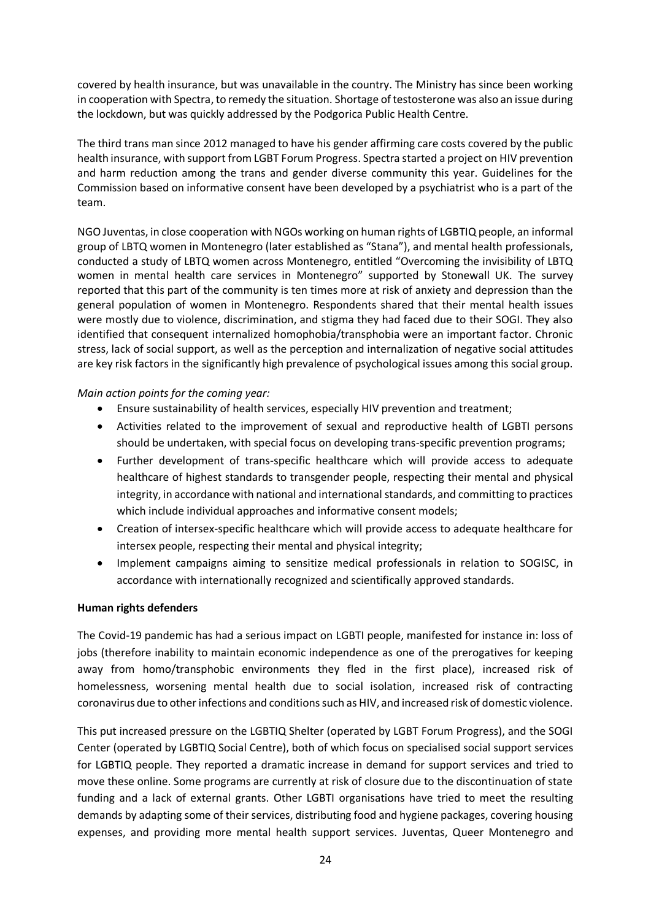covered by health insurance, but was unavailable in the country. The Ministry has since been working in cooperation with Spectra, to remedy the situation. Shortage of testosterone was also an issue during the lockdown, but was quickly addressed by the Podgorica Public Health Centre.

The third trans man since 2012 managed to have his gender affirming care costs covered by the public health insurance, with support from LGBT Forum Progress. Spectra started a project on HIV prevention and harm reduction among the trans and gender diverse community this year. Guidelines for the Commission based on informative consent have been developed by a psychiatrist who is a part of the team.

NGO Juventas, in close cooperation with NGOs working on human rights of LGBTIQ people, an informal group of LBTQ women in Montenegro (later established as "Stana"), and mental health professionals, conducted a study of LBTQ women across Montenegro, entitled "Overcoming the invisibility of LBTQ women in mental health care services in Montenegro" supported by Stonewall UK. The survey reported that this part of the community is ten times more at risk of anxiety and depression than the general population of women in Montenegro. Respondents shared that their mental health issues were mostly due to violence, discrimination, and stigma they had faced due to their SOGI. They also identified that consequent internalized homophobia/transphobia were an important factor. Chronic stress, lack of social support, as well as the perception and internalization of negative social attitudes are key risk factors in the significantly high prevalence of psychological issues among this social group.

*Main action points for the coming year:*

- Ensure sustainability of health services, especially HIV prevention and treatment;
- Activities related to the improvement of sexual and reproductive health of LGBTI persons should be undertaken, with special focus on developing trans-specific prevention programs;
- Further development of trans-specific healthcare which will provide access to adequate healthcare of highest standards to transgender people, respecting their mental and physical integrity, in accordance with national and international standards, and committing to practices which include individual approaches and informative consent models;
- Creation of intersex-specific healthcare which will provide access to adequate healthcare for intersex people, respecting their mental and physical integrity;
- Implement campaigns aiming to sensitize medical professionals in relation to SOGISC, in accordance with internationally recognized and scientifically approved standards.

**Human rights defenders**

The Covid-19 pandemic has had a serious impact on LGBTI people, manifested for instance in: loss of jobs (therefore inability to maintain economic independence as one of the prerogatives for keeping away from homo/transphobic environments they fled in the first place), increased risk of homelessness, worsening mental health due to social isolation, increased risk of contracting coronavirus due to other infections and conditions such as HIV, and increased risk of domestic violence.

This put increased pressure on the LGBTIQ Shelter (operated by LGBT Forum Progress), and the SOGI Center (operated by LGBTIQ Social Centre), both of which focus on specialised social support services for LGBTIQ people. They reported a dramatic increase in demand for support services and tried to move these online. Some programs are currently at risk of closure due to the discontinuation of state funding and a lack of external grants. Other LGBTI organisations have tried to meet the resulting demands by adapting some of their services, distributing food and hygiene packages, covering housing expenses, and providing more mental health support services. Juventas, Queer Montenegro and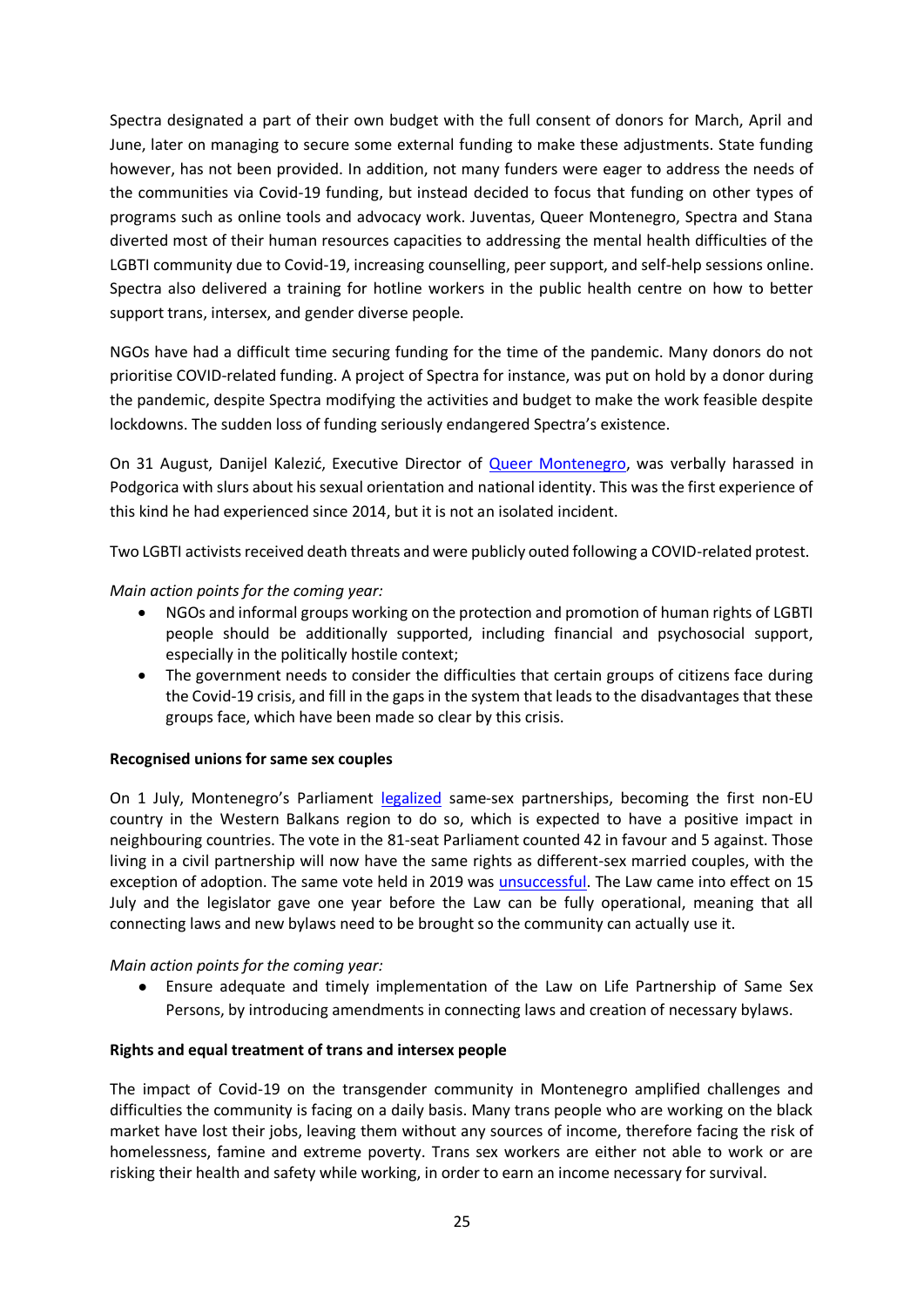Spectra designated a part of their own budget with the full consent of donors for March, April and June, later on managing to secure some external funding to make these adjustments. State funding however, has not been provided. In addition, not many funders were eager to address the needs of the communities via Covid-19 funding, but instead decided to focus that funding on other types of programs such as online tools and advocacy work. Juventas, Queer Montenegro, Spectra and Stana diverted most of their human resources capacities to addressing the mental health difficulties of the LGBTI community due to Covid-19, increasing counselling, peer support, and self-help sessions online. Spectra also delivered a training for hotline workers in the public health centre on how to better support trans, intersex, and gender diverse people.

NGOs have had a difficult time securing funding for the time of the pandemic. Many donors do not prioritise COVID-related funding. A project of Spectra for instance, was put on hold by a donor during the pandemic, despite Spectra modifying the activities and budget to make the work feasible despite lockdowns. The sudden loss of funding seriously endangered Spectra's existence.

On 31 August, Danijel Kalezić, Executive Director of Queer Montenegro, was verbally harassed in Podgorica with slurs about his sexual orientation and national identity. This was the first experience of this kind he had experienced since 2014, but it is not an isolated incident.

Two LGBTI activists received death threats and were publicly outed following a COVID-related protest.

*Main action points for the coming year:*

- NGOs and informal groups working on the protection and promotion of human rights of LGBTI people should be additionally supported, including financial and psychosocial support, especially in the politically hostile context;
- The government needs to consider the difficulties that certain groups of citizens face during the Covid-19 crisis, and fill in the gaps in the system that leads to the disadvantages that these groups face, which have been made so clear by this crisis.

**Recognised unions for same sex couples**

On 1 July, Montenegro's Parliament legalized same-sex partnerships, becoming the first non-EU country in the Western Balkans region to do so, which is expected to have a positive impact in neighbouring countries. The vote in the 81-seat Parliament counted 42 in favour and 5 against. Those living in a civil partnership will now have the same rights as different-sex married couples, with the exception of adoption. The same vote held in 2019 was unsuccessful. The Law came into effect on 15 July and the legislator gave one year before the Law can be fully operational, meaning that all connecting laws and new bylaws need to be brought so the community can actually use it.

*Main action points for the coming year:*

- Ensure adequate and timely implementation of the Law on Life Partnership of Same Sex Persons, by introducing amendments in connecting laws and creation of necessary bylaws.

**Rights and equal treatment of trans and intersex people**

The impact of Covid-19 on the transgender community in Montenegro amplified challenges and difficulties the community is facing on a daily basis. Many trans people who are working on the black market have lost their jobs, leaving them without any sources of income, therefore facing the risk of homelessness, famine and extreme poverty. Trans sex workers are either not able to work or are risking their health and safety while working, in order to earn an income necessary for survival.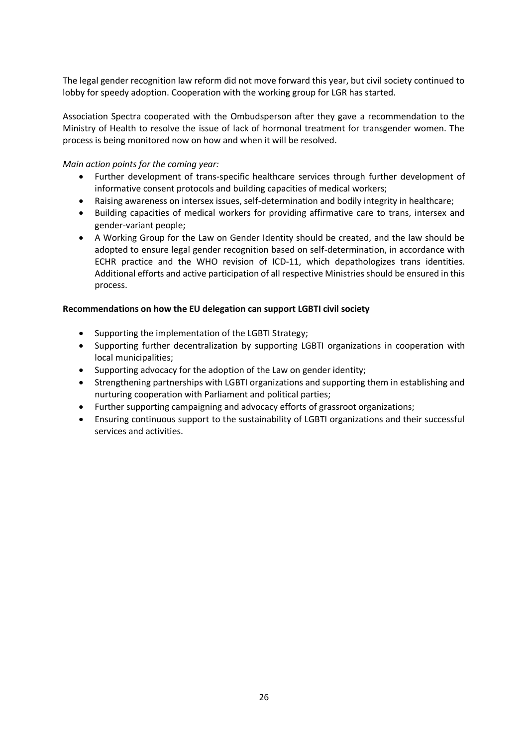The legal gender recognition law reform did not move forward this year, but civil society continued to lobby for speedy adoption. Cooperation with the working group for LGR has started.

Association Spectra cooperated with the Ombudsperson after they gave a recommendation to the Ministry of Health to resolve the issue of lack of hormonal treatment for transgender women. The process is being monitored now on how and when it will be resolved.

*Main action points for the coming year:*

- Further development of trans-specific healthcare services through further development of informative consent protocols and building capacities of medical workers;
- Raising awareness on intersex issues, self-determination and bodily integrity in healthcare;
- Building capacities of medical workers for providing affirmative care to trans, intersex and gender-variant people;
- A Working Group for the Law on Gender Identity should be created, and the law should be adopted to ensure legal gender recognition based on self-determination, in accordance with ECHR practice and the WHO revision of ICD-11, which depathologizes trans identities. Additional efforts and active participation of all respective Ministries should be ensured in this process.

**Recommendations on how the EU delegation can support LGBTI civil society**

- Supporting the implementation of the LGBTI Strategy;
- Supporting further decentralization by supporting LGBTI organizations in cooperation with local municipalities;
- Supporting advocacy for the adoption of the Law on gender identity;
- Strengthening partnerships with LGBTI organizations and supporting them in establishing and nurturing cooperation with Parliament and political parties;
- Further supporting campaigning and advocacy efforts of grassroot organizations;
- Ensuring continuous support to the sustainability of LGBTI organizations and their successful services and activities.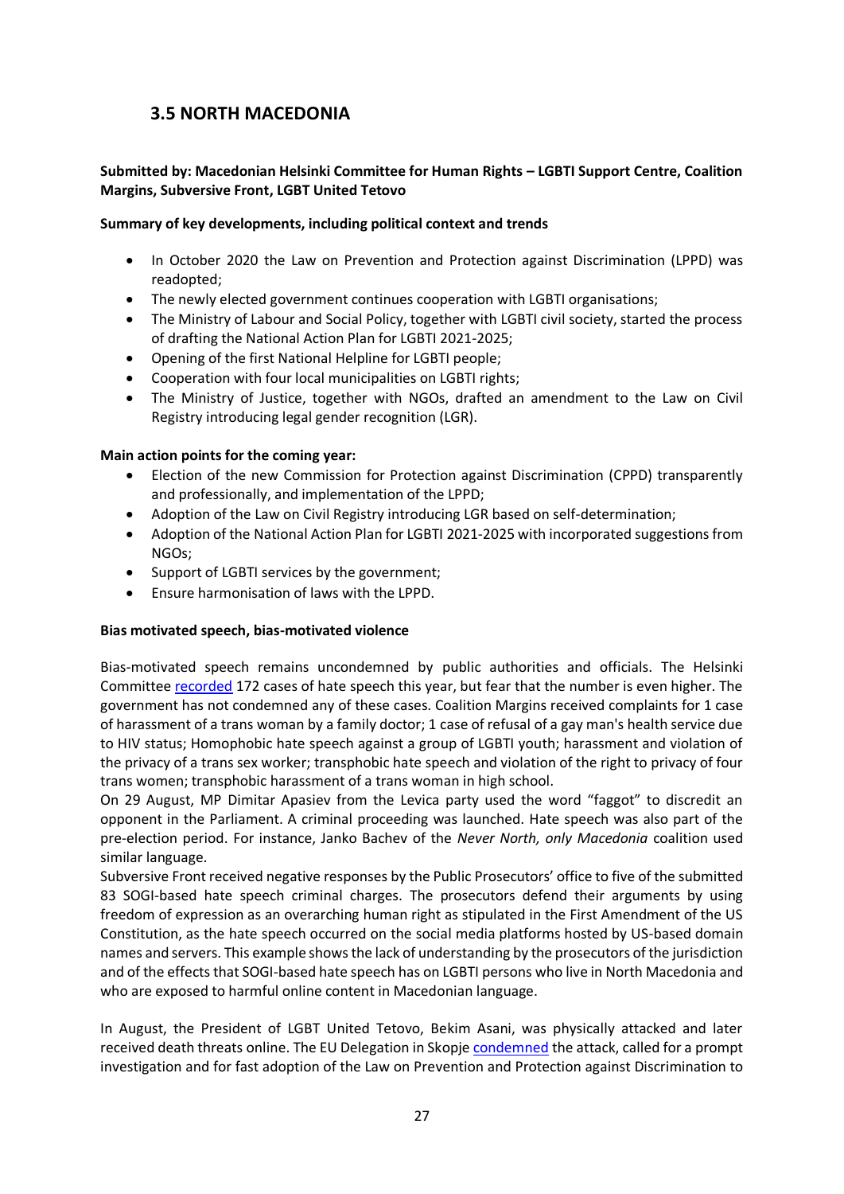## 3.5 NORTH MACEDONIA

**Submitted by: Macedonian Helsinki Committee for Human Rights – LGBTI Support Centre, Coalition Margins, Subversive Front, LGBT United Tetovo**

**Summary of key developments, including political context and trends**

- In October 2020 the Law on Prevention and Protection against Discrimination (LPPD) was readopted;
- The newly elected government continues cooperation with LGBTI organisations;
- The Ministry of Labour and Social Policy, together with LGBTI civil society, started the process of drafting the National Action Plan for LGBTI 2021-2025;
- Opening of the first National Helpline for LGBTI people;
- Cooperation with four local municipalities on LGBTI rights;
- The Ministry of Justice, together with NGOs, drafted an amendment to the Law on Civil Registry introducing legal gender recognition (LGR).

**Main action points for the coming year:**

- Election of the new Commission for Protection against Discrimination (CPPD) transparently and professionally, and implementation of the LPPD;
- Adoption of the Law on Civil Registry introducing LGR based on self-determination;
- Adoption of the National Action Plan for LGBTI 2021-2025 with incorporated suggestions from NGOs;
- Support of LGBTI services by the government;
- Ensure harmonisation of laws with the LPPD.

**Bias motivated speech, bias-motivated violence**

Bias-motivated speech remains uncondemned by public authorities and officials. The Helsinki Committee recorded 172 cases of hate speech this year, but fear that the number is even higher. The government has not condemned any of these cases. Coalition Margins received complaints for 1 case of harassment of a trans woman by a family doctor; 1 case of refusal of a gay man's health service due to HIV status; Homophobic hate speech against a group of LGBTI youth; harassment and violation of the privacy of a trans sex worker; transphobic hate speech and violation of the right to privacy of four trans women; transphobic harassment of a trans woman in high school.

On 29 August, MP Dimitar Apasiev from the Levica party used the word "faggot" to discredit an opponent in the Parliament. A criminal proceeding was launched. Hate speech was also part of the pre-election period. For instance, Janko Bachev of the *Never North, only Macedonia* coalition used similar language.

Subversive Front received negative responses by the Public Prosecutors' office to five of the submitted 83 SOGI-based hate speech criminal charges. The prosecutors defend their arguments by using freedom of expression as an overarching human right as stipulated in the First Amendment of the US Constitution, as the hate speech occurred on the social media platforms hosted by US-based domain names and servers. This example shows the lack of understanding by the prosecutors of the jurisdiction and of the effects that SOGI-based hate speech has on LGBTI persons who live in North Macedonia and who are exposed to harmful online content in Macedonian language.

In August, the President of LGBT United Tetovo, Bekim Asani, was physically attacked and later received death threats online. The EU Delegation in Skopje condemned the attack, called for a prompt investigation and for fast adoption of the Law on Prevention and Protection against Discrimination to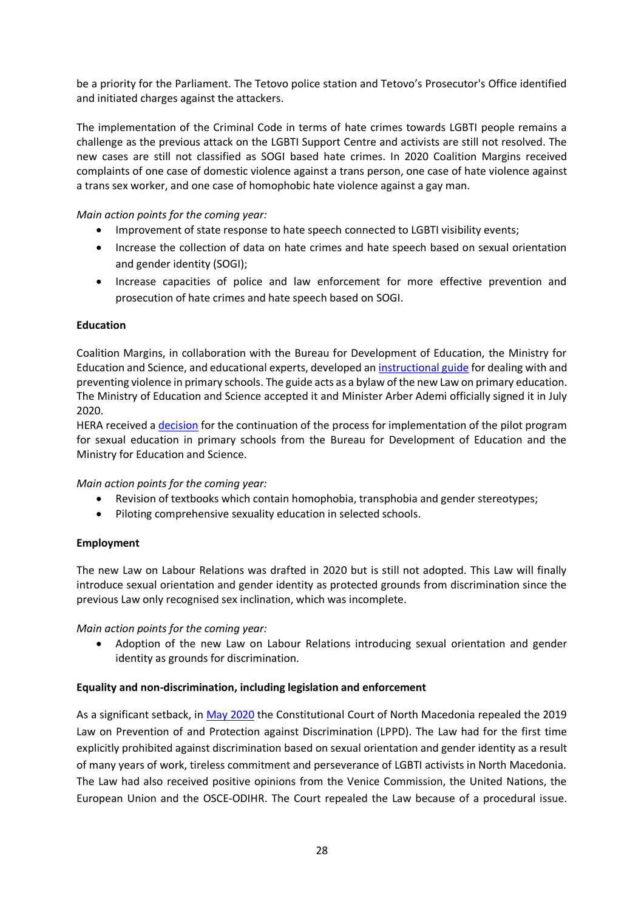be a priority for the Parliament. The Tetovo police station and Tetovo's Prosecutor's Office identified and initiated charges against the attackers.

The implementation of the Criminal Code in terms of hate crimes towards LGBTI people remains a challenge as the previous attack on the LGBTI Support Centre and activists are still not resolved. The new cases are still not classified as SOGI based hate crimes. In 2020 Coalition Margins received complaints of one case of domestic violence against a trans person, one case of hate violence against a trans sex worker, and one case of homophobic hate violence against a gay man.

*Main action points for the coming year:*

- Improvement of state response to hate speech connected to LGBTI visibility events;
- Increase the collection of data on hate crimes and hate speech based on sexual orientation and gender identity (SOGI);
- Increase capacities of police and law enforcement for more effective prevention and prosecution of hate crimes and hate speech based on SOGI.

**Education**

Coalition Margins, in collaboration with the Bureau for Development of Education, the Ministry for Education and Science, and educational experts, developed an instructional guide for dealing with and preventing violence in primary schools. The guide acts as a bylaw of the new Law on primary education. The Ministry of Education and Science accepted it and Minister Arber Ademi officially signed it in July 2020.

HERA received a decision for the continuation of the process for implementation of the pilot program for sexual education in primary schools from the Bureau for Development of Education and the Ministry for Education and Science.

*Main action points for the coming year:*

- Revision of textbooks which contain homophobia, transphobia and gender stereotypes;
- Piloting comprehensive sexuality education in selected schools.

**Employment**

The new Law on Labour Relations was drafted in 2020 but is still not adopted. This Law will finally introduce sexual orientation and gender identity as protected grounds from discrimination since the previous Law only recognised sex inclination, which was incomplete.

*Main action points for the coming year:*

- Adoption of the new Law on Labour Relations introducing sexual orientation and gender identity as grounds for discrimination.

**Equality and non-discrimination, including legislation and enforcement**

As a significant setback, in May 2020 the Constitutional Court of North Macedonia repealed the 2019 Law on Prevention of and Protection against Discrimination (LPPD). The Law had for the first time explicitly prohibited against discrimination based on sexual orientation and gender identity as a result of many years of work, tireless commitment and perseverance of LGBTI activists in North Macedonia. The Law had also received positive opinions from the Venice Commission, the United Nations, the European Union and the OSCE-ODIHR. The Court repealed the Law because of a procedural issue.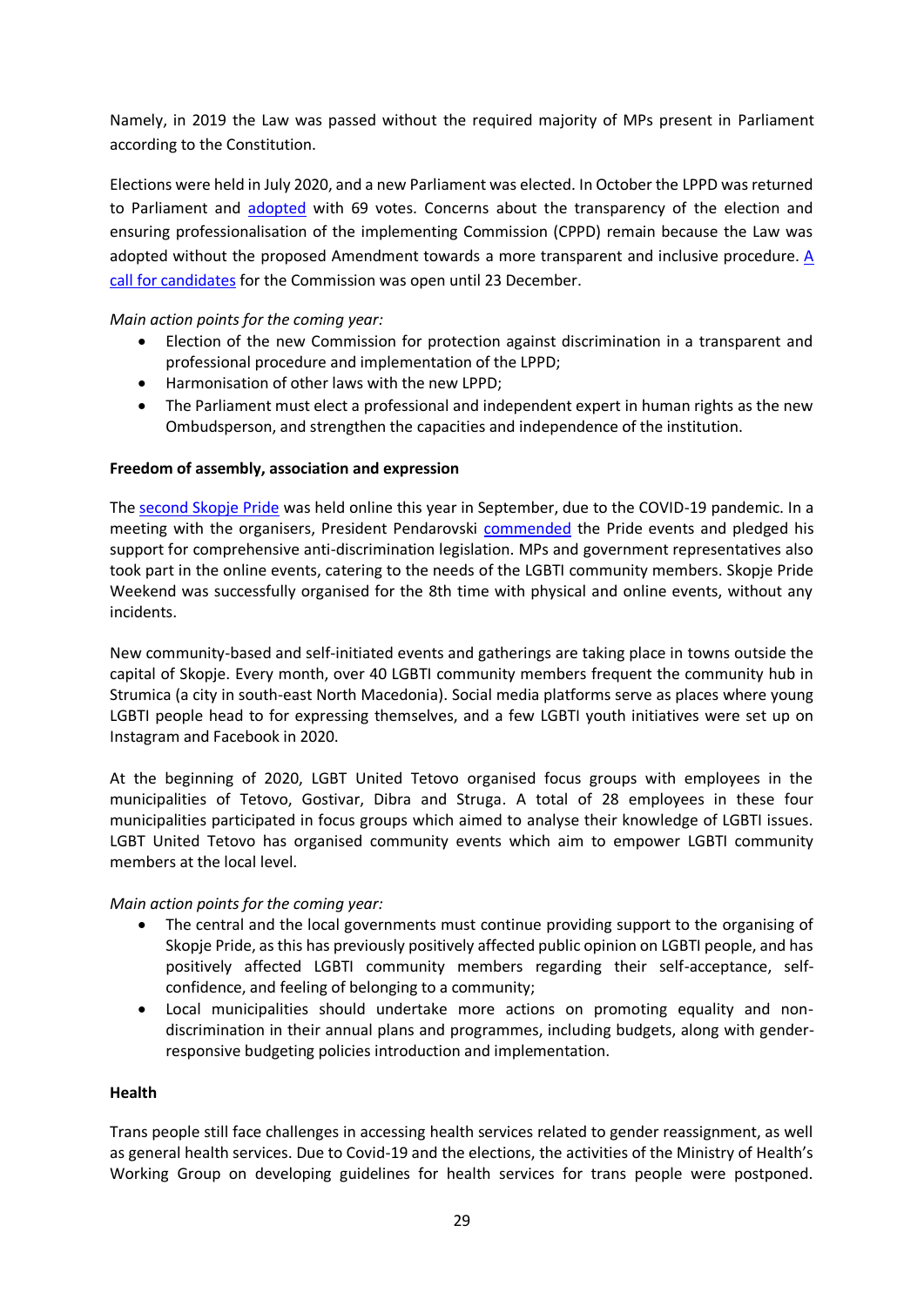Namely, in 2019 the Law was passed without the required majority of MPs present in Parliament according to the Constitution.

Elections were held in July 2020, and a new Parliament was elected. In October the LPPD was returned to Parliament and adopted with 69 votes. Concerns about the transparency of the election and ensuring professionalisation of the implementing Commission (CPPD) remain because the Law was adopted without the proposed Amendment towards a more transparent and inclusive procedure. A call for candidates for the Commission was open until 23 December.

*Main action points for the coming year:*

- Election of the new Commission for protection against discrimination in a transparent and professional procedure and implementation of the LPPD;
- Harmonisation of other laws with the new LPPD;
- The Parliament must elect a professional and independent expert in human rights as the new Ombudsperson, and strengthen the capacities and independence of the institution.

**Freedom of assembly, association and expression**

The second Skopje Pride was held online this year in September, due to the COVID-19 pandemic. In a meeting with the organisers, President Pendarovski commended the Pride events and pledged his support for comprehensive anti-discrimination legislation. MPs and government representatives also took part in the online events, catering to the needs of the LGBTI community members. Skopje Pride Weekend was successfully organised for the 8th time with physical and online events, without any incidents.

New community-based and self-initiated events and gatherings are taking place in towns outside the capital of Skopje. Every month, over 40 LGBTI community members frequent the community hub in Strumica (a city in south-east North Macedonia). Social media platforms serve as places where young LGBTI people head to for expressing themselves, and a few LGBTI youth initiatives were set up on Instagram and Facebook in 2020.

At the beginning of 2020, LGBT United Tetovo organised focus groups with employees in the municipalities of Tetovo, Gostivar, Dibra and Struga. A total of 28 employees in these four municipalities participated in focus groups which aimed to analyse their knowledge of LGBTI issues. LGBT United Tetovo has organised community events which aim to empower LGBTI community members at the local level.

*Main action points for the coming year:*

- The central and the local governments must continue providing support to the organising of Skopje Pride, as this has previously positively affected public opinion on LGBTI people, and has positively affected LGBTI community members regarding their self-acceptance, self-confidence, and feeling of belonging to a community;
- Local municipalities should undertake more actions on promoting equality and non-discrimination in their annual plans and programmes, including budgets, along with gender-responsive budgeting policies introduction and implementation.

**Health**

Trans people still face challenges in accessing health services related to gender reassignment, as well as general health services. Due to Covid-19 and the elections, the activities of the Ministry of Health's Working Group on developing guidelines for health services for trans people were postponed.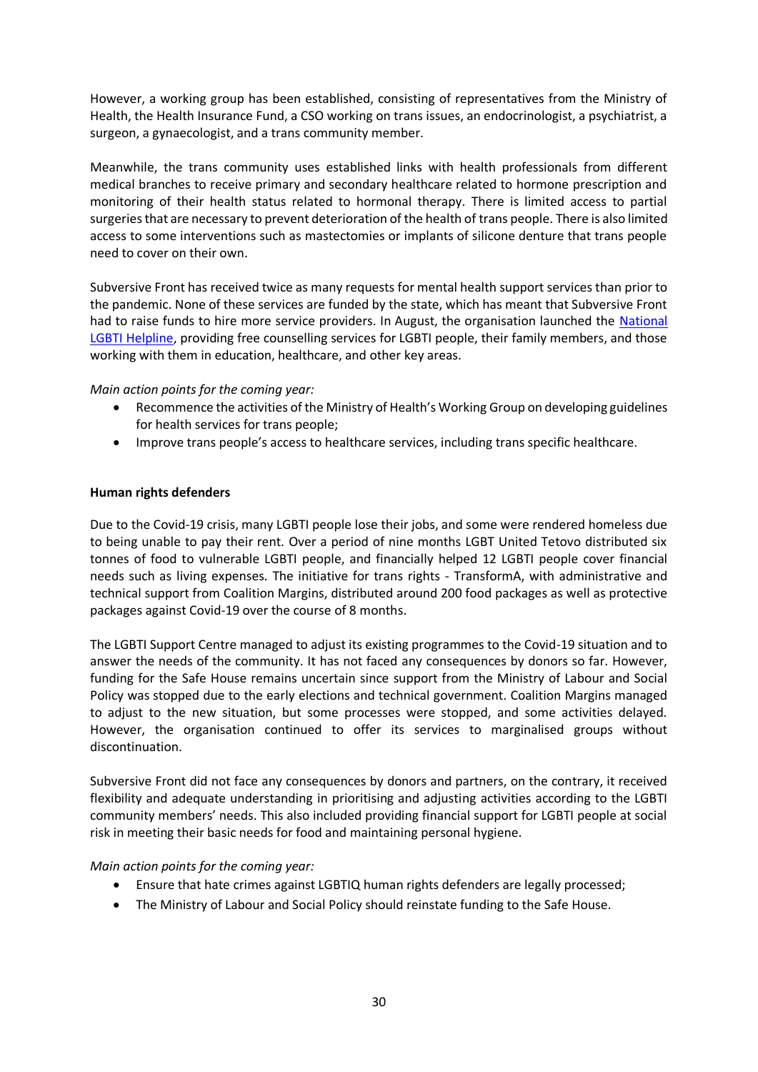However, a working group has been established, consisting of representatives from the Ministry of Health, the Health Insurance Fund, a CSO working on trans issues, an endocrinologist, a psychiatrist, a surgeon, a gynaecologist, and a trans community member.

Meanwhile, the trans community uses established links with health professionals from different medical branches to receive primary and secondary healthcare related to hormone prescription and monitoring of their health status related to hormonal therapy. There is limited access to partial surgeries that are necessary to prevent deterioration of the health of trans people. There is also limited access to some interventions such as mastectomies or implants of silicone denture that trans people need to cover on their own.

Subversive Front has received twice as many requests for mental health support services than prior to the pandemic. None of these services are funded by the state, which has meant that Subversive Front had to raise funds to hire more service providers. In August, the organisation launched the [National LGBTI Helpline](), providing free counselling services for LGBTI people, their family members, and those working with them in education, healthcare, and other key areas.

*Main action points for the coming year:*

- Recommence the activities of the Ministry of Health's Working Group on developing guidelines for health services for trans people;
- Improve trans people's access to healthcare services, including trans specific healthcare.

**Human rights defenders**

Due to the Covid-19 crisis, many LGBTI people lose their jobs, and some were rendered homeless due to being unable to pay their rent. Over a period of nine months LGBT United Tetovo distributed six tonnes of food to vulnerable LGBTI people, and financially helped 12 LGBTI people cover financial needs such as living expenses. The initiative for trans rights - TransformA, with administrative and technical support from Coalition Margins, distributed around 200 food packages as well as protective packages against Covid-19 over the course of 8 months.

The LGBTI Support Centre managed to adjust its existing programmes to the Covid-19 situation and to answer the needs of the community. It has not faced any consequences by donors so far. However, funding for the Safe House remains uncertain since support from the Ministry of Labour and Social Policy was stopped due to the early elections and technical government. Coalition Margins managed to adjust to the new situation, but some processes were stopped, and some activities delayed. However, the organisation continued to offer its services to marginalised groups without discontinuation.

Subversive Front did not face any consequences by donors and partners, on the contrary, it received flexibility and adequate understanding in prioritising and adjusting activities according to the LGBTI community members' needs. This also included providing financial support for LGBTI people at social risk in meeting their basic needs for food and maintaining personal hygiene.

*Main action points for the coming year:*

- Ensure that hate crimes against LGBTIQ human rights defenders are legally processed;
- The Ministry of Labour and Social Policy should reinstate funding to the Safe House.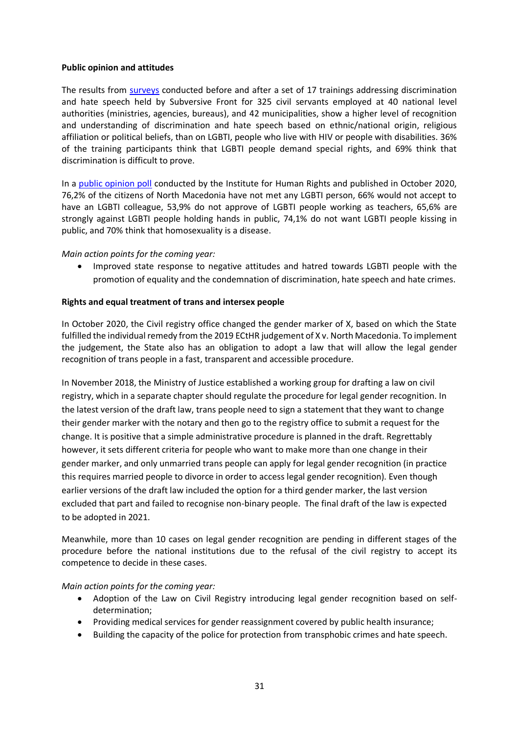**Public opinion and attitudes**

The results from surveys conducted before and after a set of 17 trainings addressing discrimination and hate speech held by Subversive Front for 325 civil servants employed at 40 national level authorities (ministries, agencies, bureaus), and 42 municipalities, show a higher level of recognition and understanding of discrimination and hate speech based on ethnic/national origin, religious affiliation or political beliefs, than on LGBTI, people who live with HIV or people with disabilities. 36% of the training participants think that LGBTI people demand special rights, and 69% think that discrimination is difficult to prove.

In a public opinion poll conducted by the Institute for Human Rights and published in October 2020, 76,2% of the citizens of North Macedonia have not met any LGBTI person, 66% would not accept to have an LGBTI colleague, 53,9% do not approve of LGBTI people working as teachers, 65,6% are strongly against LGBTI people holding hands in public, 74,1% do not want LGBTI people kissing in public, and 70% think that homosexuality is a disease.

*Main action points for the coming year:*

- Improved state response to negative attitudes and hatred towards LGBTI people with the promotion of equality and the condemnation of discrimination, hate speech and hate crimes.

**Rights and equal treatment of trans and intersex people**

In October 2020, the Civil registry office changed the gender marker of X, based on which the State fulfilled the individual remedy from the 2019 ECtHR judgement of X v. North Macedonia. To implement the judgement, the State also has an obligation to adopt a law that will allow the legal gender recognition of trans people in a fast, transparent and accessible procedure.

In November 2018, the Ministry of Justice established a working group for drafting a law on civil registry, which in a separate chapter should regulate the procedure for legal gender recognition. In the latest version of the draft law, trans people need to sign a statement that they want to change their gender marker with the notary and then go to the registry office to submit a request for the change. It is positive that a simple administrative procedure is planned in the draft. Regrettably however, it sets different criteria for people who want to make more than one change in their gender marker, and only unmarried trans people can apply for legal gender recognition (in practice this requires married people to divorce in order to access legal gender recognition). Even though earlier versions of the draft law included the option for a third gender marker, the last version excluded that part and failed to recognise non-binary people. The final draft of the law is expected to be adopted in 2021.

Meanwhile, more than 10 cases on legal gender recognition are pending in different stages of the procedure before the national institutions due to the refusal of the civil registry to accept its competence to decide in these cases.

*Main action points for the coming year:*

- Adoption of the Law on Civil Registry introducing legal gender recognition based on self-determination;
- Providing medical services for gender reassignment covered by public health insurance;
- Building the capacity of the police for protection from transphobic crimes and hate speech.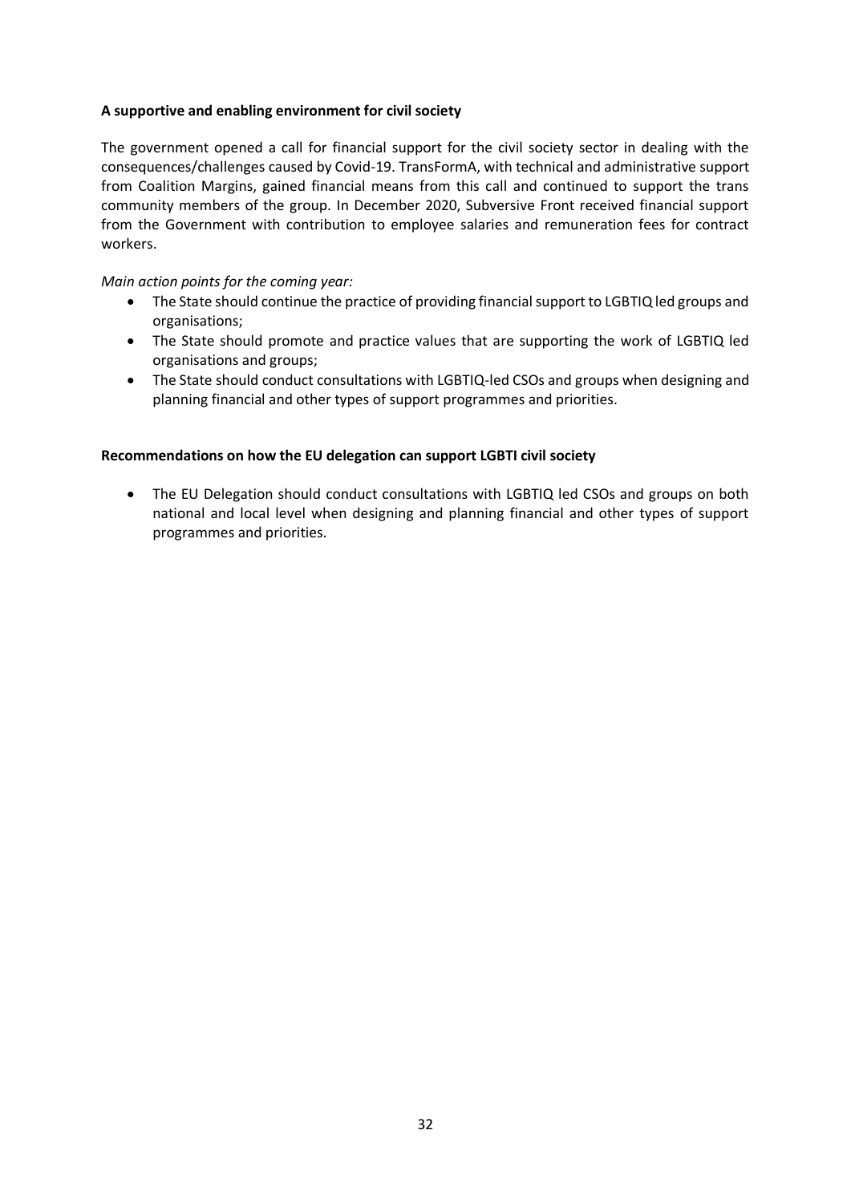**A supportive and enabling environment for civil society**

The government opened a call for financial support for the civil society sector in dealing with the consequences/challenges caused by Covid-19. TransFormA, with technical and administrative support from Coalition Margins, gained financial means from this call and continued to support the trans community members of the group. In December 2020, Subversive Front received financial support from the Government with contribution to employee salaries and remuneration fees for contract workers.

*Main action points for the coming year:*

- The State should continue the practice of providing financial support to LGBTIQ led groups and organisations;
- The State should promote and practice values that are supporting the work of LGBTIQ led organisations and groups;
- The State should conduct consultations with LGBTIQ-led CSOs and groups when designing and planning financial and other types of support programmes and priorities.

**Recommendations on how the EU delegation can support LGBTI civil society**

- The EU Delegation should conduct consultations with LGBTIQ led CSOs and groups on both national and local level when designing and planning financial and other types of support programmes and priorities.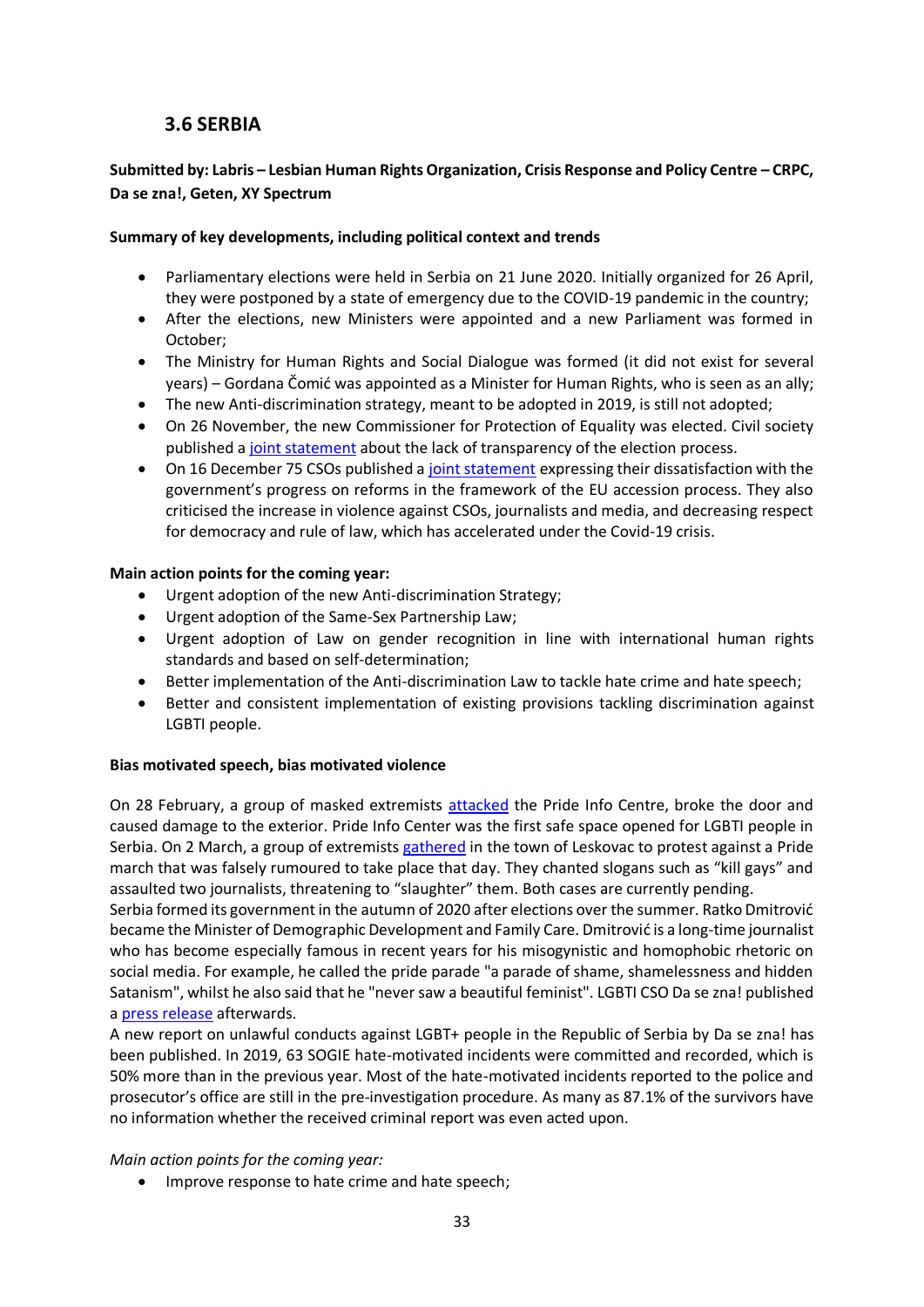## 3.6 SERBIA

**Submitted by: Labris – Lesbian Human Rights Organization, Crisis Response and Policy Centre – CRPC, Da se zna!, Geten, XY Spectrum**

**Summary of key developments, including political context and trends**

- Parliamentary elections were held in Serbia on 21 June 2020. Initially organized for 26 April, they were postponed by a state of emergency due to the COVID-19 pandemic in the country;
- After the elections, new Ministers were appointed and a new Parliament was formed in October;
- The Ministry for Human Rights and Social Dialogue was formed (it did not exist for several years) – Gordana Čomić was appointed as a Minister for Human Rights, who is seen as an ally;
- The new Anti-discrimination strategy, meant to be adopted in 2019, is still not adopted;
- On 26 November, the new Commissioner for Protection of Equality was elected. Civil society published a joint statement about the lack of transparency of the election process.
- On 16 December 75 CSOs published a joint statement expressing their dissatisfaction with the government's progress on reforms in the framework of the EU accession process. They also criticised the increase in violence against CSOs, journalists and media, and decreasing respect for democracy and rule of law, which has accelerated under the Covid-19 crisis.

**Main action points for the coming year:**

- Urgent adoption of the new Anti-discrimination Strategy;
- Urgent adoption of the Same-Sex Partnership Law;
- Urgent adoption of Law on gender recognition in line with international human rights standards and based on self-determination;
- Better implementation of the Anti-discrimination Law to tackle hate crime and hate speech;
- Better and consistent implementation of existing provisions tackling discrimination against LGBTI people.

**Bias motivated speech, bias motivated violence**

On 28 February, a group of masked extremists attacked the Pride Info Centre, broke the door and caused damage to the exterior. Pride Info Center was the first safe space opened for LGBTI people in Serbia. On 2 March, a group of extremists gathered in the town of Leskovac to protest against a Pride march that was falsely rumoured to take place that day. They chanted slogans such as "kill gays" and assaulted two journalists, threatening to "slaughter" them. Both cases are currently pending.
Serbia formed its government in the autumn of 2020 after elections over the summer. Ratko Dmitrović became the Minister of Demographic Development and Family Care. Dmitrović is a long-time journalist who has become especially famous in recent years for his misogynistic and homophobic rhetoric on social media. For example, he called the pride parade "a parade of shame, shamelessness and hidden Satanism", whilst he also said that he "never saw a beautiful feminist". LGBTI CSO Da se zna! published a press release afterwards.
A new report on unlawful conducts against LGBT+ people in the Republic of Serbia by Da se zna! has been published. In 2019, 63 SOGIE hate-motivated incidents were committed and recorded, which is 50% more than in the previous year. Most of the hate-motivated incidents reported to the police and prosecutor's office are still in the pre-investigation procedure. As many as 87.1% of the survivors have no information whether the received criminal report was even acted upon.

*Main action points for the coming year:*

- Improve response to hate crime and hate speech;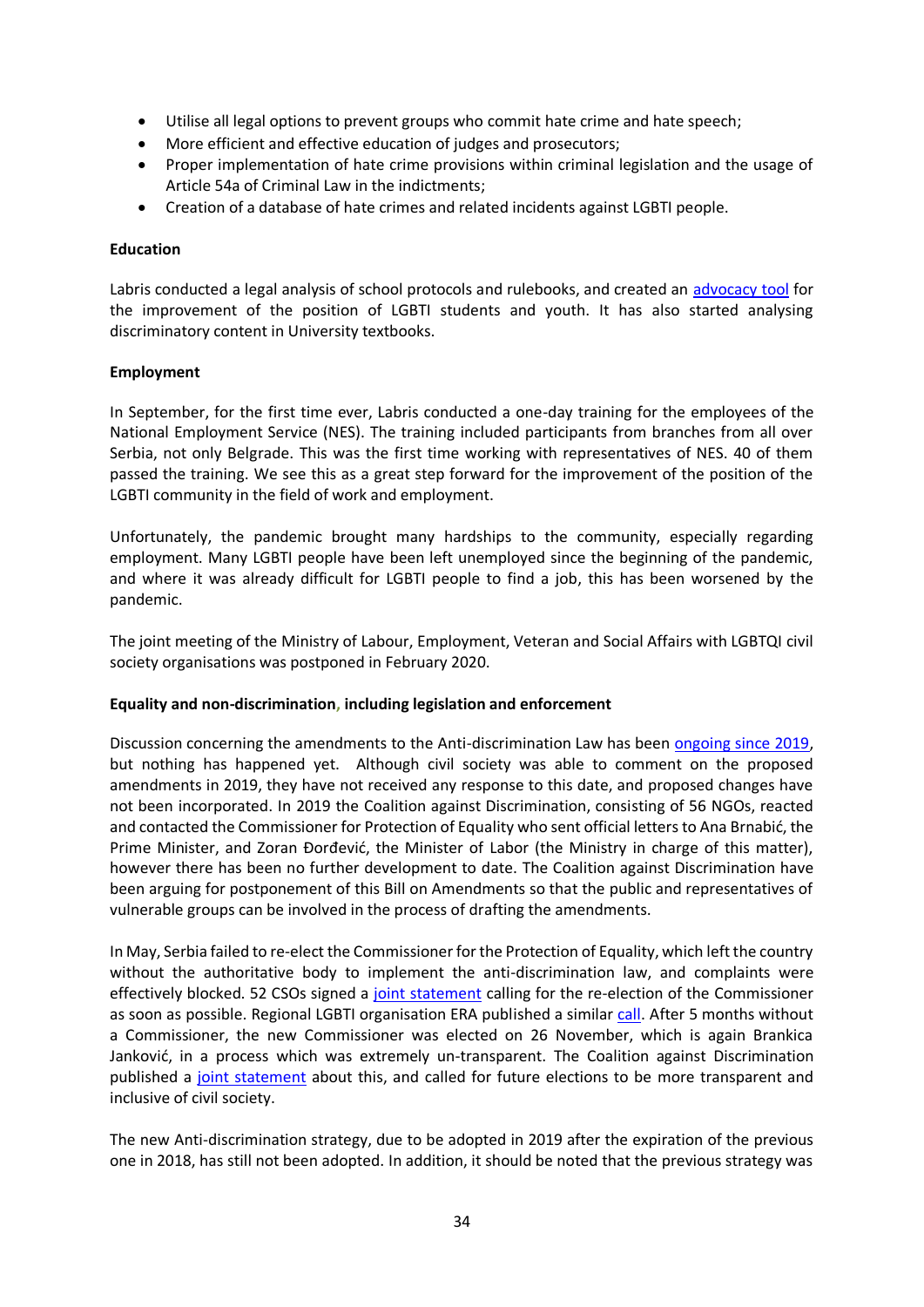- Utilise all legal options to prevent groups who commit hate crime and hate speech;
- More efficient and effective education of judges and prosecutors;
- Proper implementation of hate crime provisions within criminal legislation and the usage of Article 54a of Criminal Law in the indictments;
- Creation of a database of hate crimes and related incidents against LGBTI people.

**Education**

Labris conducted a legal analysis of school protocols and rulebooks, and created an advocacy tool for the improvement of the position of LGBTI students and youth. It has also started analysing discriminatory content in University textbooks.

**Employment**

In September, for the first time ever, Labris conducted a one-day training for the employees of the National Employment Service (NES). The training included participants from branches from all over Serbia, not only Belgrade. This was the first time working with representatives of NES. 40 of them passed the training. We see this as a great step forward for the improvement of the position of the LGBTI community in the field of work and employment.

Unfortunately, the pandemic brought many hardships to the community, especially regarding employment. Many LGBTI people have been left unemployed since the beginning of the pandemic, and where it was already difficult for LGBTI people to find a job, this has been worsened by the pandemic.

The joint meeting of the Ministry of Labour, Employment, Veteran and Social Affairs with LGBTQI civil society organisations was postponed in February 2020.

**Equality and non-discrimination, including legislation and enforcement**

Discussion concerning the amendments to the Anti-discrimination Law has been ongoing since 2019, but nothing has happened yet. Although civil society was able to comment on the proposed amendments in 2019, they have not received any response to this date, and proposed changes have not been incorporated. In 2019 the Coalition against Discrimination, consisting of 56 NGOs, reacted and contacted the Commissioner for Protection of Equality who sent official letters to Ana Brnabić, the Prime Minister, and Zoran Đorđević, the Minister of Labor (the Ministry in charge of this matter), however there has been no further development to date. The Coalition against Discrimination have been arguing for postponement of this Bill on Amendments so that the public and representatives of vulnerable groups can be involved in the process of drafting the amendments.

In May, Serbia failed to re-elect the Commissioner for the Protection of Equality, which left the country without the authoritative body to implement the anti-discrimination law, and complaints were effectively blocked. 52 CSOs signed a joint statement calling for the re-election of the Commissioner as soon as possible. Regional LGBTI organisation ERA published a similar call. After 5 months without a Commissioner, the new Commissioner was elected on 26 November, which is again Brankica Janković, in a process which was extremely un-transparent. The Coalition against Discrimination published a joint statement about this, and called for future elections to be more transparent and inclusive of civil society.

The new Anti-discrimination strategy, due to be adopted in 2019 after the expiration of the previous one in 2018, has still not been adopted. In addition, it should be noted that the previous strategy was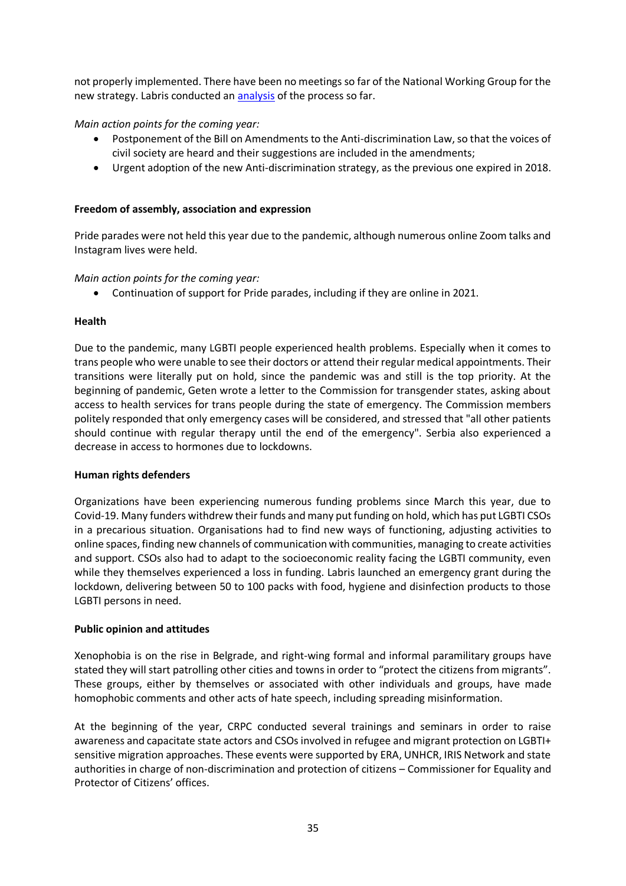not properly implemented. There have been no meetings so far of the National Working Group for the new strategy. Labris conducted an analysis of the process so far.

*Main action points for the coming year:*

- Postponement of the Bill on Amendments to the Anti-discrimination Law, so that the voices of civil society are heard and their suggestions are included in the amendments;
- Urgent adoption of the new Anti-discrimination strategy, as the previous one expired in 2018.

**Freedom of assembly, association and expression**

Pride parades were not held this year due to the pandemic, although numerous online Zoom talks and Instagram lives were held.

*Main action points for the coming year:*

- Continuation of support for Pride parades, including if they are online in 2021.

**Health**

Due to the pandemic, many LGBTI people experienced health problems. Especially when it comes to trans people who were unable to see their doctors or attend their regular medical appointments. Their transitions were literally put on hold, since the pandemic was and still is the top priority. At the beginning of pandemic, Geten wrote a letter to the Commission for transgender states, asking about access to health services for trans people during the state of emergency. The Commission members politely responded that only emergency cases will be considered, and stressed that "all other patients should continue with regular therapy until the end of the emergency". Serbia also experienced a decrease in access to hormones due to lockdowns.

**Human rights defenders**

Organizations have been experiencing numerous funding problems since March this year, due to Covid-19. Many funders withdrew their funds and many put funding on hold, which has put LGBTI CSOs in a precarious situation. Organisations had to find new ways of functioning, adjusting activities to online spaces, finding new channels of communication with communities, managing to create activities and support. CSOs also had to adapt to the socioeconomic reality facing the LGBTI community, even while they themselves experienced a loss in funding. Labris launched an emergency grant during the lockdown, delivering between 50 to 100 packs with food, hygiene and disinfection products to those LGBTI persons in need.

**Public opinion and attitudes**

Xenophobia is on the rise in Belgrade, and right-wing formal and informal paramilitary groups have stated they will start patrolling other cities and towns in order to "protect the citizens from migrants". These groups, either by themselves or associated with other individuals and groups, have made homophobic comments and other acts of hate speech, including spreading misinformation.

At the beginning of the year, CRPC conducted several trainings and seminars in order to raise awareness and capacitate state actors and CSOs involved in refugee and migrant protection on LGBTI+ sensitive migration approaches. These events were supported by ERA, UNHCR, IRIS Network and state authorities in charge of non-discrimination and protection of citizens – Commissioner for Equality and Protector of Citizens' offices.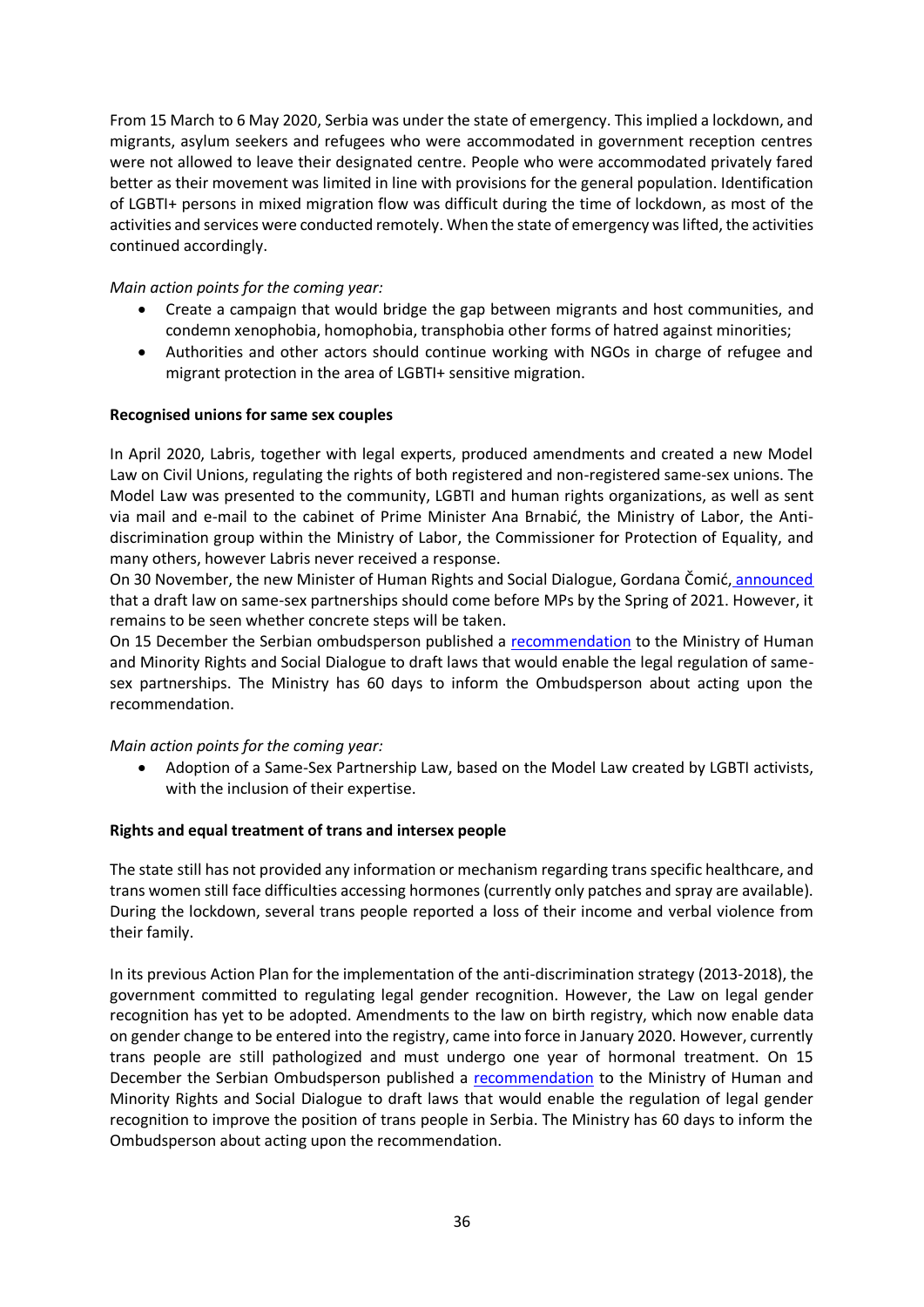From 15 March to 6 May 2020, Serbia was under the state of emergency. This implied a lockdown, and migrants, asylum seekers and refugees who were accommodated in government reception centres were not allowed to leave their designated centre. People who were accommodated privately fared better as their movement was limited in line with provisions for the general population. Identification of LGBTI+ persons in mixed migration flow was difficult during the time of lockdown, as most of the activities and services were conducted remotely. When the state of emergency was lifted, the activities continued accordingly.

*Main action points for the coming year:*

- Create a campaign that would bridge the gap between migrants and host communities, and condemn xenophobia, homophobia, transphobia other forms of hatred against minorities;
- Authorities and other actors should continue working with NGOs in charge of refugee and migrant protection in the area of LGBTI+ sensitive migration.

**Recognised unions for same sex couples**

In April 2020, Labris, together with legal experts, produced amendments and created a new Model Law on Civil Unions, regulating the rights of both registered and non-registered same-sex unions. The Model Law was presented to the community, LGBTI and human rights organizations, as well as sent via mail and e-mail to the cabinet of Prime Minister Ana Brnabić, the Ministry of Labor, the Anti-discrimination group within the Ministry of Labor, the Commissioner for Protection of Equality, and many others, however Labris never received a response.

On 30 November, the new Minister of Human Rights and Social Dialogue, Gordana Čomić, announced that a draft law on same-sex partnerships should come before MPs by the Spring of 2021. However, it remains to be seen whether concrete steps will be taken.

On 15 December the Serbian ombudsperson published a recommendation to the Ministry of Human and Minority Rights and Social Dialogue to draft laws that would enable the legal regulation of same-sex partnerships. The Ministry has 60 days to inform the Ombudsperson about acting upon the recommendation.

*Main action points for the coming year:*

- Adoption of a Same-Sex Partnership Law, based on the Model Law created by LGBTI activists, with the inclusion of their expertise.

**Rights and equal treatment of trans and intersex people**

The state still has not provided any information or mechanism regarding trans specific healthcare, and trans women still face difficulties accessing hormones (currently only patches and spray are available). During the lockdown, several trans people reported a loss of their income and verbal violence from their family.

In its previous Action Plan for the implementation of the anti-discrimination strategy (2013-2018), the government committed to regulating legal gender recognition. However, the Law on legal gender recognition has yet to be adopted. Amendments to the law on birth registry, which now enable data on gender change to be entered into the registry, came into force in January 2020. However, currently trans people are still pathologized and must undergo one year of hormonal treatment. On 15 December the Serbian Ombudsperson published a recommendation to the Ministry of Human and Minority Rights and Social Dialogue to draft laws that would enable the regulation of legal gender recognition to improve the position of trans people in Serbia. The Ministry has 60 days to inform the Ombudsperson about acting upon the recommendation.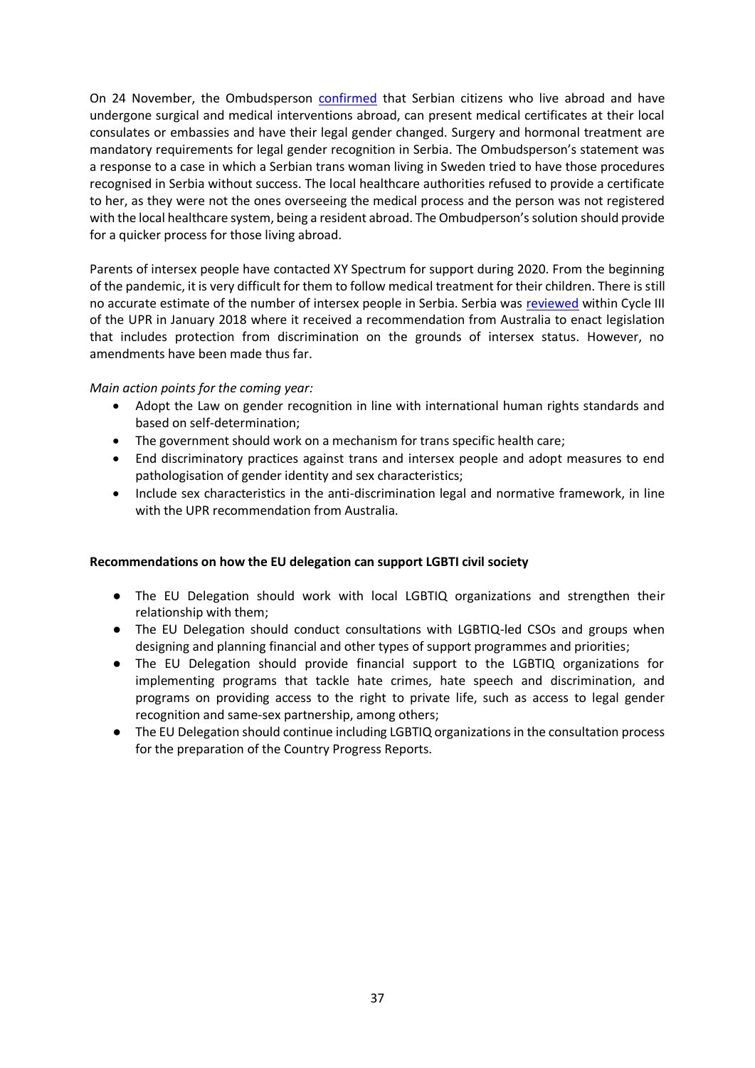On 24 November, the Ombudsperson confirmed that Serbian citizens who live abroad and have undergone surgical and medical interventions abroad, can present medical certificates at their local consulates or embassies and have their legal gender changed. Surgery and hormonal treatment are mandatory requirements for legal gender recognition in Serbia. The Ombudsperson's statement was a response to a case in which a Serbian trans woman living in Sweden tried to have those procedures recognised in Serbia without success. The local healthcare authorities refused to provide a certificate to her, as they were not the ones overseeing the medical process and the person was not registered with the local healthcare system, being a resident abroad. The Ombudperson's solution should provide for a quicker process for those living abroad.

Parents of intersex people have contacted XY Spectrum for support during 2020. From the beginning of the pandemic, it is very difficult for them to follow medical treatment for their children. There is still no accurate estimate of the number of intersex people in Serbia. Serbia was reviewed within Cycle III of the UPR in January 2018 where it received a recommendation from Australia to enact legislation that includes protection from discrimination on the grounds of intersex status. However, no amendments have been made thus far.

*Main action points for the coming year:*

- Adopt the Law on gender recognition in line with international human rights standards and based on self-determination;
- The government should work on a mechanism for trans specific health care;
- End discriminatory practices against trans and intersex people and adopt measures to end pathologisation of gender identity and sex characteristics;
- Include sex characteristics in the anti-discrimination legal and normative framework, in line with the UPR recommendation from Australia.

**Recommendations on how the EU delegation can support LGBTI civil society**

- The EU Delegation should work with local LGBTIQ organizations and strengthen their relationship with them;
- The EU Delegation should conduct consultations with LGBTIQ-led CSOs and groups when designing and planning financial and other types of support programmes and priorities;
- The EU Delegation should provide financial support to the LGBTIQ organizations for implementing programs that tackle hate crimes, hate speech and discrimination, and programs on providing access to the right to private life, such as access to legal gender recognition and same-sex partnership, among others;
- The EU Delegation should continue including LGBTIQ organizations in the consultation process for the preparation of the Country Progress Reports.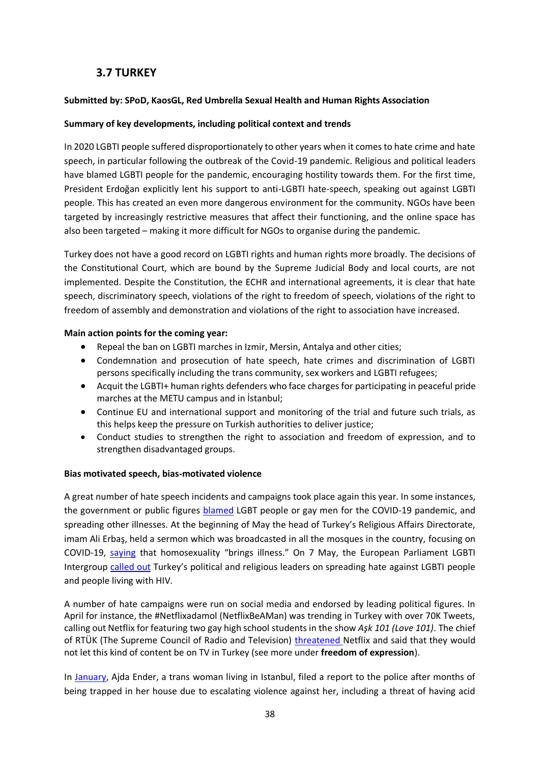## 3.7 TURKEY

**Submitted by: SPoD, KaosGL, Red Umbrella Sexual Health and Human Rights Association**

**Summary of key developments, including political context and trends**

In 2020 LGBTI people suffered disproportionately to other years when it comes to hate crime and hate speech, in particular following the outbreak of the Covid-19 pandemic. Religious and political leaders have blamed LGBTI people for the pandemic, encouraging hostility towards them. For the first time, President Erdoğan explicitly lent his support to anti-LGBTI hate-speech, speaking out against LGBTI people. This has created an even more dangerous environment for the community. NGOs have been targeted by increasingly restrictive measures that affect their functioning, and the online space has also been targeted – making it more difficult for NGOs to organise during the pandemic.

Turkey does not have a good record on LGBTI rights and human rights more broadly. The decisions of the Constitutional Court, which are bound by the Supreme Judicial Body and local courts, are not implemented. Despite the Constitution, the ECHR and international agreements, it is clear that hate speech, discriminatory speech, violations of the right to freedom of speech, violations of the right to freedom of assembly and demonstration and violations of the right to association have increased.

**Main action points for the coming year:**

- Repeal the ban on LGBTI marches in Izmir, Mersin, Antalya and other cities;
- Condemnation and prosecution of hate speech, hate crimes and discrimination of LGBTI persons specifically including the trans community, sex workers and LGBTI refugees;
- Acquit the LGBTI+ human rights defenders who face charges for participating in peaceful pride marches at the METU campus and in İstanbul;
- Continue EU and international support and monitoring of the trial and future such trials, as this helps keep the pressure on Turkish authorities to deliver justice;
- Conduct studies to strengthen the right to association and freedom of expression, and to strengthen disadvantaged groups.

**Bias motivated speech, bias-motivated violence**

A great number of hate speech incidents and campaigns took place again this year. In some instances, the government or public figures blamed LGBT people or gay men for the COVID-19 pandemic, and spreading other illnesses. At the beginning of May the head of Turkey's Religious Affairs Directorate, imam Ali Erbaş, held a sermon which was broadcasted in all the mosques in the country, focusing on COVID-19, saying that homosexuality "brings illness." On 7 May, the European Parliament LGBTI Intergroup called out Turkey's political and religious leaders on spreading hate against LGBTI people and people living with HIV.

A number of hate campaigns were run on social media and endorsed by leading political figures. In April for instance, the #Netflixadamol (NetflixBeAMan) was trending in Turkey with over 70K Tweets, calling out Netflix for featuring two gay high school students in the show *Aşk 101 (Love 101)*. The chief of RTÜK (The Supreme Council of Radio and Television) threatened Netflix and said that they would not let this kind of content be on TV in Turkey (see more under **freedom of expression**).

In January, Ajda Ender, a trans woman living in Istanbul, filed a report to the police after months of being trapped in her house due to escalating violence against her, including a threat of having acid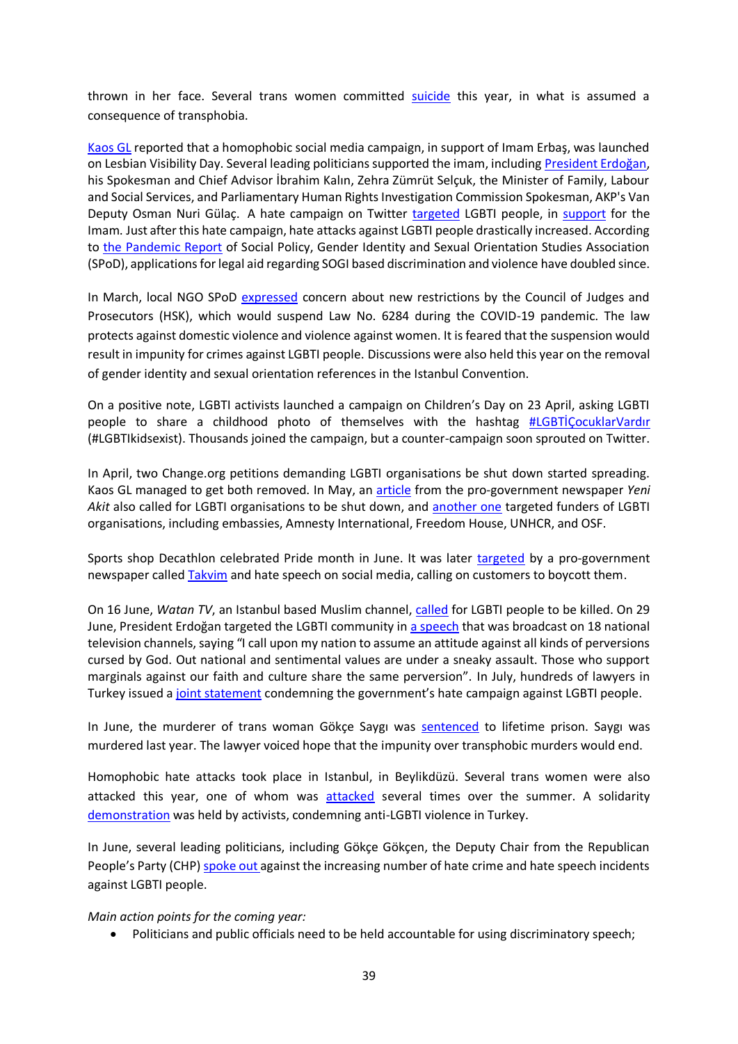thrown in her face. Several trans women committed suicide this year, in what is assumed a consequence of transphobia.

Kaos GL reported that a homophobic social media campaign, in support of Imam Erbaş, was launched on Lesbian Visibility Day. Several leading politicians supported the imam, including President Erdoğan, his Spokesman and Chief Advisor İbrahim Kalın, Zehra Zümrüt Selçuk, the Minister of Family, Labour and Social Services, and Parliamentary Human Rights Investigation Commission Spokesman, AKP's Van Deputy Osman Nuri Gülaç. A hate campaign on Twitter targeted LGBTI people, in support for the Imam. Just after this hate campaign, hate attacks against LGBTI people drastically increased. According to the Pandemic Report of Social Policy, Gender Identity and Sexual Orientation Studies Association (SPoD), applications for legal aid regarding SOGI based discrimination and violence have doubled since.

In March, local NGO SPoD expressed concern about new restrictions by the Council of Judges and Prosecutors (HSK), which would suspend Law No. 6284 during the COVID-19 pandemic. The law protects against domestic violence and violence against women. It is feared that the suspension would result in impunity for crimes against LGBTI people. Discussions were also held this year on the removal of gender identity and sexual orientation references in the Istanbul Convention.

On a positive note, LGBTI activists launched a campaign on Children's Day on 23 April, asking LGBTI people to share a childhood photo of themselves with the hashtag #LGBTİÇocuklarVardır (#LGBTIkidsexist). Thousands joined the campaign, but a counter-campaign soon sprouted on Twitter.

In April, two Change.org petitions demanding LGBTI organisations be shut down started spreading. Kaos GL managed to get both removed. In May, an article from the pro-government newspaper *Yeni Akit* also called for LGBTI organisations to be shut down, and another one targeted funders of LGBTI organisations, including embassies, Amnesty International, Freedom House, UNHCR, and OSF.

Sports shop Decathlon celebrated Pride month in June. It was later targeted by a pro-government newspaper called Takvim and hate speech on social media, calling on customers to boycott them.

On 16 June, *Watan TV*, an Istanbul based Muslim channel, called for LGBTI people to be killed. On 29 June, President Erdoğan targeted the LGBTI community in a speech that was broadcast on 18 national television channels, saying "I call upon my nation to assume an attitude against all kinds of perversions cursed by God. Out national and sentimental values are under a sneaky assault. Those who support marginals against our faith and culture share the same perversion". In July, hundreds of lawyers in Turkey issued a joint statement condemning the government's hate campaign against LGBTI people.

In June, the murderer of trans woman Gökçe Saygı was sentenced to lifetime prison. Saygı was murdered last year. The lawyer voiced hope that the impunity over transphobic murders would end.

Homophobic hate attacks took place in Istanbul, in Beylikdüzü. Several trans women were also attacked this year, one of whom was attacked several times over the summer. A solidarity demonstration was held by activists, condemning anti-LGBTI violence in Turkey.

In June, several leading politicians, including Gökçe Gökçen, the Deputy Chair from the Republican People's Party (CHP) spoke out against the increasing number of hate crime and hate speech incidents against LGBTI people.

*Main action points for the coming year:*

- Politicians and public officials need to be held accountable for using discriminatory speech;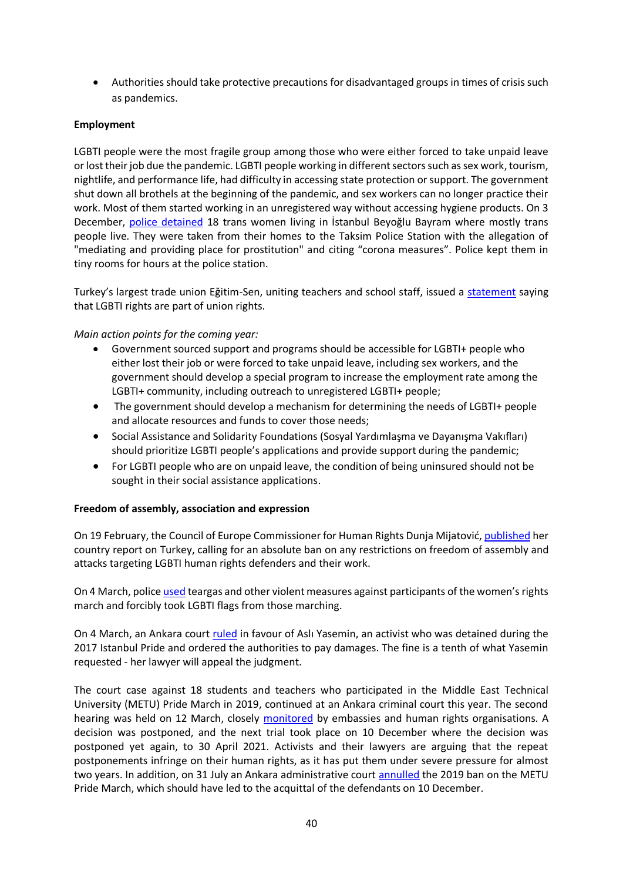- Authorities should take protective precautions for disadvantaged groups in times of crisis such as pandemics.

**Employment**

LGBTI people were the most fragile group among those who were either forced to take unpaid leave or lost their job due the pandemic. LGBTI people working in different sectors such as sex work, tourism, nightlife, and performance life, had difficulty in accessing state protection or support. The government shut down all brothels at the beginning of the pandemic, and sex workers can no longer practice their work. Most of them started working in an unregistered way without accessing hygiene products. On 3 December, police detained 18 trans women living in İstanbul Beyoğlu Bayram where mostly trans people live. They were taken from their homes to the Taksim Police Station with the allegation of "mediating and providing place for prostitution" and citing "corona measures". Police kept them in tiny rooms for hours at the police station.

Turkey's largest trade union Eğitim-Sen, uniting teachers and school staff, issued a statement saying that LGBTI rights are part of union rights.

*Main action points for the coming year:*

- Government sourced support and programs should be accessible for LGBTI+ people who either lost their job or were forced to take unpaid leave, including sex workers, and the government should develop a special program to increase the employment rate among the LGBTI+ community, including outreach to unregistered LGBTI+ people;
- The government should develop a mechanism for determining the needs of LGBTI+ people and allocate resources and funds to cover those needs;
- Social Assistance and Solidarity Foundations (Sosyal Yardımlaşma ve Dayanışma Vakıfları) should prioritize LGBTI people's applications and provide support during the pandemic;
- For LGBTI people who are on unpaid leave, the condition of being uninsured should not be sought in their social assistance applications.

**Freedom of assembly, association and expression**

On 19 February, the Council of Europe Commissioner for Human Rights Dunja Mijatović, published her country report on Turkey, calling for an absolute ban on any restrictions on freedom of assembly and attacks targeting LGBTI human rights defenders and their work.

On 4 March, police used teargas and other violent measures against participants of the women's rights march and forcibly took LGBTI flags from those marching.

On 4 March, an Ankara court ruled in favour of Aslı Yasemin, an activist who was detained during the 2017 Istanbul Pride and ordered the authorities to pay damages. The fine is a tenth of what Yasemin requested - her lawyer will appeal the judgment.

The court case against 18 students and teachers who participated in the Middle East Technical University (METU) Pride March in 2019, continued at an Ankara criminal court this year. The second hearing was held on 12 March, closely monitored by embassies and human rights organisations. A decision was postponed, and the next trial took place on 10 December where the decision was postponed yet again, to 30 April 2021. Activists and their lawyers are arguing that the repeat postponements infringe on their human rights, as it has put them under severe pressure for almost two years. In addition, on 31 July an Ankara administrative court annulled the 2019 ban on the METU Pride March, which should have led to the acquittal of the defendants on 10 December.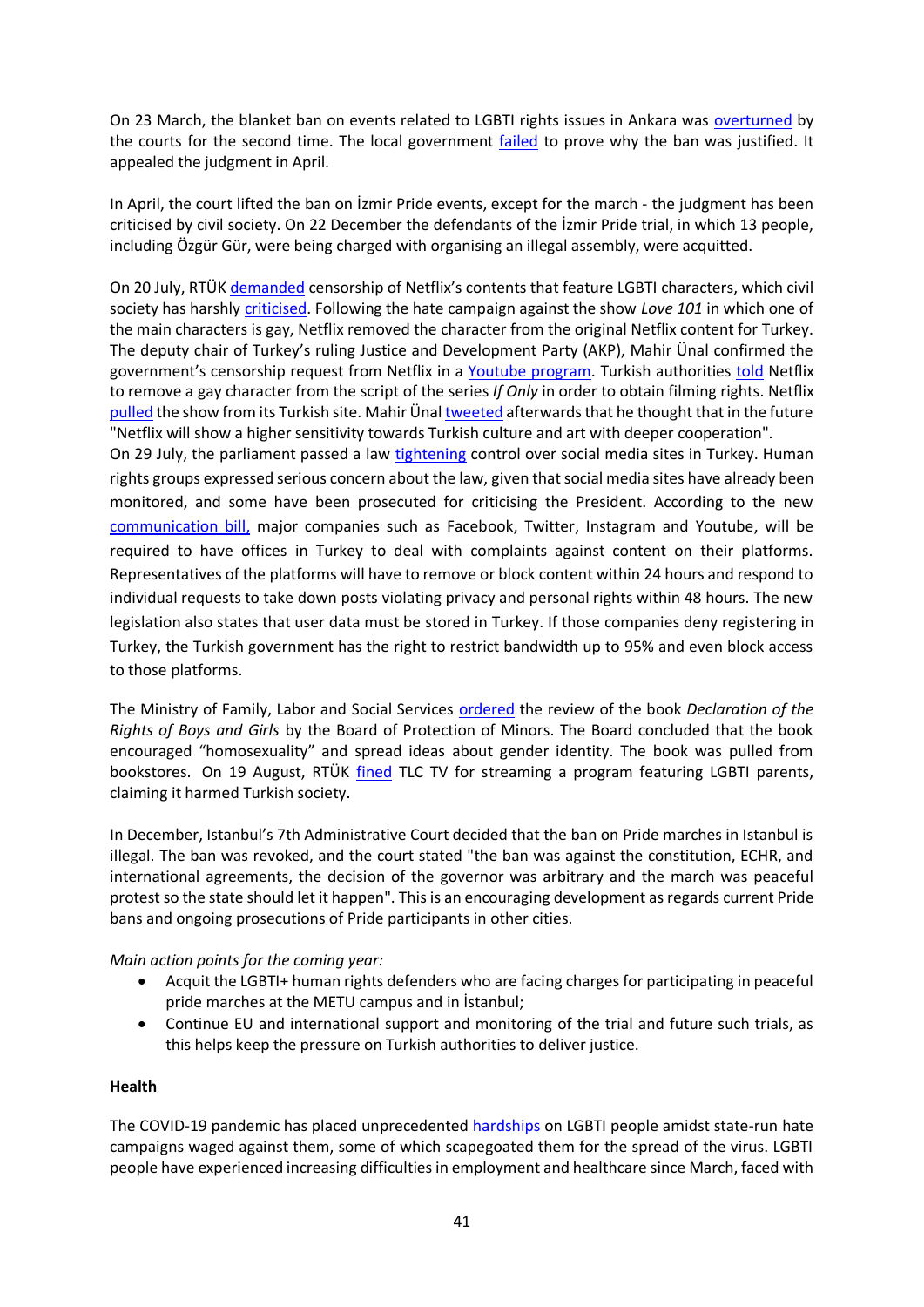On 23 March, the blanket ban on events related to LGBTI rights issues in Ankara was overturned by the courts for the second time. The local government failed to prove why the ban was justified. It appealed the judgment in April.

In April, the court lifted the ban on İzmir Pride events, except for the march - the judgment has been criticised by civil society. On 22 December the defendants of the İzmir Pride trial, in which 13 people, including Özgür Gür, were being charged with organising an illegal assembly, were acquitted.

On 20 July, RTÜK demanded censorship of Netflix's contents that feature LGBTI characters, which civil society has harshly criticised. Following the hate campaign against the show *Love 101* in which one of the main characters is gay, Netflix removed the character from the original Netflix content for Turkey. The deputy chair of Turkey's ruling Justice and Development Party (AKP), Mahir Ünal confirmed the government's censorship request from Netflix in a Youtube program. Turkish authorities told Netflix to remove a gay character from the script of the series *If Only* in order to obtain filming rights. Netflix pulled the show from its Turkish site. Mahir Ünal tweeted afterwards that he thought that in the future "Netflix will show a higher sensitivity towards Turkish culture and art with deeper cooperation".

On 29 July, the parliament passed a law tightening control over social media sites in Turkey. Human rights groups expressed serious concern about the law, given that social media sites have already been monitored, and some have been prosecuted for criticising the President. According to the new communication bill, major companies such as Facebook, Twitter, Instagram and Youtube, will be required to have offices in Turkey to deal with complaints against content on their platforms. Representatives of the platforms will have to remove or block content within 24 hours and respond to individual requests to take down posts violating privacy and personal rights within 48 hours. The new legislation also states that user data must be stored in Turkey. If those companies deny registering in Turkey, the Turkish government has the right to restrict bandwidth up to 95% and even block access to those platforms.

The Ministry of Family, Labor and Social Services ordered the review of the book *Declaration of the Rights of Boys and Girls* by the Board of Protection of Minors. The Board concluded that the book encouraged "homosexuality" and spread ideas about gender identity. The book was pulled from bookstores. On 19 August, RTÜK fined TLC TV for streaming a program featuring LGBTI parents, claiming it harmed Turkish society.

In December, Istanbul's 7th Administrative Court decided that the ban on Pride marches in Istanbul is illegal. The ban was revoked, and the court stated "the ban was against the constitution, ECHR, and international agreements, the decision of the governor was arbitrary and the march was peaceful protest so the state should let it happen". This is an encouraging development as regards current Pride bans and ongoing prosecutions of Pride participants in other cities.

*Main action points for the coming year:*

- Acquit the LGBTI+ human rights defenders who are facing charges for participating in peaceful pride marches at the METU campus and in İstanbul;
- Continue EU and international support and monitoring of the trial and future such trials, as this helps keep the pressure on Turkish authorities to deliver justice.

**Health**

The COVID-19 pandemic has placed unprecedented hardships on LGBTI people amidst state-run hate campaigns waged against them, some of which scapegoated them for the spread of the virus. LGBTI people have experienced increasing difficulties in employment and healthcare since March, faced with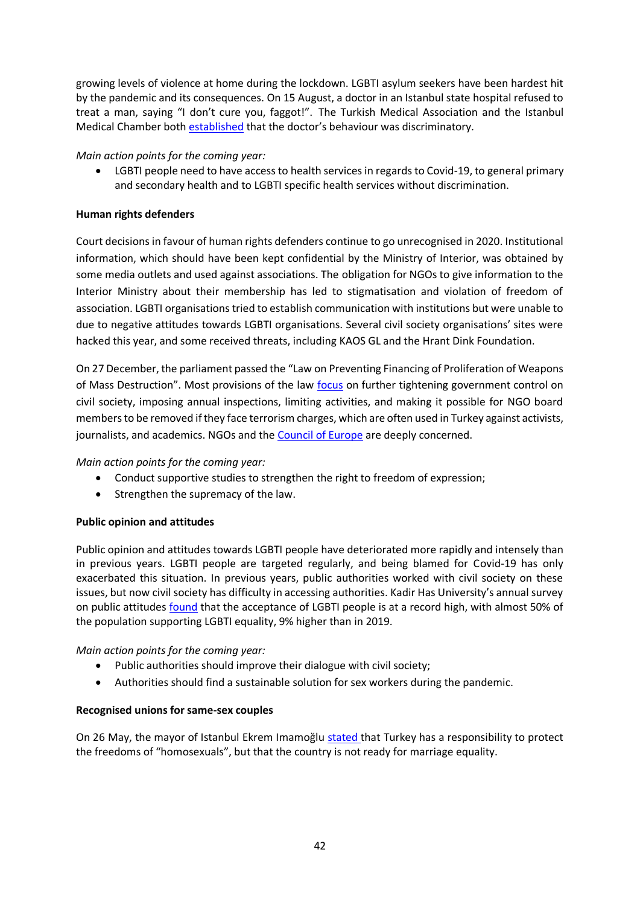growing levels of violence at home during the lockdown. LGBTI asylum seekers have been hardest hit by the pandemic and its consequences. On 15 August, a doctor in an Istanbul state hospital refused to treat a man, saying "I don't cure you, faggot!". The Turkish Medical Association and the Istanbul Medical Chamber both established that the doctor's behaviour was discriminatory.

*Main action points for the coming year:*

- LGBTI people need to have access to health services in regards to Covid-19, to general primary and secondary health and to LGBTI specific health services without discrimination.

**Human rights defenders**

Court decisions in favour of human rights defenders continue to go unrecognised in 2020. Institutional information, which should have been kept confidential by the Ministry of Interior, was obtained by some media outlets and used against associations. The obligation for NGOs to give information to the Interior Ministry about their membership has led to stigmatisation and violation of freedom of association. LGBTI organisations tried to establish communication with institutions but were unable to due to negative attitudes towards LGBTI organisations. Several civil society organisations' sites were hacked this year, and some received threats, including KAOS GL and the Hrant Dink Foundation.

On 27 December, the parliament passed the "Law on Preventing Financing of Proliferation of Weapons of Mass Destruction". Most provisions of the law focus on further tightening government control on civil society, imposing annual inspections, limiting activities, and making it possible for NGO board members to be removed if they face terrorism charges, which are often used in Turkey against activists, journalists, and academics. NGOs and the Council of Europe are deeply concerned.

*Main action points for the coming year:*

- Conduct supportive studies to strengthen the right to freedom of expression;
- Strengthen the supremacy of the law.

**Public opinion and attitudes**

Public opinion and attitudes towards LGBTI people have deteriorated more rapidly and intensely than in previous years. LGBTI people are targeted regularly, and being blamed for Covid-19 has only exacerbated this situation. In previous years, public authorities worked with civil society on these issues, but now civil society has difficulty in accessing authorities. Kadir Has University's annual survey on public attitudes found that the acceptance of LGBTI people is at a record high, with almost 50% of the population supporting LGBTI equality, 9% higher than in 2019.

*Main action points for the coming year:*

- Public authorities should improve their dialogue with civil society;
- Authorities should find a sustainable solution for sex workers during the pandemic.

**Recognised unions for same-sex couples**

On 26 May, the mayor of Istanbul Ekrem Imamoğlu stated that Turkey has a responsibility to protect the freedoms of "homosexuals", but that the country is not ready for marriage equality.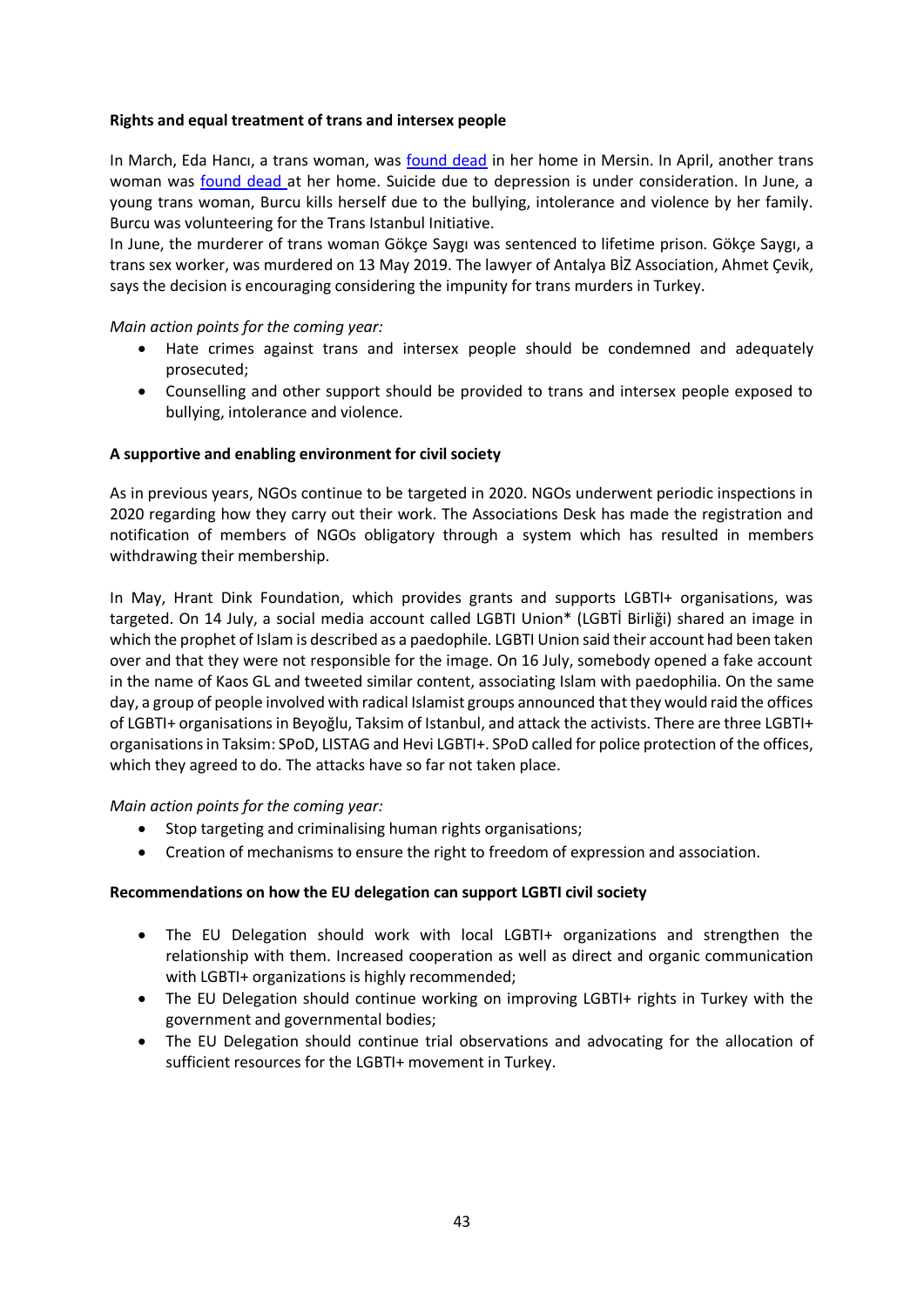**Rights and equal treatment of trans and intersex people**

In March, Eda Hancı, a trans woman, was found dead in her home in Mersin. In April, another trans woman was found dead at her home. Suicide due to depression is under consideration. In June, a young trans woman, Burcu kills herself due to the bullying, intolerance and violence by her family. Burcu was volunteering for the Trans Istanbul Initiative.
In June, the murderer of trans woman Gökçe Saygı was sentenced to lifetime prison. Gökçe Saygı, a trans sex worker, was murdered on 13 May 2019. The lawyer of Antalya BİZ Association, Ahmet Çevik, says the decision is encouraging considering the impunity for trans murders in Turkey.

*Main action points for the coming year:*

- Hate crimes against trans and intersex people should be condemned and adequately prosecuted;
- Counselling and other support should be provided to trans and intersex people exposed to bullying, intolerance and violence.

**A supportive and enabling environment for civil society**

As in previous years, NGOs continue to be targeted in 2020. NGOs underwent periodic inspections in 2020 regarding how they carry out their work. The Associations Desk has made the registration and notification of members of NGOs obligatory through a system which has resulted in members withdrawing their membership.

In May, Hrant Dink Foundation, which provides grants and supports LGBTI+ organisations, was targeted. On 14 July, a social media account called LGBTI Union* (LGBTİ Birliği) shared an image in which the prophet of Islam is described as a paedophile. LGBTI Union said their account had been taken over and that they were not responsible for the image. On 16 July, somebody opened a fake account in the name of Kaos GL and tweeted similar content, associating Islam with paedophilia. On the same day, a group of people involved with radical Islamist groups announced that they would raid the offices of LGBTI+ organisations in Beyoğlu, Taksim of Istanbul, and attack the activists. There are three LGBTI+ organisations in Taksim: SPoD, LISTAG and Hevi LGBTI+. SPoD called for police protection of the offices, which they agreed to do. The attacks have so far not taken place.

*Main action points for the coming year:*

- Stop targeting and criminalising human rights organisations;
- Creation of mechanisms to ensure the right to freedom of expression and association.

**Recommendations on how the EU delegation can support LGBTI civil society**

- The EU Delegation should work with local LGBTI+ organizations and strengthen the relationship with them. Increased cooperation as well as direct and organic communication with LGBTI+ organizations is highly recommended;
- The EU Delegation should continue working on improving LGBTI+ rights in Turkey with the government and governmental bodies;
- The EU Delegation should continue trial observations and advocating for the allocation of sufficient resources for the LGBTI+ movement in Turkey.